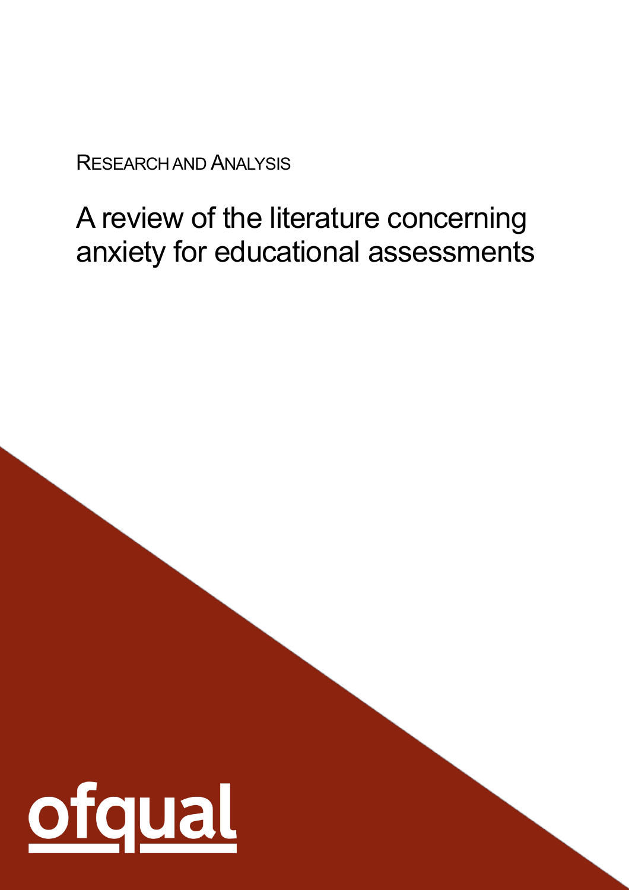RESEARCH AND ANALYSIS

# A review of the literature concerning anxiety for educational assessments

ofqual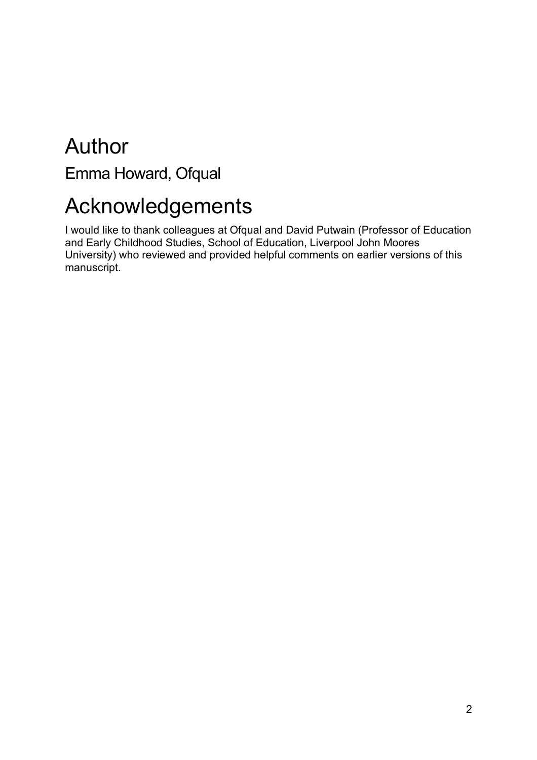# Author

## Emma Howard, Ofqual

# Acknowledgements

I would like to thank colleagues at Ofqual and David Putwain (Professor of Education and Early Childhood Studies, School of Education, Liverpool John Moores University) who reviewed and provided helpful comments on earlier versions of this manuscript.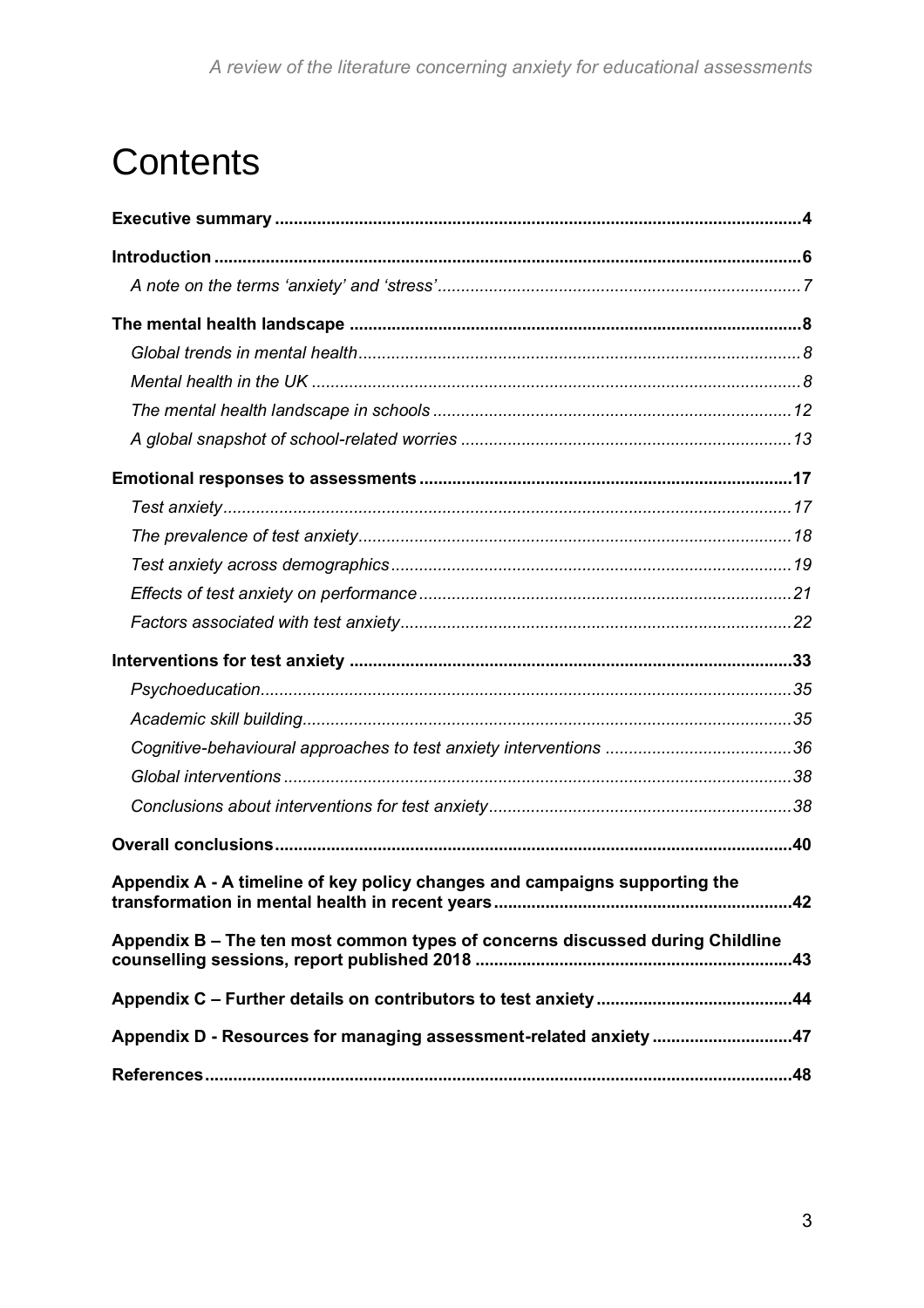# Contents

**Executive summary** 4

**Introduction** 6

*A note on the terms 'anxiety' and 'stress'* 7

**The mental health landscape** 8

*Global trends in mental health* 8

*Mental health in the UK* 8

*The mental health landscape in schools* 12

*A global snapshot of school-related worries* 13

**Emotional responses to assessments** 17

*Test anxiety* 17

*The prevalence of test anxiety* 18

*Test anxiety across demographics* 19

*Effects of test anxiety on performance* 21

*Factors associated with test anxiety* 22

**Interventions for test anxiety** 33

*Psychoeducation* 35

*Academic skill building* 35

*Cognitive-behavioural approaches to test anxiety interventions* 36

*Global interventions* 38

*Conclusions about interventions for test anxiety* 38

**Overall conclusions** 40

**Appendix A - A timeline of key policy changes and campaigns supporting the transformation in mental health in recent years** 42

**Appendix B – The ten most common types of concerns discussed during Childline counselling sessions, report published 2018** 43

**Appendix C – Further details on contributors to test anxiety** 44

**Appendix D - Resources for managing assessment-related anxiety** 47

**References** 48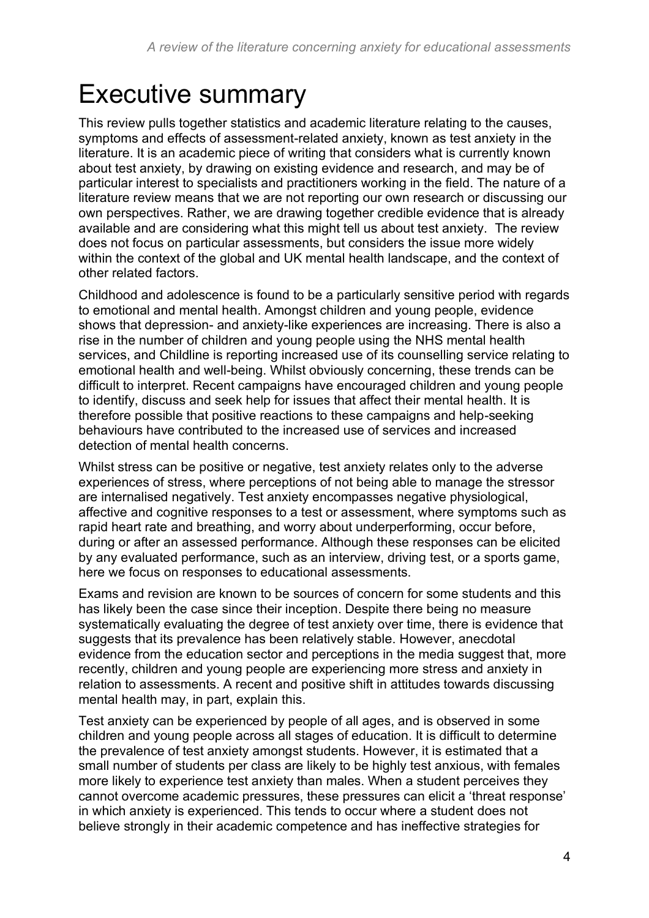# Executive summary

This review pulls together statistics and academic literature relating to the causes, symptoms and effects of assessment-related anxiety, known as test anxiety in the literature. It is an academic piece of writing that considers what is currently known about test anxiety, by drawing on existing evidence and research, and may be of particular interest to specialists and practitioners working in the field. The nature of a literature review means that we are not reporting our own research or discussing our own perspectives. Rather, we are drawing together credible evidence that is already available and are considering what this might tell us about test anxiety. The review does not focus on particular assessments, but considers the issue more widely within the context of the global and UK mental health landscape, and the context of other related factors.

Childhood and adolescence is found to be a particularly sensitive period with regards to emotional and mental health. Amongst children and young people, evidence shows that depression- and anxiety-like experiences are increasing. There is also a rise in the number of children and young people using the NHS mental health services, and Childline is reporting increased use of its counselling service relating to emotional health and well-being. Whilst obviously concerning, these trends can be difficult to interpret. Recent campaigns have encouraged children and young people to identify, discuss and seek help for issues that affect their mental health. It is therefore possible that positive reactions to these campaigns and help-seeking behaviours have contributed to the increased use of services and increased detection of mental health concerns.

Whilst stress can be positive or negative, test anxiety relates only to the adverse experiences of stress, where perceptions of not being able to manage the stressor are internalised negatively. Test anxiety encompasses negative physiological, affective and cognitive responses to a test or assessment, where symptoms such as rapid heart rate and breathing, and worry about underperforming, occur before, during or after an assessed performance. Although these responses can be elicited by any evaluated performance, such as an interview, driving test, or a sports game, here we focus on responses to educational assessments.

Exams and revision are known to be sources of concern for some students and this has likely been the case since their inception. Despite there being no measure systematically evaluating the degree of test anxiety over time, there is evidence that suggests that its prevalence has been relatively stable. However, anecdotal evidence from the education sector and perceptions in the media suggest that, more recently, children and young people are experiencing more stress and anxiety in relation to assessments. A recent and positive shift in attitudes towards discussing mental health may, in part, explain this.

Test anxiety can be experienced by people of all ages, and is observed in some children and young people across all stages of education. It is difficult to determine the prevalence of test anxiety amongst students. However, it is estimated that a small number of students per class are likely to be highly test anxious, with females more likely to experience test anxiety than males. When a student perceives they cannot overcome academic pressures, these pressures can elicit a 'threat response' in which anxiety is experienced. This tends to occur where a student does not believe strongly in their academic competence and has ineffective strategies for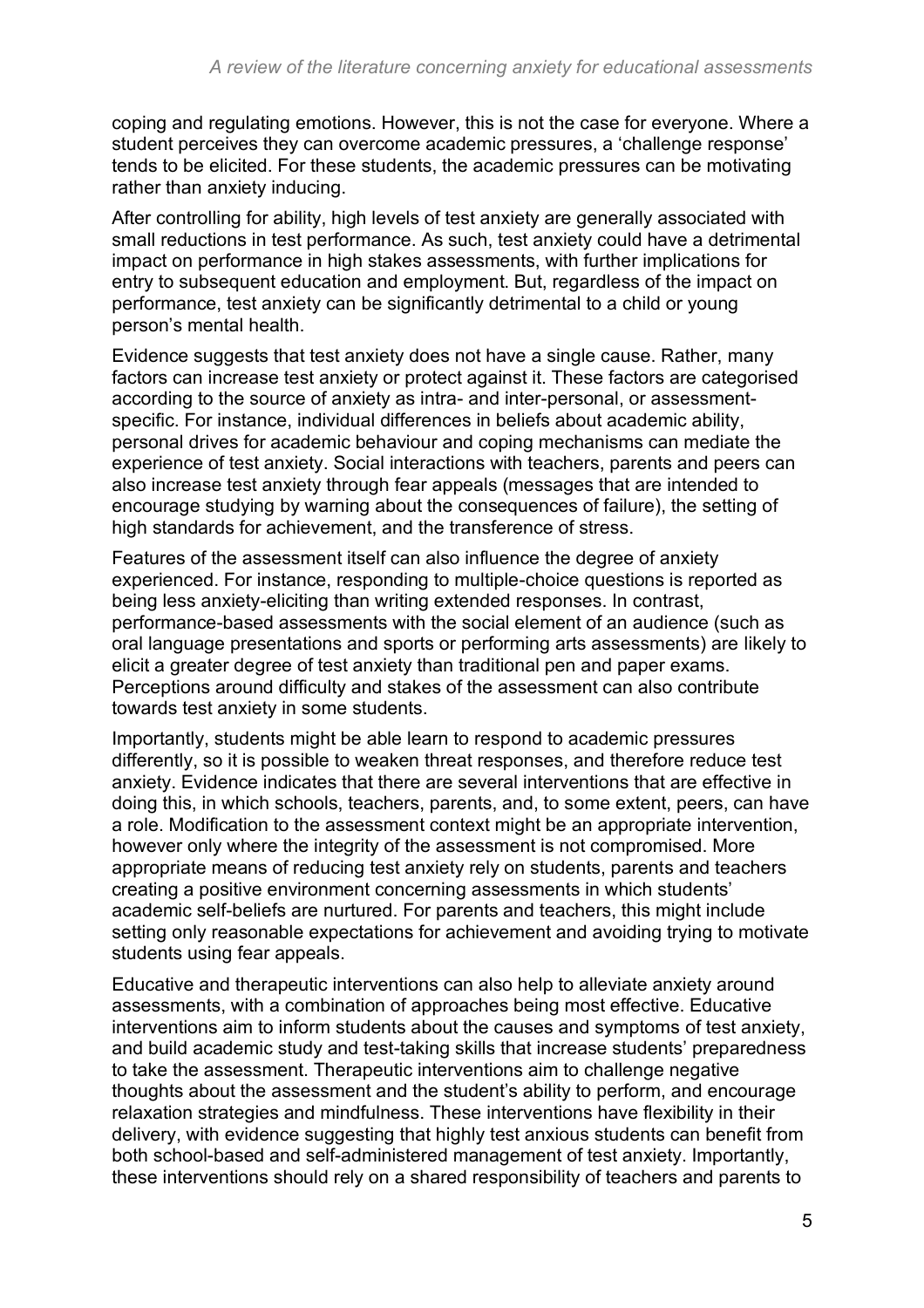coping and regulating emotions. However, this is not the case for everyone. Where a student perceives they can overcome academic pressures, a 'challenge response' tends to be elicited. For these students, the academic pressures can be motivating rather than anxiety inducing.

After controlling for ability, high levels of test anxiety are generally associated with small reductions in test performance. As such, test anxiety could have a detrimental impact on performance in high stakes assessments, with further implications for entry to subsequent education and employment. But, regardless of the impact on performance, test anxiety can be significantly detrimental to a child or young person's mental health.

Evidence suggests that test anxiety does not have a single cause. Rather, many factors can increase test anxiety or protect against it. These factors are categorised according to the source of anxiety as intra- and inter-personal, or assessment-specific. For instance, individual differences in beliefs about academic ability, personal drives for academic behaviour and coping mechanisms can mediate the experience of test anxiety. Social interactions with teachers, parents and peers can also increase test anxiety through fear appeals (messages that are intended to encourage studying by warning about the consequences of failure), the setting of high standards for achievement, and the transference of stress.

Features of the assessment itself can also influence the degree of anxiety experienced. For instance, responding to multiple-choice questions is reported as being less anxiety-eliciting than writing extended responses. In contrast, performance-based assessments with the social element of an audience (such as oral language presentations and sports or performing arts assessments) are likely to elicit a greater degree of test anxiety than traditional pen and paper exams. Perceptions around difficulty and stakes of the assessment can also contribute towards test anxiety in some students.

Importantly, students might be able learn to respond to academic pressures differently, so it is possible to weaken threat responses, and therefore reduce test anxiety. Evidence indicates that there are several interventions that are effective in doing this, in which schools, teachers, parents, and, to some extent, peers, can have a role. Modification to the assessment context might be an appropriate intervention, however only where the integrity of the assessment is not compromised. More appropriate means of reducing test anxiety rely on students, parents and teachers creating a positive environment concerning assessments in which students' academic self-beliefs are nurtured. For parents and teachers, this might include setting only reasonable expectations for achievement and avoiding trying to motivate students using fear appeals.

Educative and therapeutic interventions can also help to alleviate anxiety around assessments, with a combination of approaches being most effective. Educative interventions aim to inform students about the causes and symptoms of test anxiety, and build academic study and test-taking skills that increase students' preparedness to take the assessment. Therapeutic interventions aim to challenge negative thoughts about the assessment and the student's ability to perform, and encourage relaxation strategies and mindfulness. These interventions have flexibility in their delivery, with evidence suggesting that highly test anxious students can benefit from both school-based and self-administered management of test anxiety. Importantly, these interventions should rely on a shared responsibility of teachers and parents to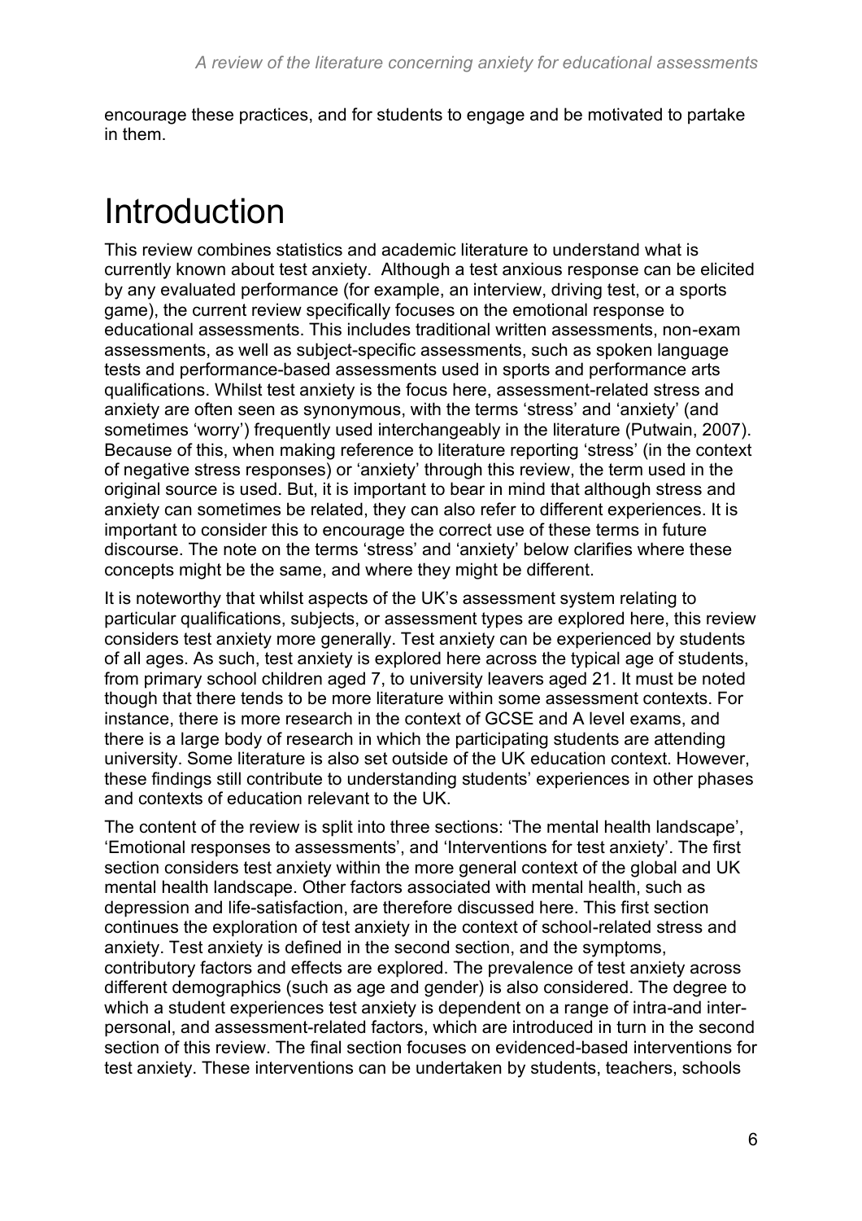encourage these practices, and for students to engage and be motivated to partake in them.

# Introduction

This review combines statistics and academic literature to understand what is currently known about test anxiety. Although a test anxious response can be elicited by any evaluated performance (for example, an interview, driving test, or a sports game), the current review specifically focuses on the emotional response to educational assessments. This includes traditional written assessments, non-exam assessments, as well as subject-specific assessments, such as spoken language tests and performance-based assessments used in sports and performance arts qualifications. Whilst test anxiety is the focus here, assessment-related stress and anxiety are often seen as synonymous, with the terms 'stress' and 'anxiety' (and sometimes 'worry') frequently used interchangeably in the literature (Putwain, 2007). Because of this, when making reference to literature reporting 'stress' (in the context of negative stress responses) or 'anxiety' through this review, the term used in the original source is used. But, it is important to bear in mind that although stress and anxiety can sometimes be related, they can also refer to different experiences. It is important to consider this to encourage the correct use of these terms in future discourse. The note on the terms 'stress' and 'anxiety' below clarifies where these concepts might be the same, and where they might be different.

It is noteworthy that whilst aspects of the UK's assessment system relating to particular qualifications, subjects, or assessment types are explored here, this review considers test anxiety more generally. Test anxiety can be experienced by students of all ages. As such, test anxiety is explored here across the typical age of students, from primary school children aged 7, to university leavers aged 21. It must be noted though that there tends to be more literature within some assessment contexts. For instance, there is more research in the context of GCSE and A level exams, and there is a large body of research in which the participating students are attending university. Some literature is also set outside of the UK education context. However, these findings still contribute to understanding students' experiences in other phases and contexts of education relevant to the UK.

The content of the review is split into three sections: 'The mental health landscape', 'Emotional responses to assessments', and 'Interventions for test anxiety'. The first section considers test anxiety within the more general context of the global and UK mental health landscape. Other factors associated with mental health, such as depression and life-satisfaction, are therefore discussed here. This first section continues the exploration of test anxiety in the context of school-related stress and anxiety. Test anxiety is defined in the second section, and the symptoms, contributory factors and effects are explored. The prevalence of test anxiety across different demographics (such as age and gender) is also considered. The degree to which a student experiences test anxiety is dependent on a range of intra-and inter-personal, and assessment-related factors, which are introduced in turn in the second section of this review. The final section focuses on evidenced-based interventions for test anxiety. These interventions can be undertaken by students, teachers, schools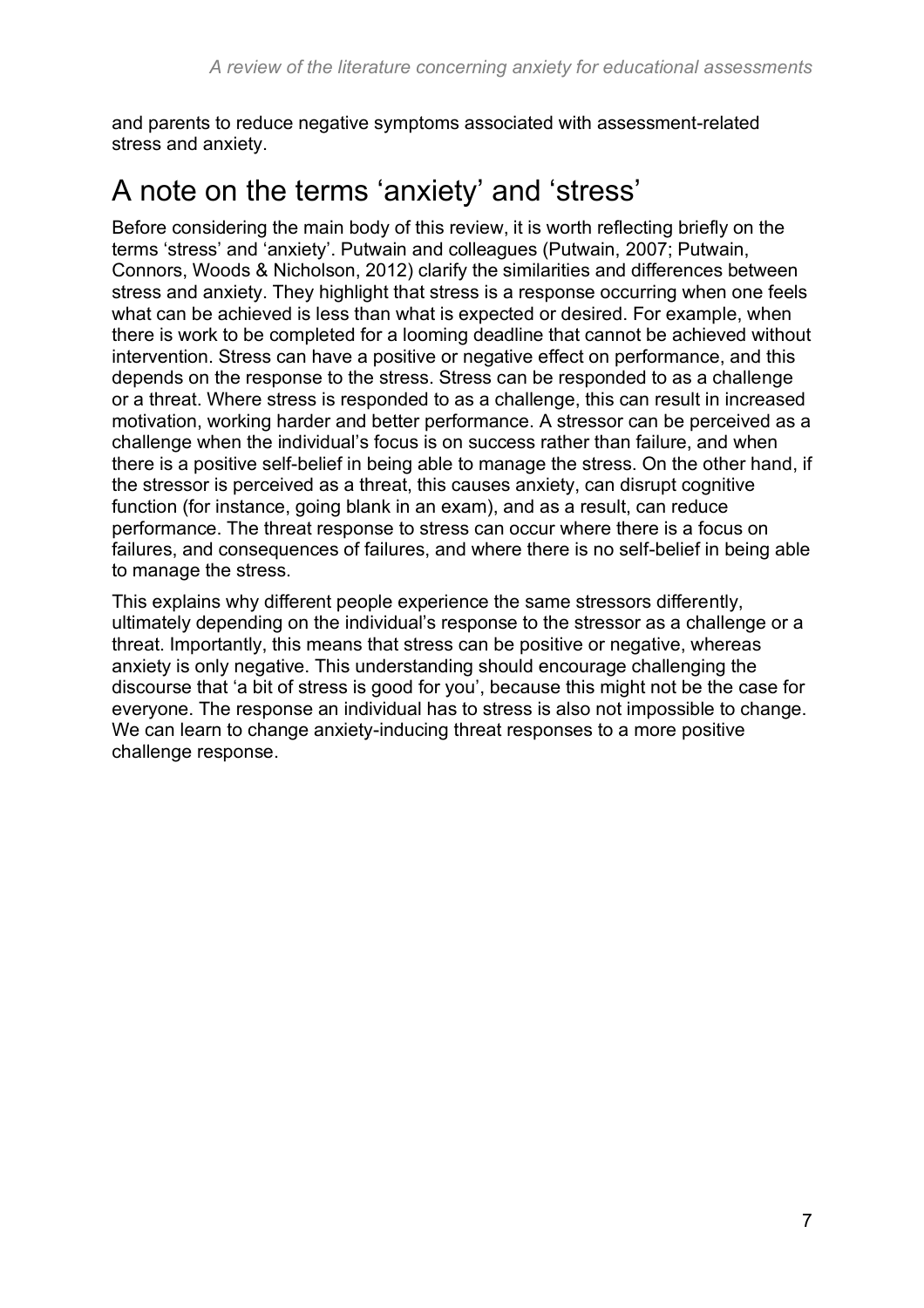and parents to reduce negative symptoms associated with assessment-related stress and anxiety.

## A note on the terms 'anxiety' and 'stress'

Before considering the main body of this review, it is worth reflecting briefly on the terms 'stress' and 'anxiety'. Putwain and colleagues (Putwain, 2007; Putwain, Connors, Woods & Nicholson, 2012) clarify the similarities and differences between stress and anxiety. They highlight that stress is a response occurring when one feels what can be achieved is less than what is expected or desired. For example, when there is work to be completed for a looming deadline that cannot be achieved without intervention. Stress can have a positive or negative effect on performance, and this depends on the response to the stress. Stress can be responded to as a challenge or a threat. Where stress is responded to as a challenge, this can result in increased motivation, working harder and better performance. A stressor can be perceived as a challenge when the individual's focus is on success rather than failure, and when there is a positive self-belief in being able to manage the stress. On the other hand, if the stressor is perceived as a threat, this causes anxiety, can disrupt cognitive function (for instance, going blank in an exam), and as a result, can reduce performance. The threat response to stress can occur where there is a focus on failures, and consequences of failures, and where there is no self-belief in being able to manage the stress.

This explains why different people experience the same stressors differently, ultimately depending on the individual's response to the stressor as a challenge or a threat. Importantly, this means that stress can be positive or negative, whereas anxiety is only negative. This understanding should encourage challenging the discourse that 'a bit of stress is good for you', because this might not be the case for everyone. The response an individual has to stress is also not impossible to change. We can learn to change anxiety-inducing threat responses to a more positive challenge response.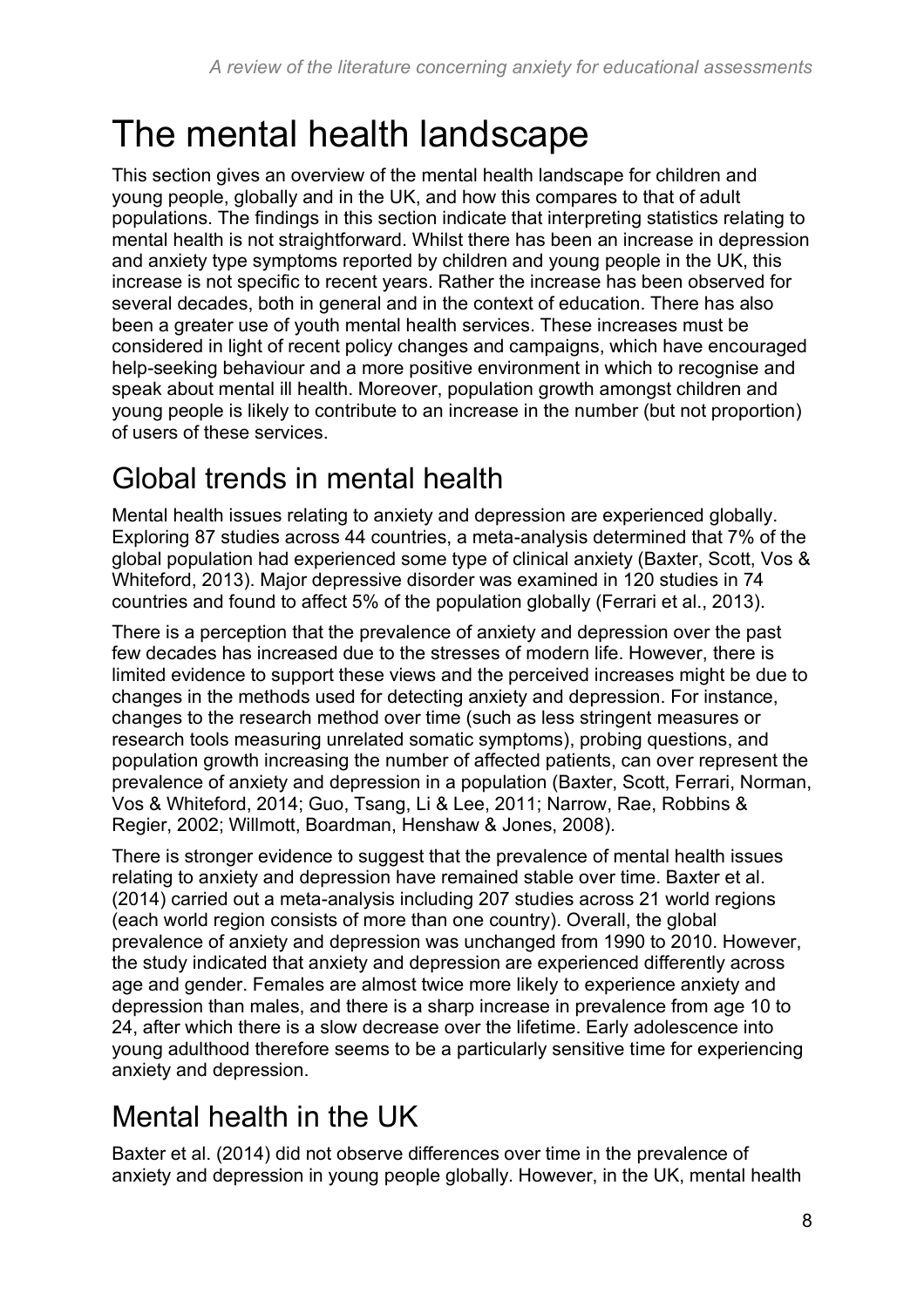# The mental health landscape

This section gives an overview of the mental health landscape for children and young people, globally and in the UK, and how this compares to that of adult populations. The findings in this section indicate that interpreting statistics relating to mental health is not straightforward. Whilst there has been an increase in depression and anxiety type symptoms reported by children and young people in the UK, this increase is not specific to recent years. Rather the increase has been observed for several decades, both in general and in the context of education. There has also been a greater use of youth mental health services. These increases must be considered in light of recent policy changes and campaigns, which have encouraged help-seeking behaviour and a more positive environment in which to recognise and speak about mental ill health. Moreover, population growth amongst children and young people is likely to contribute to an increase in the number (but not proportion) of users of these services.

## Global trends in mental health

Mental health issues relating to anxiety and depression are experienced globally. Exploring 87 studies across 44 countries, a meta-analysis determined that 7% of the global population had experienced some type of clinical anxiety (Baxter, Scott, Vos & Whiteford, 2013). Major depressive disorder was examined in 120 studies in 74 countries and found to affect 5% of the population globally (Ferrari et al., 2013).

There is a perception that the prevalence of anxiety and depression over the past few decades has increased due to the stresses of modern life. However, there is limited evidence to support these views and the perceived increases might be due to changes in the methods used for detecting anxiety and depression. For instance, changes to the research method over time (such as less stringent measures or research tools measuring unrelated somatic symptoms), probing questions, and population growth increasing the number of affected patients, can over represent the prevalence of anxiety and depression in a population (Baxter, Scott, Ferrari, Norman, Vos & Whiteford, 2014; Guo, Tsang, Li & Lee, 2011; Narrow, Rae, Robbins & Regier, 2002; Willmott, Boardman, Henshaw & Jones, 2008).

There is stronger evidence to suggest that the prevalence of mental health issues relating to anxiety and depression have remained stable over time. Baxter et al. (2014) carried out a meta-analysis including 207 studies across 21 world regions (each world region consists of more than one country). Overall, the global prevalence of anxiety and depression was unchanged from 1990 to 2010. However, the study indicated that anxiety and depression are experienced differently across age and gender. Females are almost twice more likely to experience anxiety and depression than males, and there is a sharp increase in prevalence from age 10 to 24, after which there is a slow decrease over the lifetime. Early adolescence into young adulthood therefore seems to be a particularly sensitive time for experiencing anxiety and depression.

## Mental health in the UK

Baxter et al. (2014) did not observe differences over time in the prevalence of anxiety and depression in young people globally. However, in the UK, mental health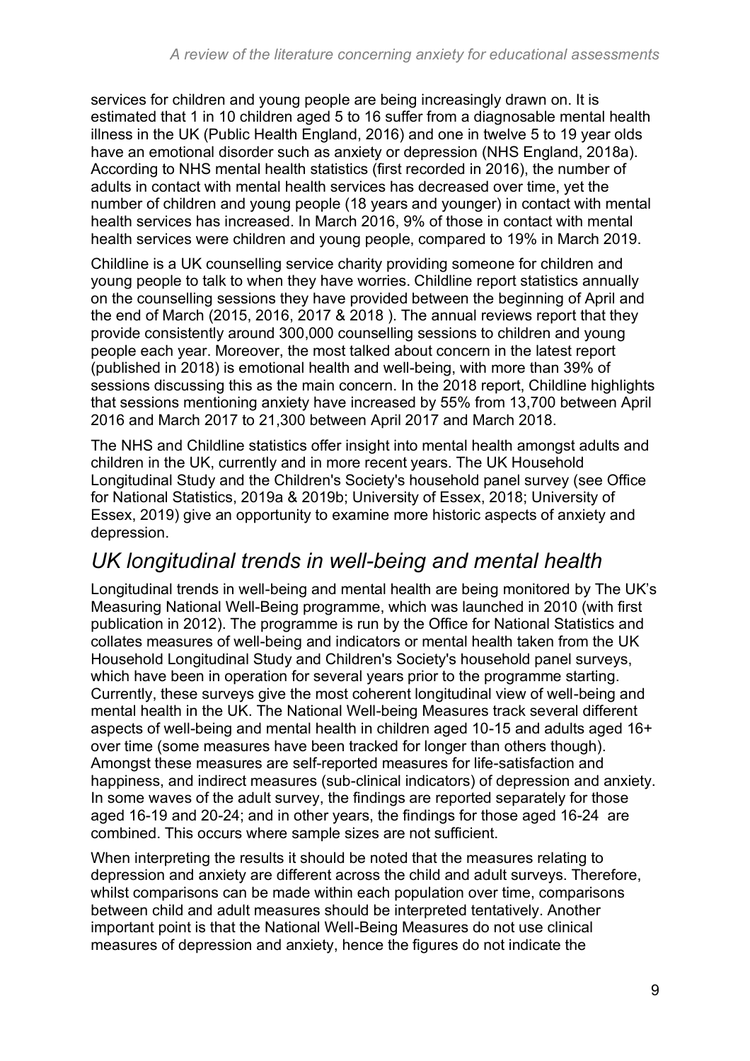services for children and young people are being increasingly drawn on. It is estimated that 1 in 10 children aged 5 to 16 suffer from a diagnosable mental health illness in the UK (Public Health England, 2016) and one in twelve 5 to 19 year olds have an emotional disorder such as anxiety or depression (NHS England, 2018a). According to NHS mental health statistics (first recorded in 2016), the number of adults in contact with mental health services has decreased over time, yet the number of children and young people (18 years and younger) in contact with mental health services has increased. In March 2016, 9% of those in contact with mental health services were children and young people, compared to 19% in March 2019.

Childline is a UK counselling service charity providing someone for children and young people to talk to when they have worries. Childline report statistics annually on the counselling sessions they have provided between the beginning of April and the end of March (2015, 2016, 2017 & 2018 ). The annual reviews report that they provide consistently around 300,000 counselling sessions to children and young people each year. Moreover, the most talked about concern in the latest report (published in 2018) is emotional health and well-being, with more than 39% of sessions discussing this as the main concern. In the 2018 report, Childline highlights that sessions mentioning anxiety have increased by 55% from 13,700 between April 2016 and March 2017 to 21,300 between April 2017 and March 2018.

The NHS and Childline statistics offer insight into mental health amongst adults and children in the UK, currently and in more recent years. The UK Household Longitudinal Study and the Children's Society's household panel survey (see Office for National Statistics, 2019a & 2019b; University of Essex, 2018; University of Essex, 2019) give an opportunity to examine more historic aspects of anxiety and depression.

## *UK longitudinal trends in well-being and mental health*

Longitudinal trends in well-being and mental health are being monitored by The UK's Measuring National Well-Being programme, which was launched in 2010 (with first publication in 2012). The programme is run by the Office for National Statistics and collates measures of well-being and indicators or mental health taken from the UK Household Longitudinal Study and Children's Society's household panel surveys, which have been in operation for several years prior to the programme starting. Currently, these surveys give the most coherent longitudinal view of well-being and mental health in the UK. The National Well-being Measures track several different aspects of well-being and mental health in children aged 10-15 and adults aged 16+ over time (some measures have been tracked for longer than others though). Amongst these measures are self-reported measures for life-satisfaction and happiness, and indirect measures (sub-clinical indicators) of depression and anxiety. In some waves of the adult survey, the findings are reported separately for those aged 16-19 and 20-24; and in other years, the findings for those aged 16-24 are combined. This occurs where sample sizes are not sufficient.

When interpreting the results it should be noted that the measures relating to depression and anxiety are different across the child and adult surveys. Therefore, whilst comparisons can be made within each population over time, comparisons between child and adult measures should be interpreted tentatively. Another important point is that the National Well-Being Measures do not use clinical measures of depression and anxiety, hence the figures do not indicate the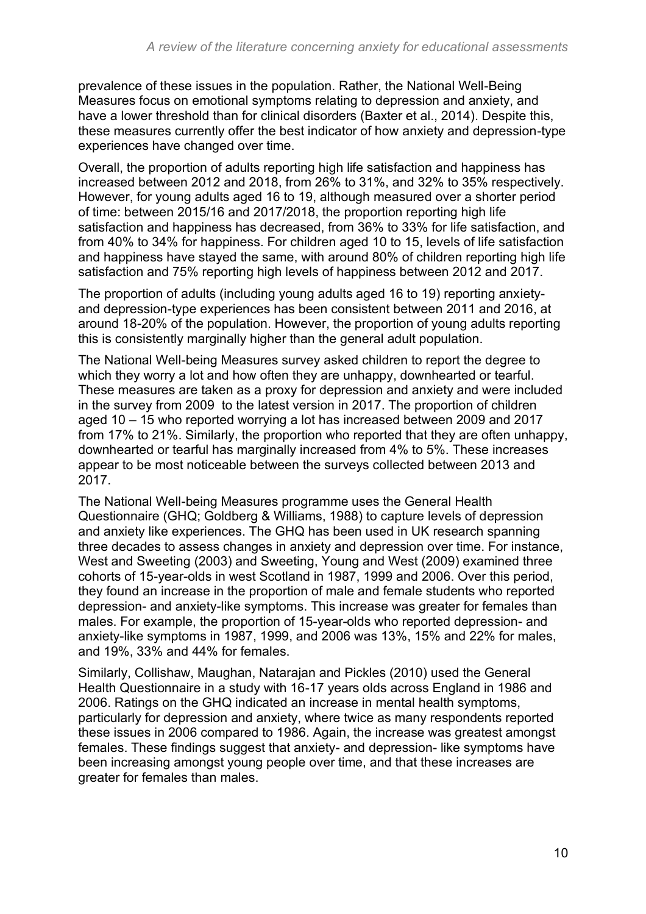prevalence of these issues in the population. Rather, the National Well-Being Measures focus on emotional symptoms relating to depression and anxiety, and have a lower threshold than for clinical disorders (Baxter et al., 2014). Despite this, these measures currently offer the best indicator of how anxiety and depression-type experiences have changed over time.

Overall, the proportion of adults reporting high life satisfaction and happiness has increased between 2012 and 2018, from 26% to 31%, and 32% to 35% respectively. However, for young adults aged 16 to 19, although measured over a shorter period of time: between 2015/16 and 2017/2018, the proportion reporting high life satisfaction and happiness has decreased, from 36% to 33% for life satisfaction, and from 40% to 34% for happiness. For children aged 10 to 15, levels of life satisfaction and happiness have stayed the same, with around 80% of children reporting high life satisfaction and 75% reporting high levels of happiness between 2012 and 2017.

The proportion of adults (including young adults aged 16 to 19) reporting anxiety- and depression-type experiences has been consistent between 2011 and 2016, at around 18-20% of the population. However, the proportion of young adults reporting this is consistently marginally higher than the general adult population.

The National Well-being Measures survey asked children to report the degree to which they worry a lot and how often they are unhappy, downhearted or tearful. These measures are taken as a proxy for depression and anxiety and were included in the survey from 2009 to the latest version in 2017. The proportion of children aged 10 – 15 who reported worrying a lot has increased between 2009 and 2017 from 17% to 21%. Similarly, the proportion who reported that they are often unhappy, downhearted or tearful has marginally increased from 4% to 5%. These increases appear to be most noticeable between the surveys collected between 2013 and 2017.

The National Well-being Measures programme uses the General Health Questionnaire (GHQ; Goldberg & Williams, 1988) to capture levels of depression and anxiety like experiences. The GHQ has been used in UK research spanning three decades to assess changes in anxiety and depression over time. For instance, West and Sweeting (2003) and Sweeting, Young and West (2009) examined three cohorts of 15-year-olds in west Scotland in 1987, 1999 and 2006. Over this period, they found an increase in the proportion of male and female students who reported depression- and anxiety-like symptoms. This increase was greater for females than males. For example, the proportion of 15-year-olds who reported depression- and anxiety-like symptoms in 1987, 1999, and 2006 was 13%, 15% and 22% for males, and 19%, 33% and 44% for females.

Similarly, Collishaw, Maughan, Natarajan and Pickles (2010) used the General Health Questionnaire in a study with 16-17 years olds across England in 1986 and 2006. Ratings on the GHQ indicated an increase in mental health symptoms, particularly for depression and anxiety, where twice as many respondents reported these issues in 2006 compared to 1986. Again, the increase was greatest amongst females. These findings suggest that anxiety- and depression- like symptoms have been increasing amongst young people over time, and that these increases are greater for females than males.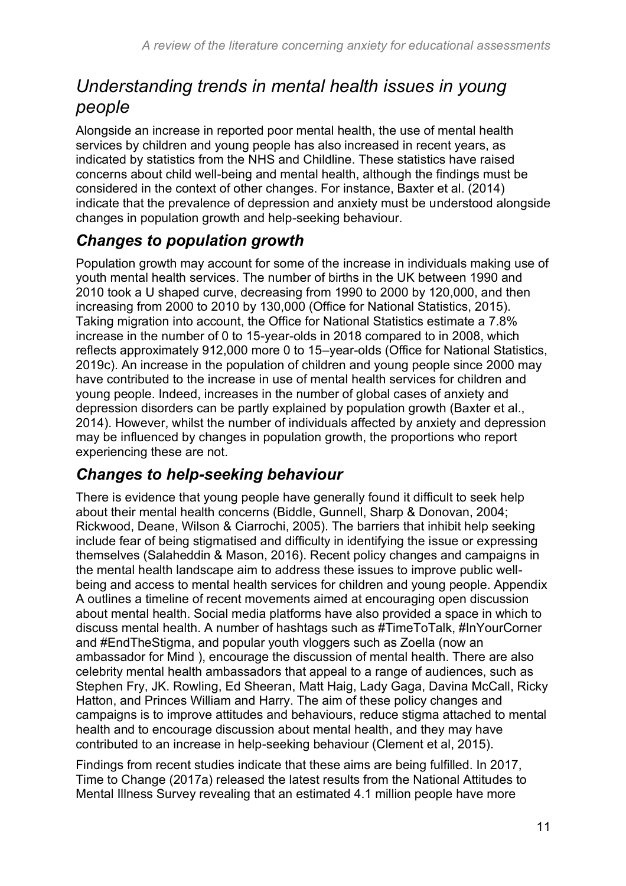## *Understanding trends in mental health issues in young people*

Alongside an increase in reported poor mental health, the use of mental health services by children and young people has also increased in recent years, as indicated by statistics from the NHS and Childline. These statistics have raised concerns about child well-being and mental health, although the findings must be considered in the context of other changes. For instance, Baxter et al. (2014) indicate that the prevalence of depression and anxiety must be understood alongside changes in population growth and help-seeking behaviour.

### *Changes to population growth*

Population growth may account for some of the increase in individuals making use of youth mental health services. The number of births in the UK between 1990 and 2010 took a U shaped curve, decreasing from 1990 to 2000 by 120,000, and then increasing from 2000 to 2010 by 130,000 (Office for National Statistics, 2015). Taking migration into account, the Office for National Statistics estimate a 7.8% increase in the number of 0 to 15-year-olds in 2018 compared to in 2008, which reflects approximately 912,000 more 0 to 15–year-olds (Office for National Statistics, 2019c). An increase in the population of children and young people since 2000 may have contributed to the increase in use of mental health services for children and young people. Indeed, increases in the number of global cases of anxiety and depression disorders can be partly explained by population growth (Baxter et al., 2014). However, whilst the number of individuals affected by anxiety and depression may be influenced by changes in population growth, the proportions who report experiencing these are not.

### *Changes to help-seeking behaviour*

There is evidence that young people have generally found it difficult to seek help about their mental health concerns (Biddle, Gunnell, Sharp & Donovan, 2004; Rickwood, Deane, Wilson & Ciarrochi, 2005). The barriers that inhibit help seeking include fear of being stigmatised and difficulty in identifying the issue or expressing themselves (Salaheddin & Mason, 2016). Recent policy changes and campaigns in the mental health landscape aim to address these issues to improve public well-being and access to mental health services for children and young people. Appendix A outlines a timeline of recent movements aimed at encouraging open discussion about mental health. Social media platforms have also provided a space in which to discuss mental health. A number of hashtags such as #TimeToTalk, #InYourCorner and #EndTheStigma, and popular youth vloggers such as Zoella (now an ambassador for Mind ), encourage the discussion of mental health. There are also celebrity mental health ambassadors that appeal to a range of audiences, such as Stephen Fry, JK. Rowling, Ed Sheeran, Matt Haig, Lady Gaga, Davina McCall, Ricky Hatton, and Princes William and Harry. The aim of these policy changes and campaigns is to improve attitudes and behaviours, reduce stigma attached to mental health and to encourage discussion about mental health, and they may have contributed to an increase in help-seeking behaviour (Clement et al, 2015).

Findings from recent studies indicate that these aims are being fulfilled. In 2017, Time to Change (2017a) released the latest results from the National Attitudes to Mental Illness Survey revealing that an estimated 4.1 million people have more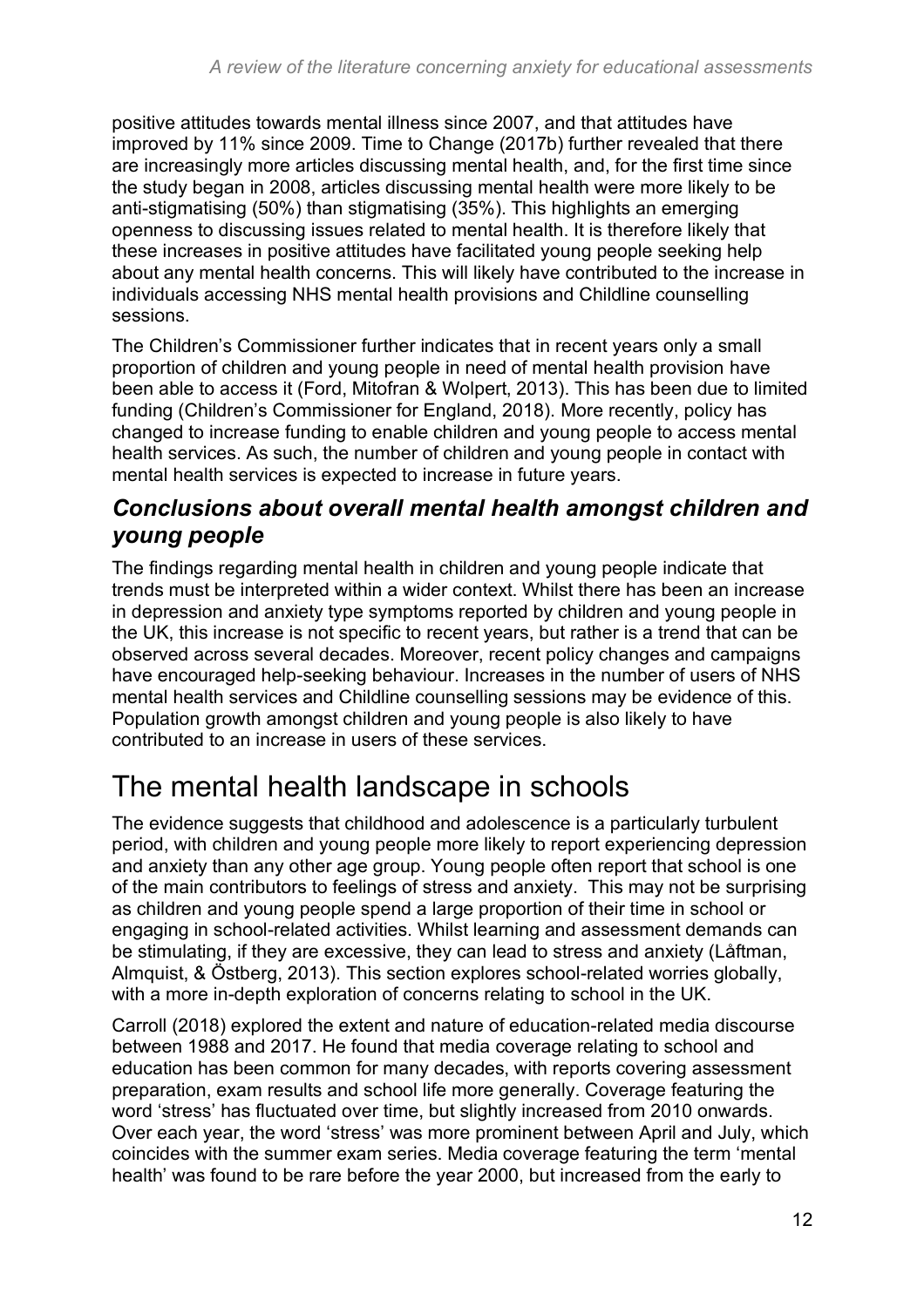positive attitudes towards mental illness since 2007, and that attitudes have improved by 11% since 2009. Time to Change (2017b) further revealed that there are increasingly more articles discussing mental health, and, for the first time since the study began in 2008, articles discussing mental health were more likely to be anti-stigmatising (50%) than stigmatising (35%). This highlights an emerging openness to discussing issues related to mental health. It is therefore likely that these increases in positive attitudes have facilitated young people seeking help about any mental health concerns. This will likely have contributed to the increase in individuals accessing NHS mental health provisions and Childline counselling sessions.

The Children's Commissioner further indicates that in recent years only a small proportion of children and young people in need of mental health provision have been able to access it (Ford, Mitofran & Wolpert, 2013). This has been due to limited funding (Children's Commissioner for England, 2018). More recently, policy has changed to increase funding to enable children and young people to access mental health services. As such, the number of children and young people in contact with mental health services is expected to increase in future years.

### *Conclusions about overall mental health amongst children and young people*

The findings regarding mental health in children and young people indicate that trends must be interpreted within a wider context. Whilst there has been an increase in depression and anxiety type symptoms reported by children and young people in the UK, this increase is not specific to recent years, but rather is a trend that can be observed across several decades. Moreover, recent policy changes and campaigns have encouraged help-seeking behaviour. Increases in the number of users of NHS mental health services and Childline counselling sessions may be evidence of this. Population growth amongst children and young people is also likely to have contributed to an increase in users of these services.

## The mental health landscape in schools

The evidence suggests that childhood and adolescence is a particularly turbulent period, with children and young people more likely to report experiencing depression and anxiety than any other age group. Young people often report that school is one of the main contributors to feelings of stress and anxiety. This may not be surprising as children and young people spend a large proportion of their time in school or engaging in school-related activities. Whilst learning and assessment demands can be stimulating, if they are excessive, they can lead to stress and anxiety (Låftman, Almquist, & Östberg, 2013). This section explores school-related worries globally, with a more in-depth exploration of concerns relating to school in the UK.

Carroll (2018) explored the extent and nature of education-related media discourse between 1988 and 2017. He found that media coverage relating to school and education has been common for many decades, with reports covering assessment preparation, exam results and school life more generally. Coverage featuring the word 'stress' has fluctuated over time, but slightly increased from 2010 onwards. Over each year, the word 'stress' was more prominent between April and July, which coincides with the summer exam series. Media coverage featuring the term 'mental health' was found to be rare before the year 2000, but increased from the early to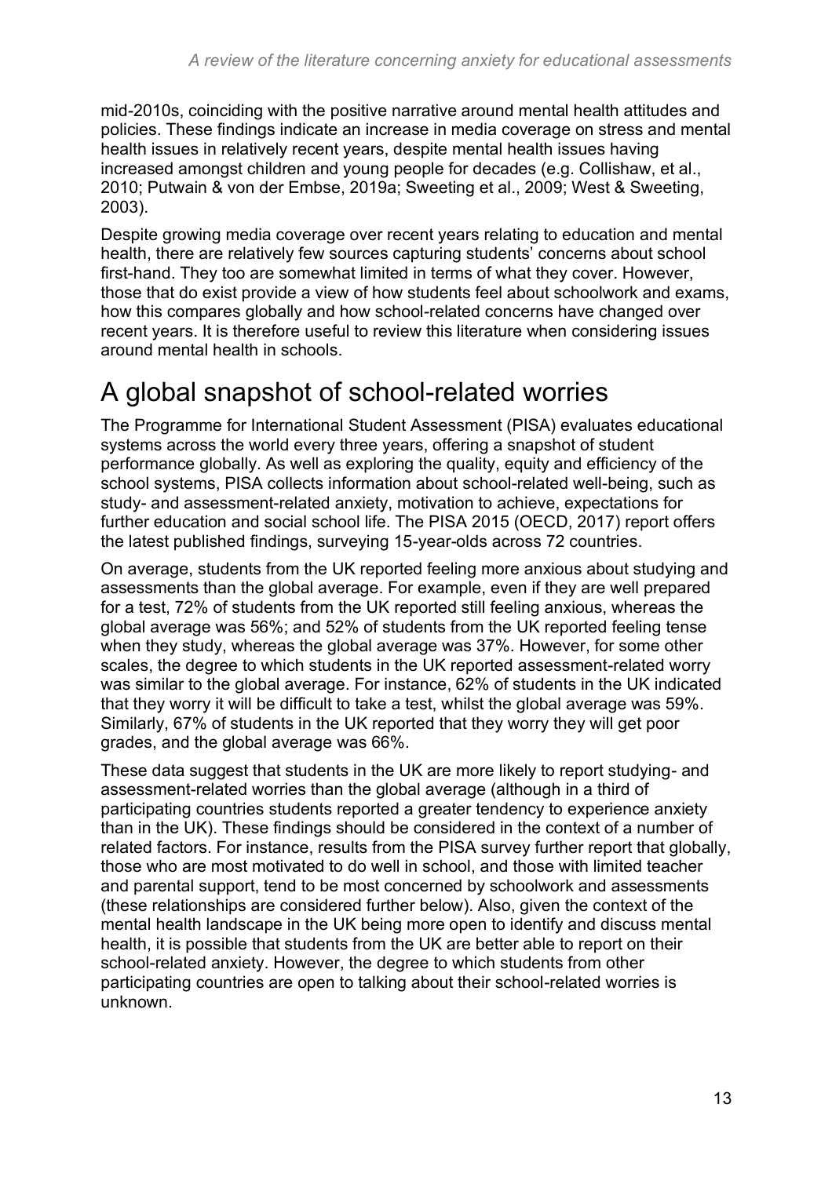mid-2010s, coinciding with the positive narrative around mental health attitudes and policies. These findings indicate an increase in media coverage on stress and mental health issues in relatively recent years, despite mental health issues having increased amongst children and young people for decades (e.g. Collishaw, et al., 2010; Putwain & von der Embse, 2019a; Sweeting et al., 2009; West & Sweeting, 2003).

Despite growing media coverage over recent years relating to education and mental health, there are relatively few sources capturing students' concerns about school first-hand. They too are somewhat limited in terms of what they cover. However, those that do exist provide a view of how students feel about schoolwork and exams, how this compares globally and how school-related concerns have changed over recent years. It is therefore useful to review this literature when considering issues around mental health in schools.

## A global snapshot of school-related worries

The Programme for International Student Assessment (PISA) evaluates educational systems across the world every three years, offering a snapshot of student performance globally. As well as exploring the quality, equity and efficiency of the school systems, PISA collects information about school-related well-being, such as study- and assessment-related anxiety, motivation to achieve, expectations for further education and social school life. The PISA 2015 (OECD, 2017) report offers the latest published findings, surveying 15-year-olds across 72 countries.

On average, students from the UK reported feeling more anxious about studying and assessments than the global average. For example, even if they are well prepared for a test, 72% of students from the UK reported still feeling anxious, whereas the global average was 56%; and 52% of students from the UK reported feeling tense when they study, whereas the global average was 37%. However, for some other scales, the degree to which students in the UK reported assessment-related worry was similar to the global average. For instance, 62% of students in the UK indicated that they worry it will be difficult to take a test, whilst the global average was 59%. Similarly, 67% of students in the UK reported that they worry they will get poor grades, and the global average was 66%.

These data suggest that students in the UK are more likely to report studying- and assessment-related worries than the global average (although in a third of participating countries students reported a greater tendency to experience anxiety than in the UK). These findings should be considered in the context of a number of related factors. For instance, results from the PISA survey further report that globally, those who are most motivated to do well in school, and those with limited teacher and parental support, tend to be most concerned by schoolwork and assessments (these relationships are considered further below). Also, given the context of the mental health landscape in the UK being more open to identify and discuss mental health, it is possible that students from the UK are better able to report on their school-related anxiety. However, the degree to which students from other participating countries are open to talking about their school-related worries is unknown.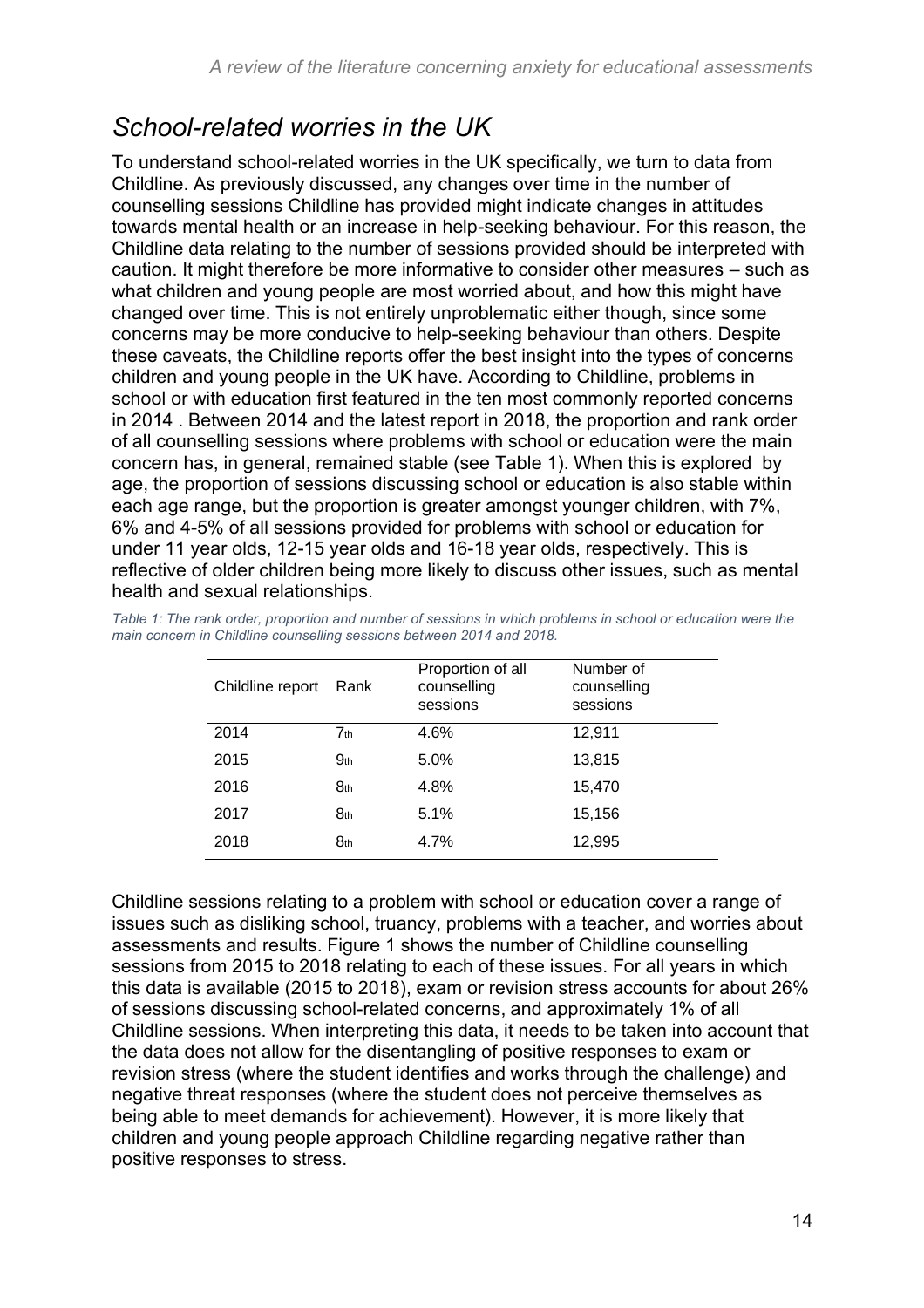## School-related worries in the UK

To understand school-related worries in the UK specifically, we turn to data from Childline. As previously discussed, any changes over time in the number of counselling sessions Childline has provided might indicate changes in attitudes towards mental health or an increase in help-seeking behaviour. For this reason, the Childline data relating to the number of sessions provided should be interpreted with caution. It might therefore be more informative to consider other measures – such as what children and young people are most worried about, and how this might have changed over time. This is not entirely unproblematic either though, since some concerns may be more conducive to help-seeking behaviour than others. Despite these caveats, the Childline reports offer the best insight into the types of concerns children and young people in the UK have. According to Childline, problems in school or with education first featured in the ten most commonly reported concerns in 2014 . Between 2014 and the latest report in 2018, the proportion and rank order of all counselling sessions where problems with school or education were the main concern has, in general, remained stable (see Table 1). When this is explored by age, the proportion of sessions discussing school or education is also stable within each age range, but the proportion is greater amongst younger children, with 7%, 6% and 4-5% of all sessions provided for problems with school or education for under 11 year olds, 12-15 year olds and 16-18 year olds, respectively. This is reflective of older children being more likely to discuss other issues, such as mental health and sexual relationships.

*Table 1: The rank order, proportion and number of sessions in which problems in school or education were the main concern in Childline counselling sessions between 2014 and 2018.*

| Childline report | Rank | Proportion of all counselling sessions | Number of counselling sessions |
|---|---|---|---|
| 2014 | 7th | 4.6% | 12,911 |
| 2015 | 9th | 5.0% | 13,815 |
| 2016 | 8th | 4.8% | 15,470 |
| 2017 | 8th | 5.1% | 15,156 |
| 2018 | 8th | 4.7% | 12,995 |

Childline sessions relating to a problem with school or education cover a range of issues such as disliking school, truancy, problems with a teacher, and worries about assessments and results. Figure 1 shows the number of Childline counselling sessions from 2015 to 2018 relating to each of these issues. For all years in which this data is available (2015 to 2018), exam or revision stress accounts for about 26% of sessions discussing school-related concerns, and approximately 1% of all Childline sessions. When interpreting this data, it needs to be taken into account that the data does not allow for the disentangling of positive responses to exam or revision stress (where the student identifies and works through the challenge) and negative threat responses (where the student does not perceive themselves as being able to meet demands for achievement). However, it is more likely that children and young people approach Childline regarding negative rather than positive responses to stress.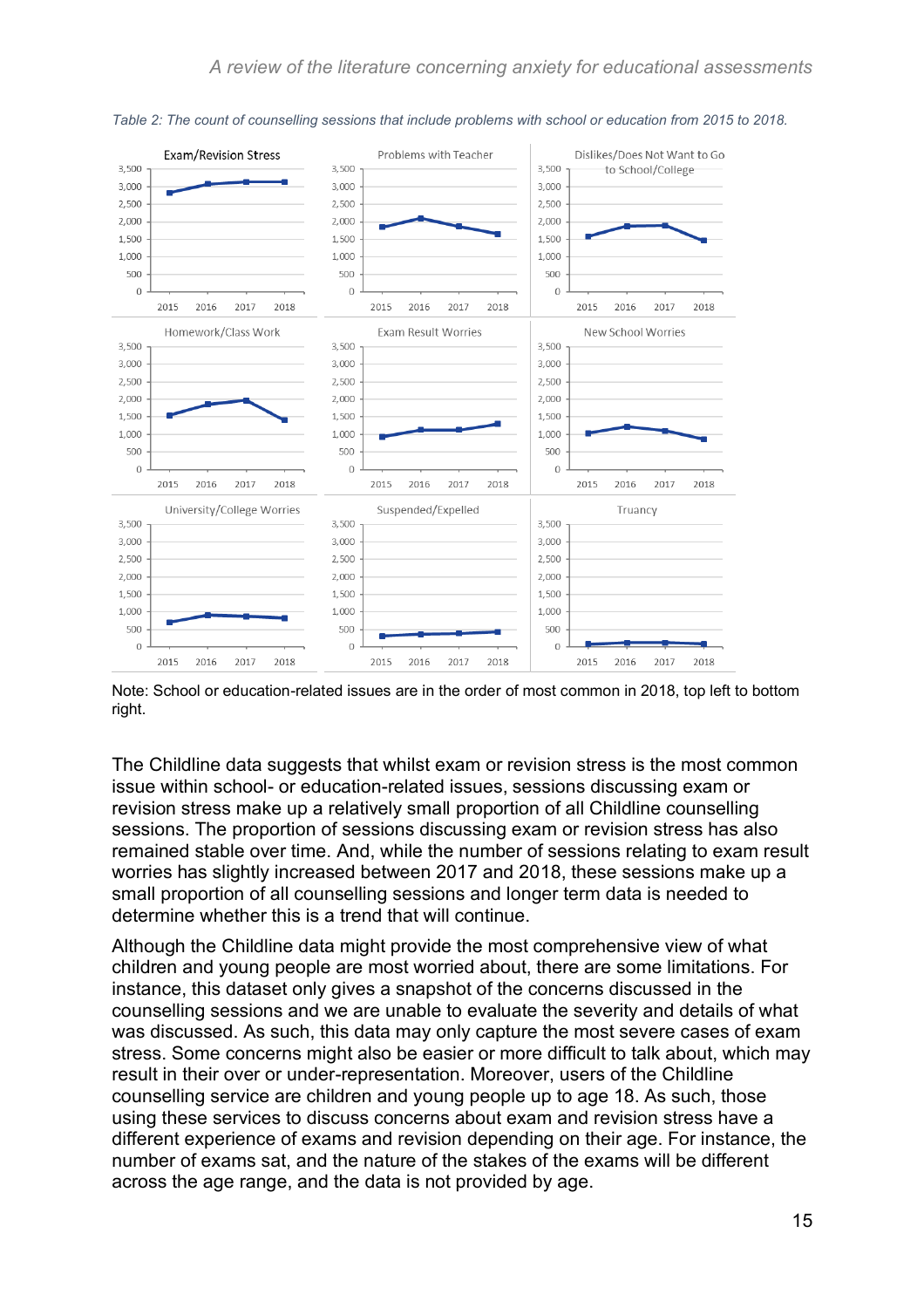*Table 2: The count of counselling sessions that include problems with school or education from 2015 to 2018.*

Note: School or education-related issues are in the order of most common in 2018, top left to bottom right.

The Childline data suggests that whilst exam or revision stress is the most common issue within school- or education-related issues, sessions discussing exam or revision stress make up a relatively small proportion of all Childline counselling sessions. The proportion of sessions discussing exam or revision stress has also remained stable over time. And, while the number of sessions relating to exam result worries has slightly increased between 2017 and 2018, these sessions make up a small proportion of all counselling sessions and longer term data is needed to determine whether this is a trend that will continue.

Although the Childline data might provide the most comprehensive view of what children and young people are most worried about, there are some limitations. For instance, this dataset only gives a snapshot of the concerns discussed in the counselling sessions and we are unable to evaluate the severity and details of what was discussed. As such, this data may only capture the most severe cases of exam stress. Some concerns might also be easier or more difficult to talk about, which may result in their over or under-representation. Moreover, users of the Childline counselling service are children and young people up to age 18. As such, those using these services to discuss concerns about exam and revision stress have a different experience of exams and revision depending on their age. For instance, the number of exams sat, and the nature of the stakes of the exams will be different across the age range, and the data is not provided by age.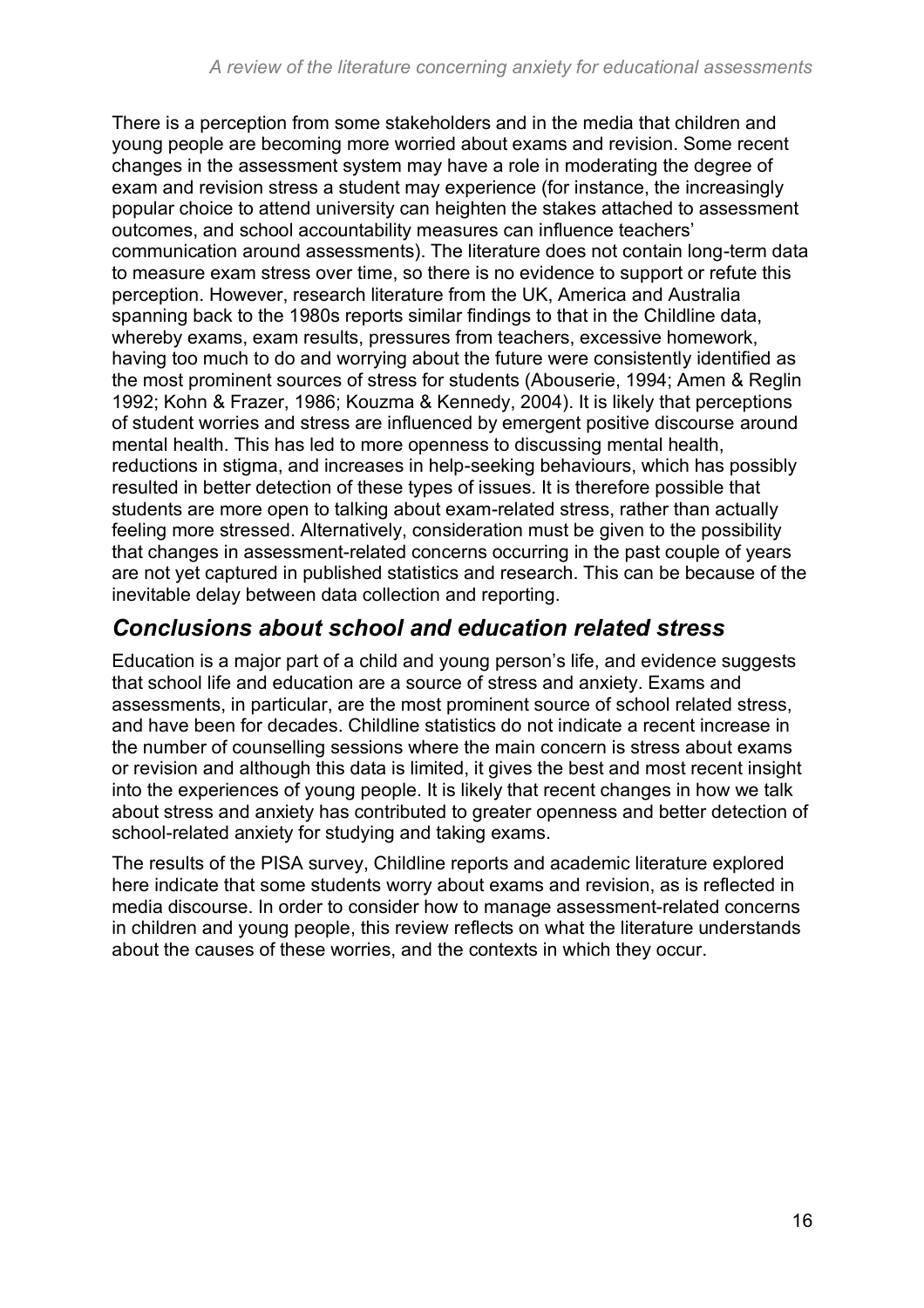There is a perception from some stakeholders and in the media that children and young people are becoming more worried about exams and revision. Some recent changes in the assessment system may have a role in moderating the degree of exam and revision stress a student may experience (for instance, the increasingly popular choice to attend university can heighten the stakes attached to assessment outcomes, and school accountability measures can influence teachers' communication around assessments). The literature does not contain long-term data to measure exam stress over time, so there is no evidence to support or refute this perception. However, research literature from the UK, America and Australia spanning back to the 1980s reports similar findings to that in the Childline data, whereby exams, exam results, pressures from teachers, excessive homework, having too much to do and worrying about the future were consistently identified as the most prominent sources of stress for students (Abouserie, 1994; Amen & Reglin 1992; Kohn & Frazer, 1986; Kouzma & Kennedy, 2004). It is likely that perceptions of student worries and stress are influenced by emergent positive discourse around mental health. This has led to more openness to discussing mental health, reductions in stigma, and increases in help-seeking behaviours, which has possibly resulted in better detection of these types of issues. It is therefore possible that students are more open to talking about exam-related stress, rather than actually feeling more stressed. Alternatively, consideration must be given to the possibility that changes in assessment-related concerns occurring in the past couple of years are not yet captured in published statistics and research. This can be because of the inevitable delay between data collection and reporting.

## *Conclusions about school and education related stress*

Education is a major part of a child and young person's life, and evidence suggests that school life and education are a source of stress and anxiety. Exams and assessments, in particular, are the most prominent source of school related stress, and have been for decades. Childline statistics do not indicate a recent increase in the number of counselling sessions where the main concern is stress about exams or revision and although this data is limited, it gives the best and most recent insight into the experiences of young people. It is likely that recent changes in how we talk about stress and anxiety has contributed to greater openness and better detection of school-related anxiety for studying and taking exams.

The results of the PISA survey, Childline reports and academic literature explored here indicate that some students worry about exams and revision, as is reflected in media discourse. In order to consider how to manage assessment-related concerns in children and young people, this review reflects on what the literature understands about the causes of these worries, and the contexts in which they occur.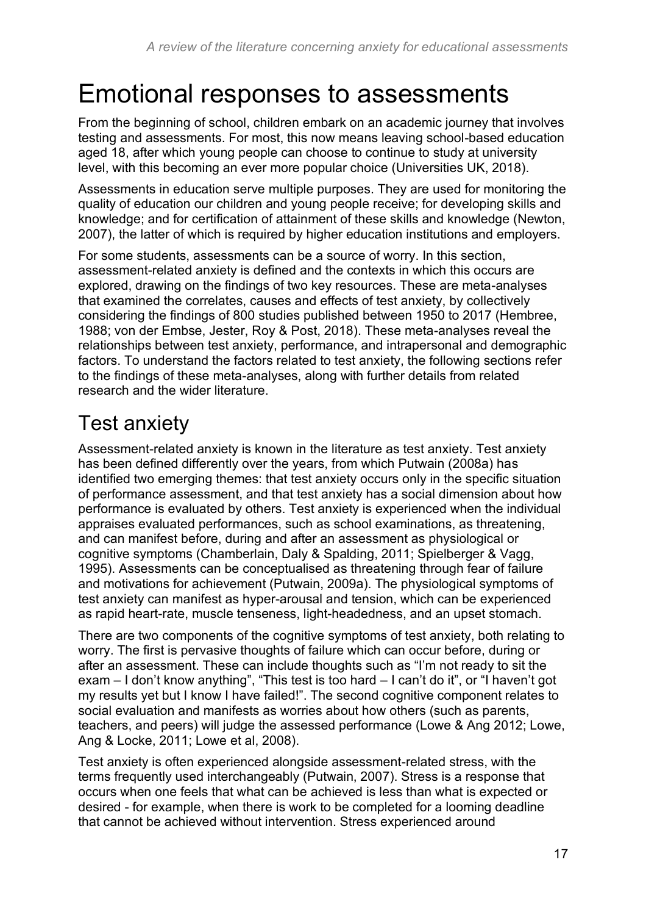# Emotional responses to assessments

From the beginning of school, children embark on an academic journey that involves testing and assessments. For most, this now means leaving school-based education aged 18, after which young people can choose to continue to study at university level, with this becoming an ever more popular choice (Universities UK, 2018).

Assessments in education serve multiple purposes. They are used for monitoring the quality of education our children and young people receive; for developing skills and knowledge; and for certification of attainment of these skills and knowledge (Newton, 2007), the latter of which is required by higher education institutions and employers.

For some students, assessments can be a source of worry. In this section, assessment-related anxiety is defined and the contexts in which this occurs are explored, drawing on the findings of two key resources. These are meta-analyses that examined the correlates, causes and effects of test anxiety, by collectively considering the findings of 800 studies published between 1950 to 2017 (Hembree, 1988; von der Embse, Jester, Roy & Post, 2018). These meta-analyses reveal the relationships between test anxiety, performance, and intrapersonal and demographic factors. To understand the factors related to test anxiety, the following sections refer to the findings of these meta-analyses, along with further details from related research and the wider literature.

## Test anxiety

Assessment-related anxiety is known in the literature as test anxiety. Test anxiety has been defined differently over the years, from which Putwain (2008a) has identified two emerging themes: that test anxiety occurs only in the specific situation of performance assessment, and that test anxiety has a social dimension about how performance is evaluated by others. Test anxiety is experienced when the individual appraises evaluated performances, such as school examinations, as threatening, and can manifest before, during and after an assessment as physiological or cognitive symptoms (Chamberlain, Daly & Spalding, 2011; Spielberger & Vagg, 1995). Assessments can be conceptualised as threatening through fear of failure and motivations for achievement (Putwain, 2009a). The physiological symptoms of test anxiety can manifest as hyper-arousal and tension, which can be experienced as rapid heart-rate, muscle tenseness, light-headedness, and an upset stomach.

There are two components of the cognitive symptoms of test anxiety, both relating to worry. The first is pervasive thoughts of failure which can occur before, during or after an assessment. These can include thoughts such as "I'm not ready to sit the exam – I don't know anything", "This test is too hard – I can't do it", or "I haven't got my results yet but I know I have failed!". The second cognitive component relates to social evaluation and manifests as worries about how others (such as parents, teachers, and peers) will judge the assessed performance (Lowe & Ang 2012; Lowe, Ang & Locke, 2011; Lowe et al, 2008).

Test anxiety is often experienced alongside assessment-related stress, with the terms frequently used interchangeably (Putwain, 2007). Stress is a response that occurs when one feels that what can be achieved is less than what is expected or desired - for example, when there is work to be completed for a looming deadline that cannot be achieved without intervention. Stress experienced around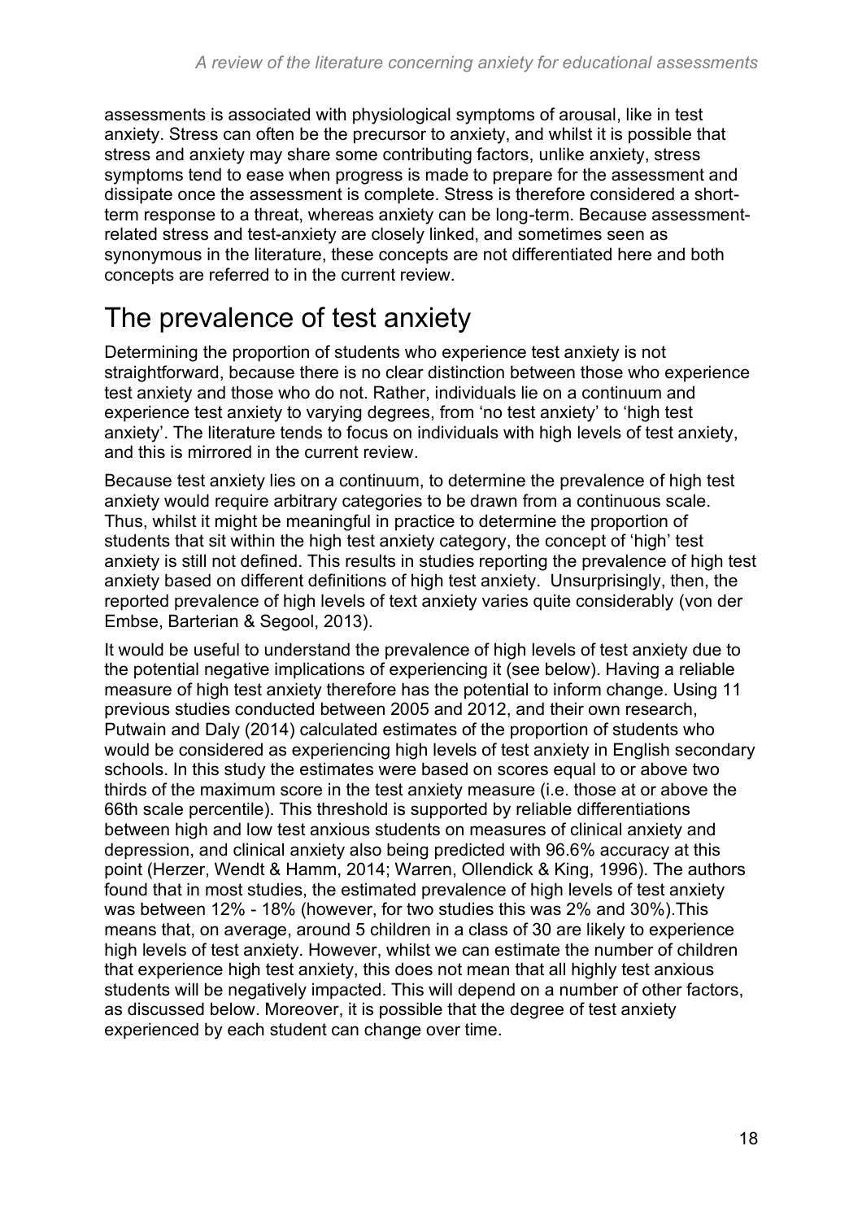assessments is associated with physiological symptoms of arousal, like in test anxiety. Stress can often be the precursor to anxiety, and whilst it is possible that stress and anxiety may share some contributing factors, unlike anxiety, stress symptoms tend to ease when progress is made to prepare for the assessment and dissipate once the assessment is complete. Stress is therefore considered a short-term response to a threat, whereas anxiety can be long-term. Because assessment-related stress and test-anxiety are closely linked, and sometimes seen as synonymous in the literature, these concepts are not differentiated here and both concepts are referred to in the current review.

# The prevalence of test anxiety

Determining the proportion of students who experience test anxiety is not straightforward, because there is no clear distinction between those who experience test anxiety and those who do not. Rather, individuals lie on a continuum and experience test anxiety to varying degrees, from 'no test anxiety' to 'high test anxiety'. The literature tends to focus on individuals with high levels of test anxiety, and this is mirrored in the current review.

Because test anxiety lies on a continuum, to determine the prevalence of high test anxiety would require arbitrary categories to be drawn from a continuous scale. Thus, whilst it might be meaningful in practice to determine the proportion of students that sit within the high test anxiety category, the concept of 'high' test anxiety is still not defined. This results in studies reporting the prevalence of high test anxiety based on different definitions of high test anxiety. Unsurprisingly, then, the reported prevalence of high levels of text anxiety varies quite considerably (von der Embse, Barterian & Segool, 2013).

It would be useful to understand the prevalence of high levels of test anxiety due to the potential negative implications of experiencing it (see below). Having a reliable measure of high test anxiety therefore has the potential to inform change. Using 11 previous studies conducted between 2005 and 2012, and their own research, Putwain and Daly (2014) calculated estimates of the proportion of students who would be considered as experiencing high levels of test anxiety in English secondary schools. In this study the estimates were based on scores equal to or above two thirds of the maximum score in the test anxiety measure (i.e. those at or above the 66th scale percentile). This threshold is supported by reliable differentiations between high and low test anxious students on measures of clinical anxiety and depression, and clinical anxiety also being predicted with 96.6% accuracy at this point (Herzer, Wendt & Hamm, 2014; Warren, Ollendick & King, 1996). The authors found that in most studies, the estimated prevalence of high levels of test anxiety was between 12% - 18% (however, for two studies this was 2% and 30%).This means that, on average, around 5 children in a class of 30 are likely to experience high levels of test anxiety. However, whilst we can estimate the number of children that experience high test anxiety, this does not mean that all highly test anxious students will be negatively impacted. This will depend on a number of other factors, as discussed below. Moreover, it is possible that the degree of test anxiety experienced by each student can change over time.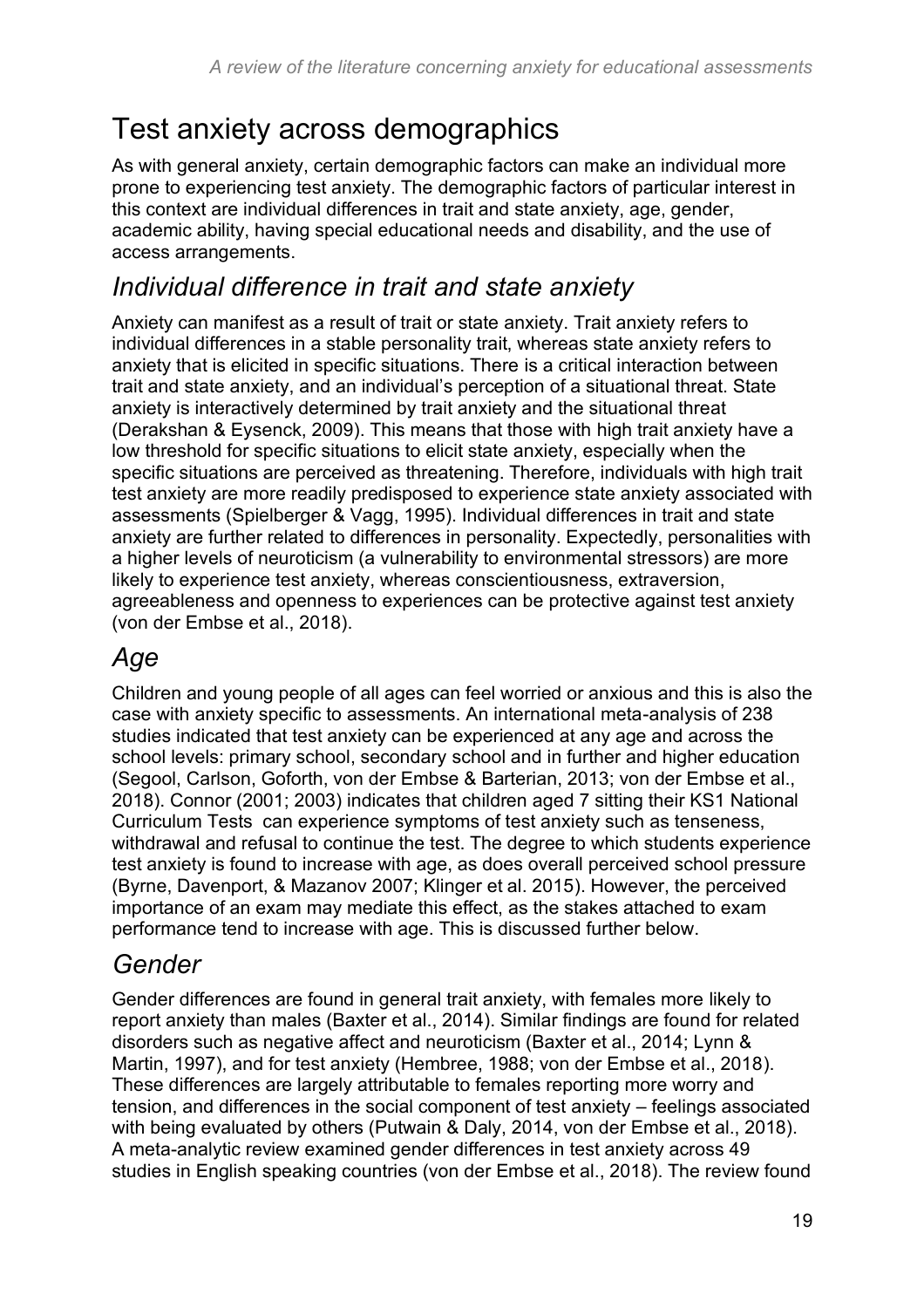# Test anxiety across demographics

As with general anxiety, certain demographic factors can make an individual more prone to experiencing test anxiety. The demographic factors of particular interest in this context are individual differences in trait and state anxiety, age, gender, academic ability, having special educational needs and disability, and the use of access arrangements.

## *Individual difference in trait and state anxiety*

Anxiety can manifest as a result of trait or state anxiety. Trait anxiety refers to individual differences in a stable personality trait, whereas state anxiety refers to anxiety that is elicited in specific situations. There is a critical interaction between trait and state anxiety, and an individual's perception of a situational threat. State anxiety is interactively determined by trait anxiety and the situational threat (Derakshan & Eysenck, 2009). This means that those with high trait anxiety have a low threshold for specific situations to elicit state anxiety, especially when the specific situations are perceived as threatening. Therefore, individuals with high trait test anxiety are more readily predisposed to experience state anxiety associated with assessments (Spielberger & Vagg, 1995). Individual differences in trait and state anxiety are further related to differences in personality. Expectedly, personalities with a higher levels of neuroticism (a vulnerability to environmental stressors) are more likely to experience test anxiety, whereas conscientiousness, extraversion, agreeableness and openness to experiences can be protective against test anxiety (von der Embse et al., 2018).

## *Age*

Children and young people of all ages can feel worried or anxious and this is also the case with anxiety specific to assessments. An international meta-analysis of 238 studies indicated that test anxiety can be experienced at any age and across the school levels: primary school, secondary school and in further and higher education (Segool, Carlson, Goforth, von der Embse & Barterian, 2013; von der Embse et al., 2018). Connor (2001; 2003) indicates that children aged 7 sitting their KS1 National Curriculum Tests can experience symptoms of test anxiety such as tenseness, withdrawal and refusal to continue the test. The degree to which students experience test anxiety is found to increase with age, as does overall perceived school pressure (Byrne, Davenport, & Mazanov 2007; Klinger et al. 2015). However, the perceived importance of an exam may mediate this effect, as the stakes attached to exam performance tend to increase with age. This is discussed further below.

## *Gender*

Gender differences are found in general trait anxiety, with females more likely to report anxiety than males (Baxter et al., 2014). Similar findings are found for related disorders such as negative affect and neuroticism (Baxter et al., 2014; Lynn & Martin, 1997), and for test anxiety (Hembree, 1988; von der Embse et al., 2018). These differences are largely attributable to females reporting more worry and tension, and differences in the social component of test anxiety – feelings associated with being evaluated by others (Putwain & Daly, 2014, von der Embse et al., 2018). A meta-analytic review examined gender differences in test anxiety across 49 studies in English speaking countries (von der Embse et al., 2018). The review found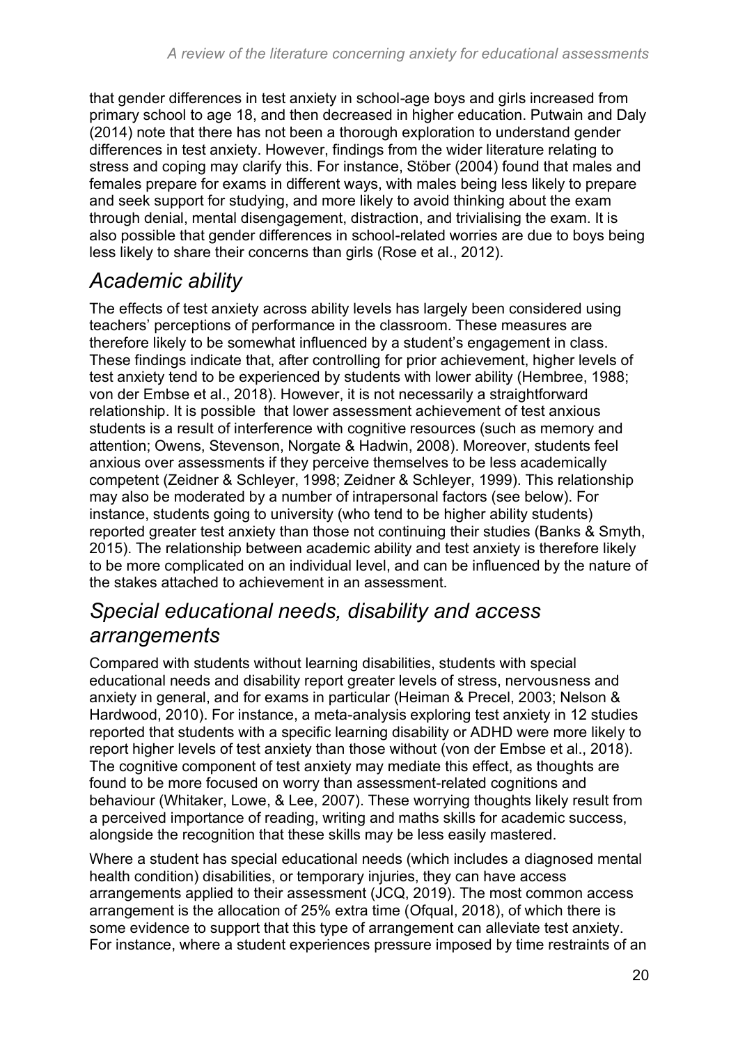that gender differences in test anxiety in school-age boys and girls increased from primary school to age 18, and then decreased in higher education. Putwain and Daly (2014) note that there has not been a thorough exploration to understand gender differences in test anxiety. However, findings from the wider literature relating to stress and coping may clarify this. For instance, Stöber (2004) found that males and females prepare for exams in different ways, with males being less likely to prepare and seek support for studying, and more likely to avoid thinking about the exam through denial, mental disengagement, distraction, and trivialising the exam. It is also possible that gender differences in school-related worries are due to boys being less likely to share their concerns than girls (Rose et al., 2012).

## *Academic ability*

The effects of test anxiety across ability levels has largely been considered using teachers' perceptions of performance in the classroom. These measures are therefore likely to be somewhat influenced by a student's engagement in class. These findings indicate that, after controlling for prior achievement, higher levels of test anxiety tend to be experienced by students with lower ability (Hembree, 1988; von der Embse et al., 2018). However, it is not necessarily a straightforward relationship. It is possible that lower assessment achievement of test anxious students is a result of interference with cognitive resources (such as memory and attention; Owens, Stevenson, Norgate & Hadwin, 2008). Moreover, students feel anxious over assessments if they perceive themselves to be less academically competent (Zeidner & Schleyer, 1998; Zeidner & Schleyer, 1999). This relationship may also be moderated by a number of intrapersonal factors (see below). For instance, students going to university (who tend to be higher ability students) reported greater test anxiety than those not continuing their studies (Banks & Smyth, 2015). The relationship between academic ability and test anxiety is therefore likely to be more complicated on an individual level, and can be influenced by the nature of the stakes attached to achievement in an assessment.

## *Special educational needs, disability and access arrangements*

Compared with students without learning disabilities, students with special educational needs and disability report greater levels of stress, nervousness and anxiety in general, and for exams in particular (Heiman & Precel, 2003; Nelson & Hardwood, 2010). For instance, a meta-analysis exploring test anxiety in 12 studies reported that students with a specific learning disability or ADHD were more likely to report higher levels of test anxiety than those without (von der Embse et al., 2018). The cognitive component of test anxiety may mediate this effect, as thoughts are found to be more focused on worry than assessment-related cognitions and behaviour (Whitaker, Lowe, & Lee, 2007). These worrying thoughts likely result from a perceived importance of reading, writing and maths skills for academic success, alongside the recognition that these skills may be less easily mastered.

Where a student has special educational needs (which includes a diagnosed mental health condition) disabilities, or temporary injuries, they can have access arrangements applied to their assessment (JCQ, 2019). The most common access arrangement is the allocation of 25% extra time (Ofqual, 2018), of which there is some evidence to support that this type of arrangement can alleviate test anxiety. For instance, where a student experiences pressure imposed by time restraints of an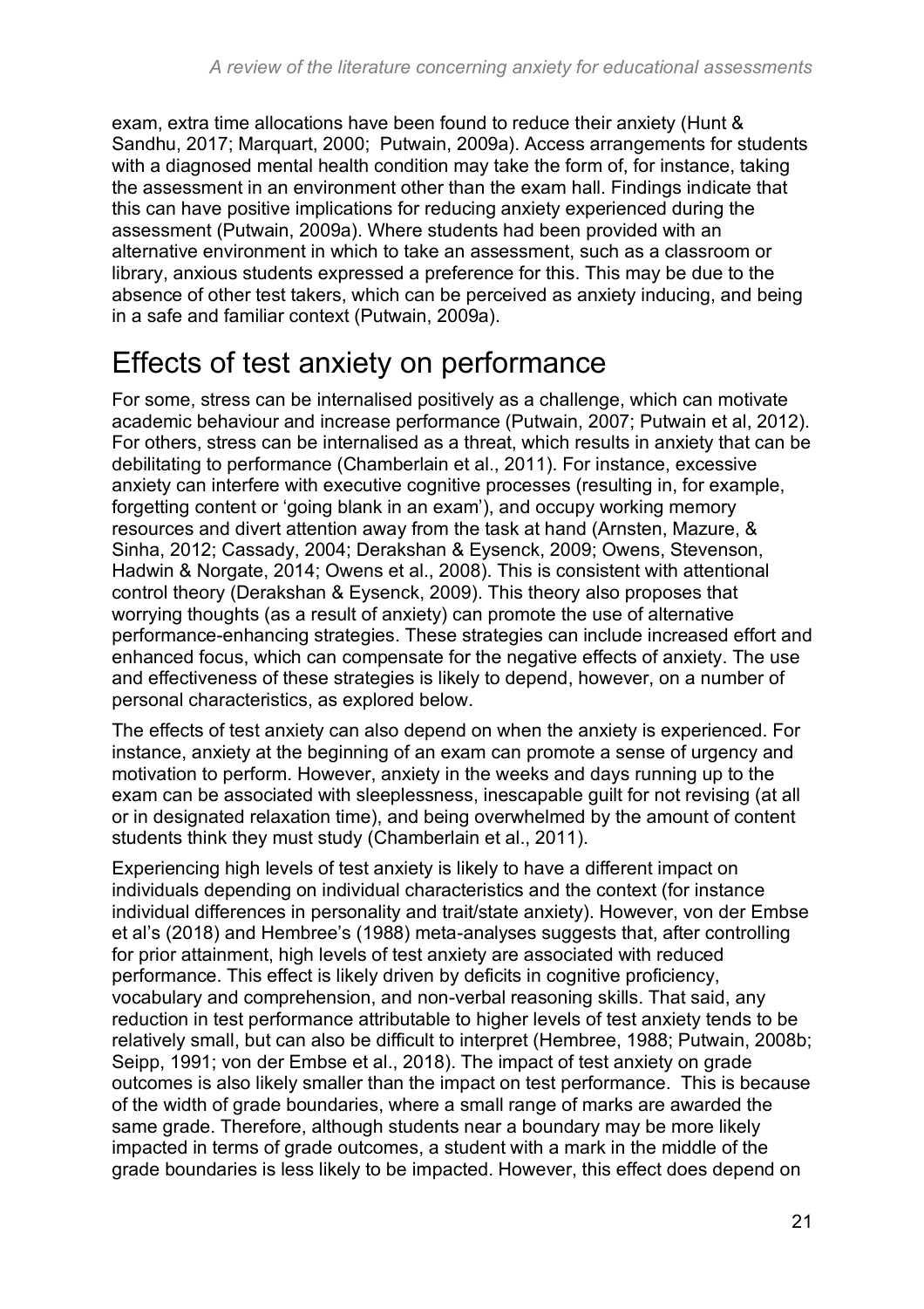exam, extra time allocations have been found to reduce their anxiety (Hunt & Sandhu, 2017; Marquart, 2000; Putwain, 2009a). Access arrangements for students with a diagnosed mental health condition may take the form of, for instance, taking the assessment in an environment other than the exam hall. Findings indicate that this can have positive implications for reducing anxiety experienced during the assessment (Putwain, 2009a). Where students had been provided with an alternative environment in which to take an assessment, such as a classroom or library, anxious students expressed a preference for this. This may be due to the absence of other test takers, which can be perceived as anxiety inducing, and being in a safe and familiar context (Putwain, 2009a).

# Effects of test anxiety on performance

For some, stress can be internalised positively as a challenge, which can motivate academic behaviour and increase performance (Putwain, 2007; Putwain et al, 2012). For others, stress can be internalised as a threat, which results in anxiety that can be debilitating to performance (Chamberlain et al., 2011). For instance, excessive anxiety can interfere with executive cognitive processes (resulting in, for example, forgetting content or 'going blank in an exam'), and occupy working memory resources and divert attention away from the task at hand (Arnsten, Mazure, & Sinha, 2012; Cassady, 2004; Derakshan & Eysenck, 2009; Owens, Stevenson, Hadwin & Norgate, 2014; Owens et al., 2008). This is consistent with attentional control theory (Derakshan & Eysenck, 2009). This theory also proposes that worrying thoughts (as a result of anxiety) can promote the use of alternative performance-enhancing strategies. These strategies can include increased effort and enhanced focus, which can compensate for the negative effects of anxiety. The use and effectiveness of these strategies is likely to depend, however, on a number of personal characteristics, as explored below.

The effects of test anxiety can also depend on when the anxiety is experienced. For instance, anxiety at the beginning of an exam can promote a sense of urgency and motivation to perform. However, anxiety in the weeks and days running up to the exam can be associated with sleeplessness, inescapable guilt for not revising (at all or in designated relaxation time), and being overwhelmed by the amount of content students think they must study (Chamberlain et al., 2011).

Experiencing high levels of test anxiety is likely to have a different impact on individuals depending on individual characteristics and the context (for instance individual differences in personality and trait/state anxiety). However, von der Embse et al's (2018) and Hembree's (1988) meta-analyses suggests that, after controlling for prior attainment, high levels of test anxiety are associated with reduced performance. This effect is likely driven by deficits in cognitive proficiency, vocabulary and comprehension, and non-verbal reasoning skills. That said, any reduction in test performance attributable to higher levels of test anxiety tends to be relatively small, but can also be difficult to interpret (Hembree, 1988; Putwain, 2008b; Seipp, 1991; von der Embse et al., 2018). The impact of test anxiety on grade outcomes is also likely smaller than the impact on test performance. This is because of the width of grade boundaries, where a small range of marks are awarded the same grade. Therefore, although students near a boundary may be more likely impacted in terms of grade outcomes, a student with a mark in the middle of the grade boundaries is less likely to be impacted. However, this effect does depend on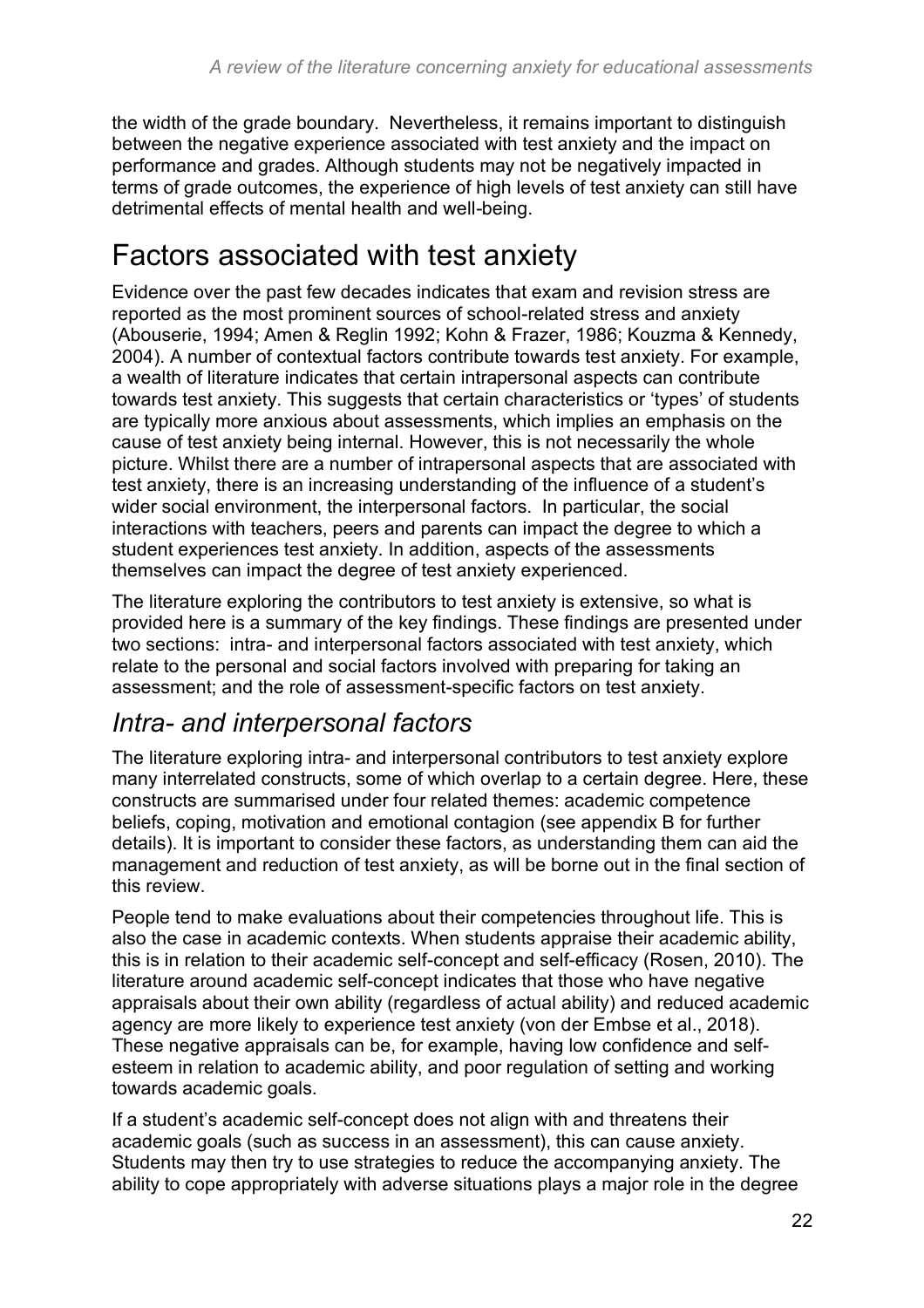the width of the grade boundary. Nevertheless, it remains important to distinguish between the negative experience associated with test anxiety and the impact on performance and grades. Although students may not be negatively impacted in terms of grade outcomes, the experience of high levels of test anxiety can still have detrimental effects of mental health and well-being.

# Factors associated with test anxiety

Evidence over the past few decades indicates that exam and revision stress are reported as the most prominent sources of school-related stress and anxiety (Abouserie, 1994; Amen & Reglin 1992; Kohn & Frazer, 1986; Kouzma & Kennedy, 2004). A number of contextual factors contribute towards test anxiety. For example, a wealth of literature indicates that certain intrapersonal aspects can contribute towards test anxiety. This suggests that certain characteristics or 'types' of students are typically more anxious about assessments, which implies an emphasis on the cause of test anxiety being internal. However, this is not necessarily the whole picture. Whilst there are a number of intrapersonal aspects that are associated with test anxiety, there is an increasing understanding of the influence of a student's wider social environment, the interpersonal factors. In particular, the social interactions with teachers, peers and parents can impact the degree to which a student experiences test anxiety. In addition, aspects of the assessments themselves can impact the degree of test anxiety experienced.

The literature exploring the contributors to test anxiety is extensive, so what is provided here is a summary of the key findings. These findings are presented under two sections: intra- and interpersonal factors associated with test anxiety, which relate to the personal and social factors involved with preparing for taking an assessment; and the role of assessment-specific factors on test anxiety.

## *Intra- and interpersonal factors*

The literature exploring intra- and interpersonal contributors to test anxiety explore many interrelated constructs, some of which overlap to a certain degree. Here, these constructs are summarised under four related themes: academic competence beliefs, coping, motivation and emotional contagion (see appendix B for further details). It is important to consider these factors, as understanding them can aid the management and reduction of test anxiety, as will be borne out in the final section of this review.

People tend to make evaluations about their competencies throughout life. This is also the case in academic contexts. When students appraise their academic ability, this is in relation to their academic self-concept and self-efficacy (Rosen, 2010). The literature around academic self-concept indicates that those who have negative appraisals about their own ability (regardless of actual ability) and reduced academic agency are more likely to experience test anxiety (von der Embse et al., 2018). These negative appraisals can be, for example, having low confidence and self-esteem in relation to academic ability, and poor regulation of setting and working towards academic goals.

If a student's academic self-concept does not align with and threatens their academic goals (such as success in an assessment), this can cause anxiety. Students may then try to use strategies to reduce the accompanying anxiety. The ability to cope appropriately with adverse situations plays a major role in the degree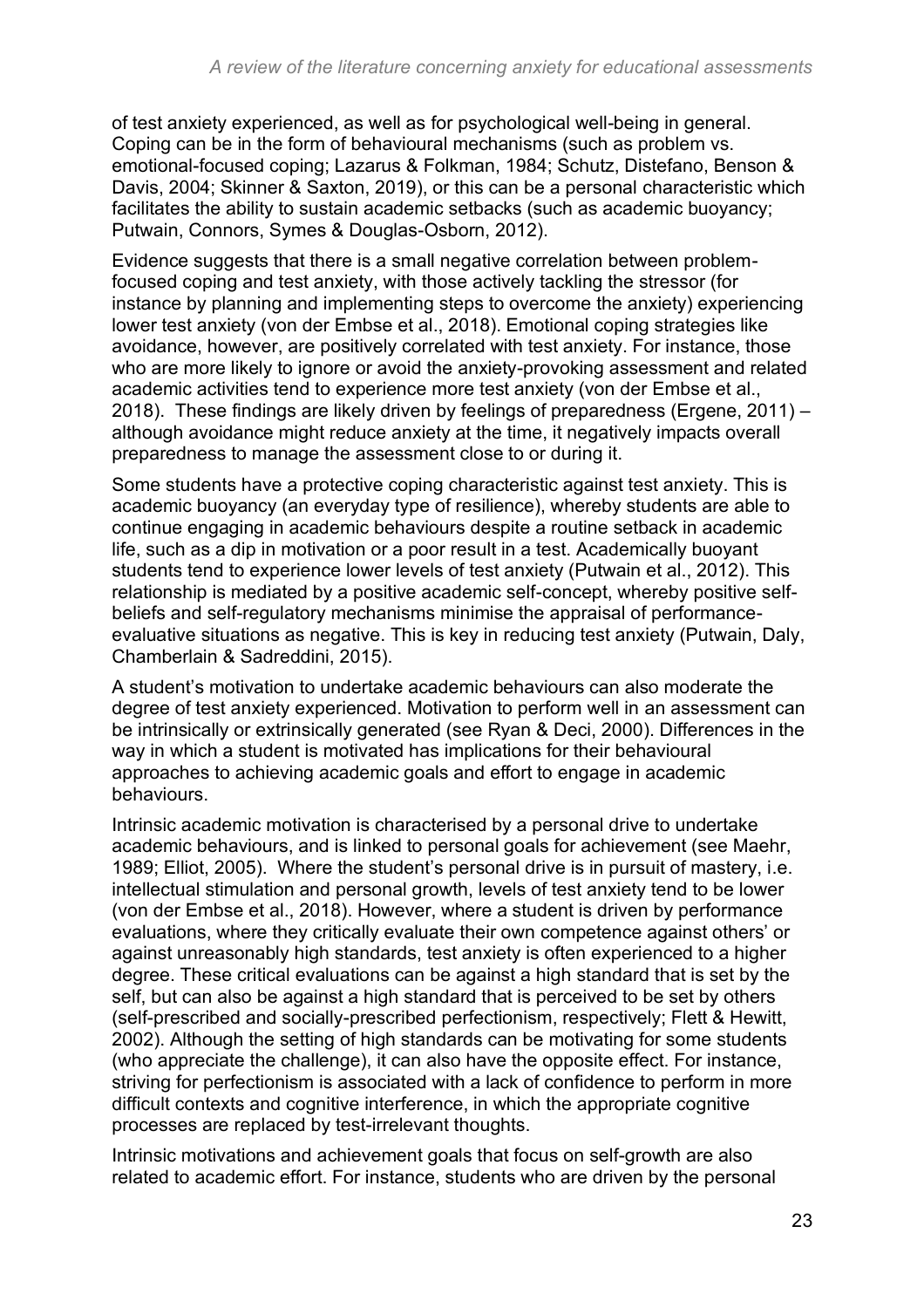of test anxiety experienced, as well as for psychological well-being in general. Coping can be in the form of behavioural mechanisms (such as problem vs. emotional-focused coping; Lazarus & Folkman, 1984; Schutz, Distefano, Benson & Davis, 2004; Skinner & Saxton, 2019), or this can be a personal characteristic which facilitates the ability to sustain academic setbacks (such as academic buoyancy; Putwain, Connors, Symes & Douglas-Osborn, 2012).

Evidence suggests that there is a small negative correlation between problem-focused coping and test anxiety, with those actively tackling the stressor (for instance by planning and implementing steps to overcome the anxiety) experiencing lower test anxiety (von der Embse et al., 2018). Emotional coping strategies like avoidance, however, are positively correlated with test anxiety. For instance, those who are more likely to ignore or avoid the anxiety-provoking assessment and related academic activities tend to experience more test anxiety (von der Embse et al., 2018). These findings are likely driven by feelings of preparedness (Ergene, 2011) – although avoidance might reduce anxiety at the time, it negatively impacts overall preparedness to manage the assessment close to or during it.

Some students have a protective coping characteristic against test anxiety. This is academic buoyancy (an everyday type of resilience), whereby students are able to continue engaging in academic behaviours despite a routine setback in academic life, such as a dip in motivation or a poor result in a test. Academically buoyant students tend to experience lower levels of test anxiety (Putwain et al., 2012). This relationship is mediated by a positive academic self-concept, whereby positive self-beliefs and self-regulatory mechanisms minimise the appraisal of performance-evaluative situations as negative. This is key in reducing test anxiety (Putwain, Daly, Chamberlain & Sadreddini, 2015).

A student's motivation to undertake academic behaviours can also moderate the degree of test anxiety experienced. Motivation to perform well in an assessment can be intrinsically or extrinsically generated (see Ryan & Deci, 2000). Differences in the way in which a student is motivated has implications for their behavioural approaches to achieving academic goals and effort to engage in academic behaviours.

Intrinsic academic motivation is characterised by a personal drive to undertake academic behaviours, and is linked to personal goals for achievement (see Maehr, 1989; Elliot, 2005). Where the student's personal drive is in pursuit of mastery, i.e. intellectual stimulation and personal growth, levels of test anxiety tend to be lower (von der Embse et al., 2018). However, where a student is driven by performance evaluations, where they critically evaluate their own competence against others' or against unreasonably high standards, test anxiety is often experienced to a higher degree. These critical evaluations can be against a high standard that is set by the self, but can also be against a high standard that is perceived to be set by others (self-prescribed and socially-prescribed perfectionism, respectively; Flett & Hewitt, 2002). Although the setting of high standards can be motivating for some students (who appreciate the challenge), it can also have the opposite effect. For instance, striving for perfectionism is associated with a lack of confidence to perform in more difficult contexts and cognitive interference, in which the appropriate cognitive processes are replaced by test-irrelevant thoughts.

Intrinsic motivations and achievement goals that focus on self-growth are also related to academic effort. For instance, students who are driven by the personal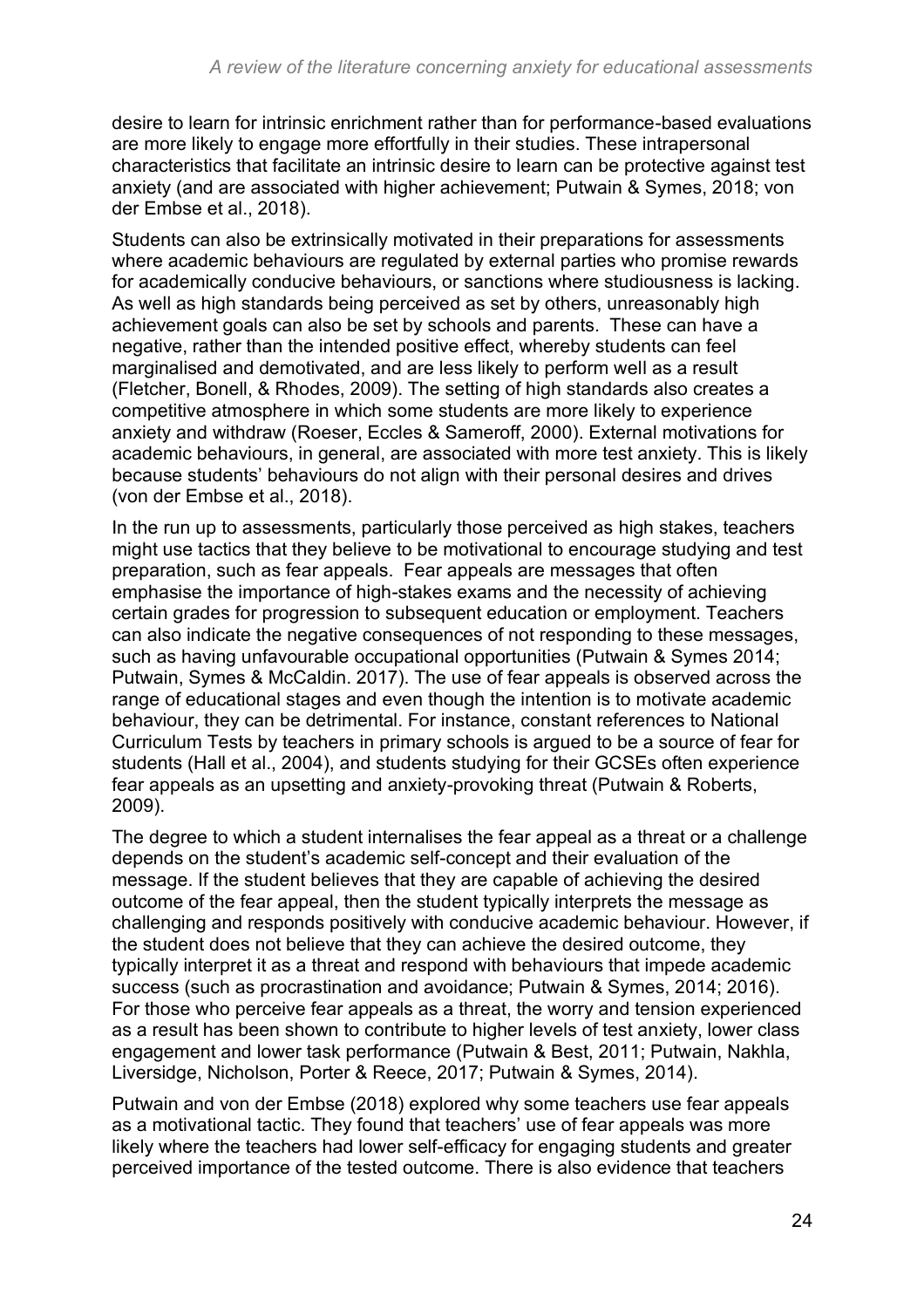desire to learn for intrinsic enrichment rather than for performance-based evaluations are more likely to engage more effortfully in their studies. These intrapersonal characteristics that facilitate an intrinsic desire to learn can be protective against test anxiety (and are associated with higher achievement; Putwain & Symes, 2018; von der Embse et al., 2018).

Students can also be extrinsically motivated in their preparations for assessments where academic behaviours are regulated by external parties who promise rewards for academically conducive behaviours, or sanctions where studiousness is lacking. As well as high standards being perceived as set by others, unreasonably high achievement goals can also be set by schools and parents. These can have a negative, rather than the intended positive effect, whereby students can feel marginalised and demotivated, and are less likely to perform well as a result (Fletcher, Bonell, & Rhodes, 2009). The setting of high standards also creates a competitive atmosphere in which some students are more likely to experience anxiety and withdraw (Roeser, Eccles & Sameroff, 2000). External motivations for academic behaviours, in general, are associated with more test anxiety. This is likely because students' behaviours do not align with their personal desires and drives (von der Embse et al., 2018).

In the run up to assessments, particularly those perceived as high stakes, teachers might use tactics that they believe to be motivational to encourage studying and test preparation, such as fear appeals. Fear appeals are messages that often emphasise the importance of high-stakes exams and the necessity of achieving certain grades for progression to subsequent education or employment. Teachers can also indicate the negative consequences of not responding to these messages, such as having unfavourable occupational opportunities (Putwain & Symes 2014; Putwain, Symes & McCaldin. 2017). The use of fear appeals is observed across the range of educational stages and even though the intention is to motivate academic behaviour, they can be detrimental. For instance, constant references to National Curriculum Tests by teachers in primary schools is argued to be a source of fear for students (Hall et al., 2004), and students studying for their GCSEs often experience fear appeals as an upsetting and anxiety-provoking threat (Putwain & Roberts, 2009).

The degree to which a student internalises the fear appeal as a threat or a challenge depends on the student's academic self-concept and their evaluation of the message. If the student believes that they are capable of achieving the desired outcome of the fear appeal, then the student typically interprets the message as challenging and responds positively with conducive academic behaviour. However, if the student does not believe that they can achieve the desired outcome, they typically interpret it as a threat and respond with behaviours that impede academic success (such as procrastination and avoidance; Putwain & Symes, 2014; 2016). For those who perceive fear appeals as a threat, the worry and tension experienced as a result has been shown to contribute to higher levels of test anxiety, lower class engagement and lower task performance (Putwain & Best, 2011; Putwain, Nakhla, Liversidge, Nicholson, Porter & Reece, 2017; Putwain & Symes, 2014).

Putwain and von der Embse (2018) explored why some teachers use fear appeals as a motivational tactic. They found that teachers' use of fear appeals was more likely where the teachers had lower self-efficacy for engaging students and greater perceived importance of the tested outcome. There is also evidence that teachers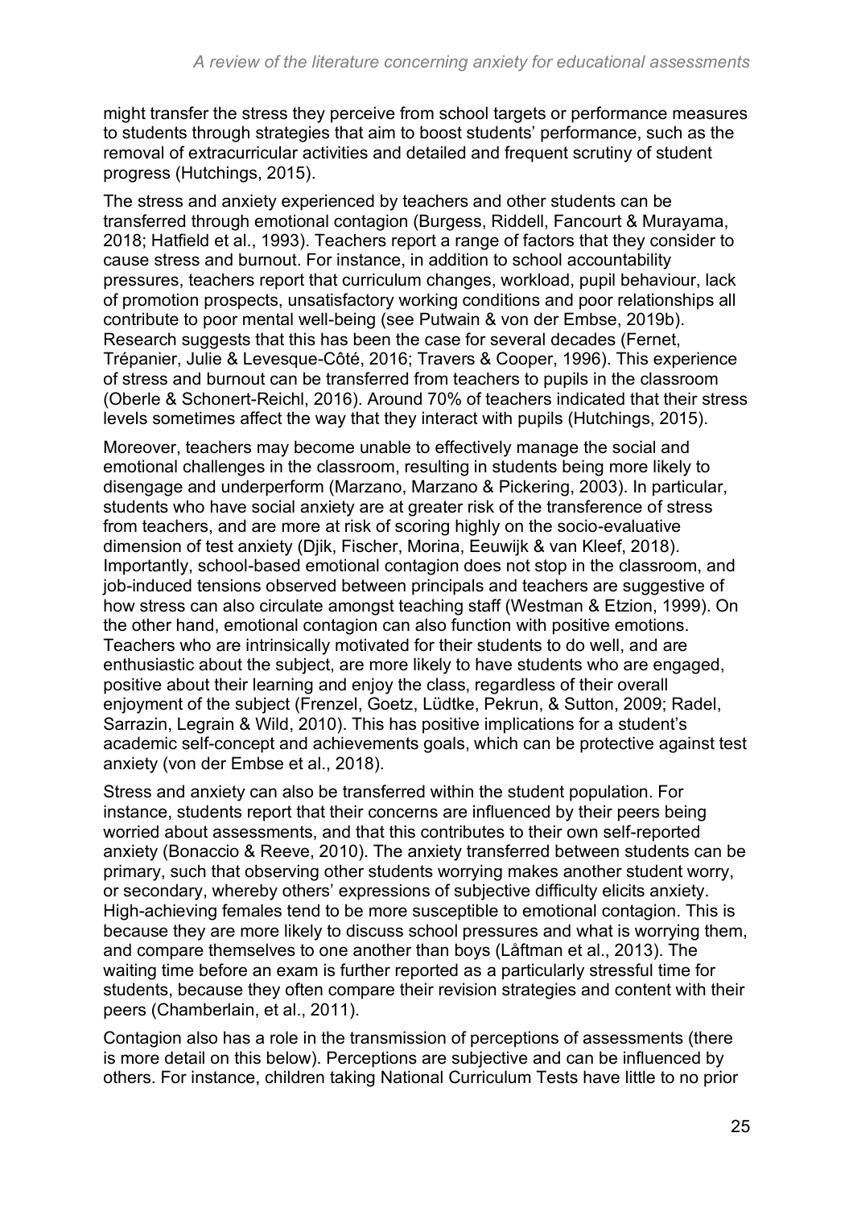might transfer the stress they perceive from school targets or performance measures to students through strategies that aim to boost students' performance, such as the removal of extracurricular activities and detailed and frequent scrutiny of student progress (Hutchings, 2015).

The stress and anxiety experienced by teachers and other students can be transferred through emotional contagion (Burgess, Riddell, Fancourt & Murayama, 2018; Hatfield et al., 1993). Teachers report a range of factors that they consider to cause stress and burnout. For instance, in addition to school accountability pressures, teachers report that curriculum changes, workload, pupil behaviour, lack of promotion prospects, unsatisfactory working conditions and poor relationships all contribute to poor mental well-being (see Putwain & von der Embse, 2019b). Research suggests that this has been the case for several decades (Fernet, Trépanier, Julie & Levesque-Côté, 2016; Travers & Cooper, 1996). This experience of stress and burnout can be transferred from teachers to pupils in the classroom (Oberle & Schonert-Reichl, 2016). Around 70% of teachers indicated that their stress levels sometimes affect the way that they interact with pupils (Hutchings, 2015).

Moreover, teachers may become unable to effectively manage the social and emotional challenges in the classroom, resulting in students being more likely to disengage and underperform (Marzano, Marzano & Pickering, 2003). In particular, students who have social anxiety are at greater risk of the transference of stress from teachers, and are more at risk of scoring highly on the socio-evaluative dimension of test anxiety (Djik, Fischer, Morina, Eeuwijk & van Kleef, 2018). Importantly, school-based emotional contagion does not stop in the classroom, and job-induced tensions observed between principals and teachers are suggestive of how stress can also circulate amongst teaching staff (Westman & Etzion, 1999). On the other hand, emotional contagion can also function with positive emotions. Teachers who are intrinsically motivated for their students to do well, and are enthusiastic about the subject, are more likely to have students who are engaged, positive about their learning and enjoy the class, regardless of their overall enjoyment of the subject (Frenzel, Goetz, Lüdtke, Pekrun, & Sutton, 2009; Radel, Sarrazin, Legrain & Wild, 2010). This has positive implications for a student's academic self-concept and achievements goals, which can be protective against test anxiety (von der Embse et al., 2018).

Stress and anxiety can also be transferred within the student population. For instance, students report that their concerns are influenced by their peers being worried about assessments, and that this contributes to their own self-reported anxiety (Bonaccio & Reeve, 2010). The anxiety transferred between students can be primary, such that observing other students worrying makes another student worry, or secondary, whereby others' expressions of subjective difficulty elicits anxiety. High-achieving females tend to be more susceptible to emotional contagion. This is because they are more likely to discuss school pressures and what is worrying them, and compare themselves to one another than boys (Låftman et al., 2013). The waiting time before an exam is further reported as a particularly stressful time for students, because they often compare their revision strategies and content with their peers (Chamberlain, et al., 2011).

Contagion also has a role in the transmission of perceptions of assessments (there is more detail on this below). Perceptions are subjective and can be influenced by others. For instance, children taking National Curriculum Tests have little to no prior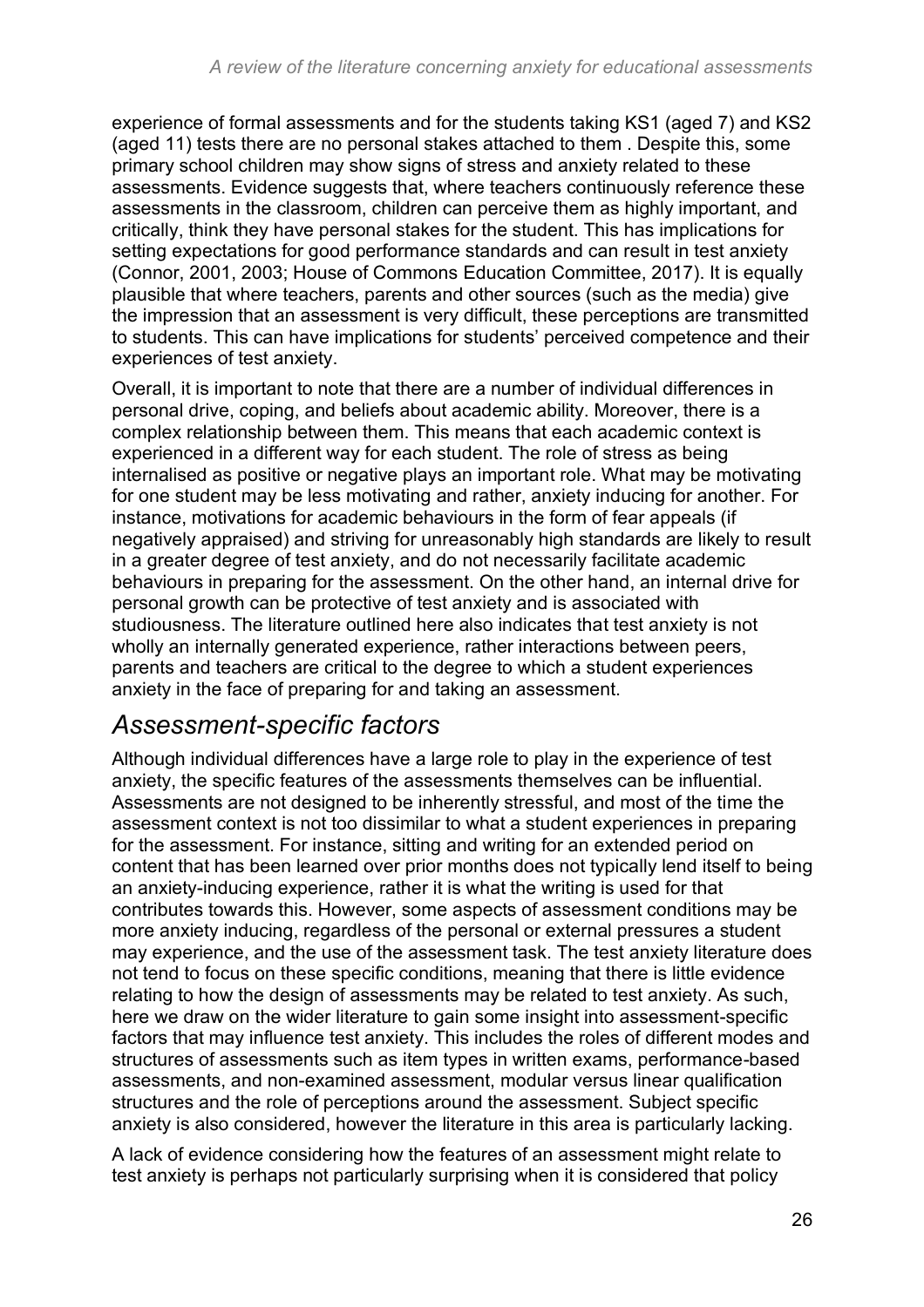experience of formal assessments and for the students taking KS1 (aged 7) and KS2 (aged 11) tests there are no personal stakes attached to them . Despite this, some primary school children may show signs of stress and anxiety related to these assessments. Evidence suggests that, where teachers continuously reference these assessments in the classroom, children can perceive them as highly important, and critically, think they have personal stakes for the student. This has implications for setting expectations for good performance standards and can result in test anxiety (Connor, 2001, 2003; House of Commons Education Committee, 2017). It is equally plausible that where teachers, parents and other sources (such as the media) give the impression that an assessment is very difficult, these perceptions are transmitted to students. This can have implications for students' perceived competence and their experiences of test anxiety.

Overall, it is important to note that there are a number of individual differences in personal drive, coping, and beliefs about academic ability. Moreover, there is a complex relationship between them. This means that each academic context is experienced in a different way for each student. The role of stress as being internalised as positive or negative plays an important role. What may be motivating for one student may be less motivating and rather, anxiety inducing for another. For instance, motivations for academic behaviours in the form of fear appeals (if negatively appraised) and striving for unreasonably high standards are likely to result in a greater degree of test anxiety, and do not necessarily facilitate academic behaviours in preparing for the assessment. On the other hand, an internal drive for personal growth can be protective of test anxiety and is associated with studiousness. The literature outlined here also indicates that test anxiety is not wholly an internally generated experience, rather interactions between peers, parents and teachers are critical to the degree to which a student experiences anxiety in the face of preparing for and taking an assessment.

## *Assessment-specific factors*

Although individual differences have a large role to play in the experience of test anxiety, the specific features of the assessments themselves can be influential. Assessments are not designed to be inherently stressful, and most of the time the assessment context is not too dissimilar to what a student experiences in preparing for the assessment. For instance, sitting and writing for an extended period on content that has been learned over prior months does not typically lend itself to being an anxiety-inducing experience, rather it is what the writing is used for that contributes towards this. However, some aspects of assessment conditions may be more anxiety inducing, regardless of the personal or external pressures a student may experience, and the use of the assessment task. The test anxiety literature does not tend to focus on these specific conditions, meaning that there is little evidence relating to how the design of assessments may be related to test anxiety. As such, here we draw on the wider literature to gain some insight into assessment-specific factors that may influence test anxiety. This includes the roles of different modes and structures of assessments such as item types in written exams, performance-based assessments, and non-examined assessment, modular versus linear qualification structures and the role of perceptions around the assessment. Subject specific anxiety is also considered, however the literature in this area is particularly lacking.

A lack of evidence considering how the features of an assessment might relate to test anxiety is perhaps not particularly surprising when it is considered that policy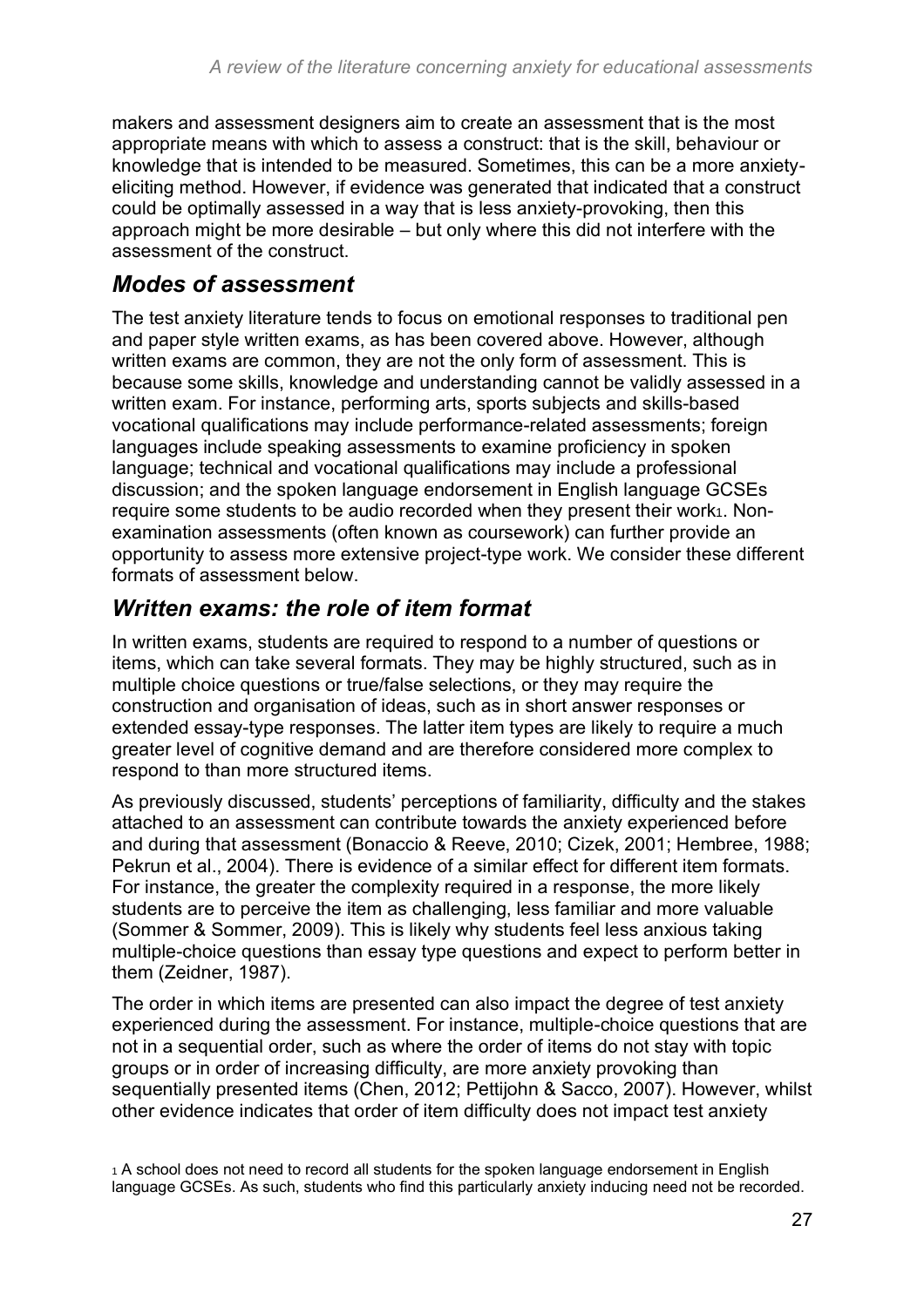makers and assessment designers aim to create an assessment that is the most appropriate means with which to assess a construct: that is the skill, behaviour or knowledge that is intended to be measured. Sometimes, this can be a more anxiety-eliciting method. However, if evidence was generated that indicated that a construct could be optimally assessed in a way that is less anxiety-provoking, then this approach might be more desirable – but only where this did not interfere with the assessment of the construct.

## *Modes of assessment*

The test anxiety literature tends to focus on emotional responses to traditional pen and paper style written exams, as has been covered above. However, although written exams are common, they are not the only form of assessment. This is because some skills, knowledge and understanding cannot be validly assessed in a written exam. For instance, performing arts, sports subjects and skills-based vocational qualifications may include performance-related assessments; foreign languages include speaking assessments to examine proficiency in spoken language; technical and vocational qualifications may include a professional discussion; and the spoken language endorsement in English language GCSEs require some students to be audio recorded when they present their work[1]. Non-examination assessments (often known as coursework) can further provide an opportunity to assess more extensive project-type work. We consider these different formats of assessment below.

## *Written exams: the role of item format*

In written exams, students are required to respond to a number of questions or items, which can take several formats. They may be highly structured, such as in multiple choice questions or true/false selections, or they may require the construction and organisation of ideas, such as in short answer responses or extended essay-type responses. The latter item types are likely to require a much greater level of cognitive demand and are therefore considered more complex to respond to than more structured items.

As previously discussed, students' perceptions of familiarity, difficulty and the stakes attached to an assessment can contribute towards the anxiety experienced before and during that assessment (Bonaccio & Reeve, 2010; Cizek, 2001; Hembree, 1988; Pekrun et al., 2004). There is evidence of a similar effect for different item formats. For instance, the greater the complexity required in a response, the more likely students are to perceive the item as challenging, less familiar and more valuable (Sommer & Sommer, 2009). This is likely why students feel less anxious taking multiple-choice questions than essay type questions and expect to perform better in them (Zeidner, 1987).

The order in which items are presented can also impact the degree of test anxiety experienced during the assessment. For instance, multiple-choice questions that are not in a sequential order, such as where the order of items do not stay with topic groups or in order of increasing difficulty, are more anxiety provoking than sequentially presented items (Chen, 2012; Pettijohn & Sacco, 2007). However, whilst other evidence indicates that order of item difficulty does not impact test anxiety

[1] A school does not need to record all students for the spoken language endorsement in English language GCSEs. As such, students who find this particularly anxiety inducing need not be recorded.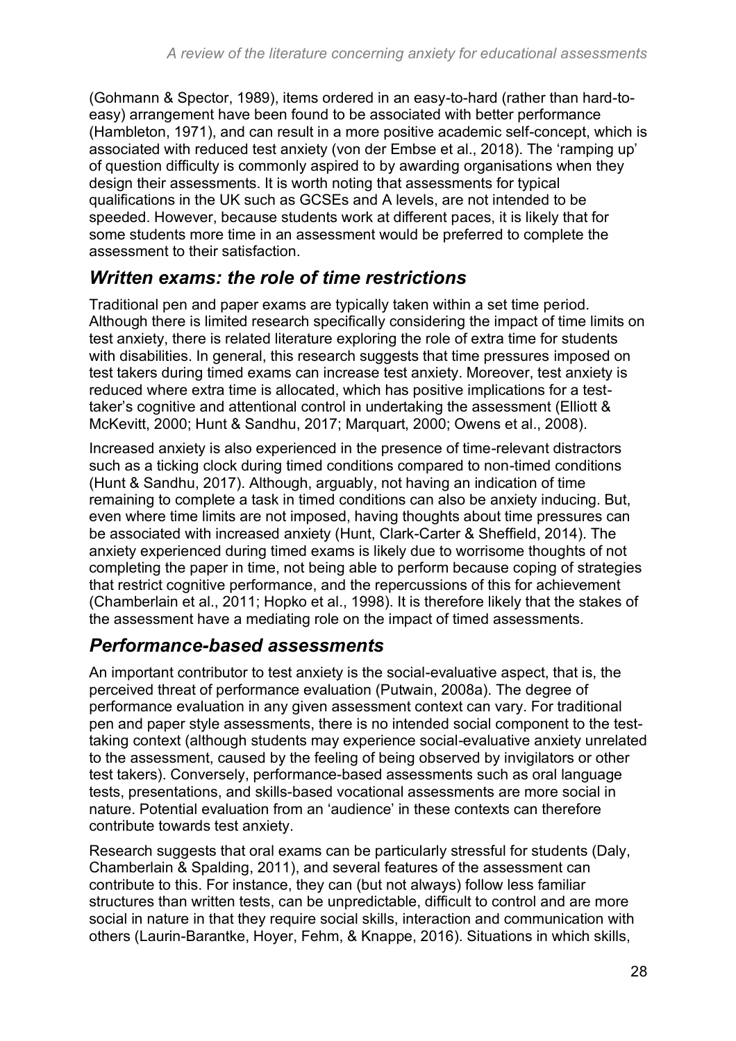(Gohmann & Spector, 1989), items ordered in an easy-to-hard (rather than hard-to-easy) arrangement have been found to be associated with better performance (Hambleton, 1971), and can result in a more positive academic self-concept, which is associated with reduced test anxiety (von der Embse et al., 2018). The 'ramping up' of question difficulty is commonly aspired to by awarding organisations when they design their assessments. It is worth noting that assessments for typical qualifications in the UK such as GCSEs and A levels, are not intended to be speeded. However, because students work at different paces, it is likely that for some students more time in an assessment would be preferred to complete the assessment to their satisfaction.

## *Written exams: the role of time restrictions*

Traditional pen and paper exams are typically taken within a set time period. Although there is limited research specifically considering the impact of time limits on test anxiety, there is related literature exploring the role of extra time for students with disabilities. In general, this research suggests that time pressures imposed on test takers during timed exams can increase test anxiety. Moreover, test anxiety is reduced where extra time is allocated, which has positive implications for a test-taker's cognitive and attentional control in undertaking the assessment (Elliott & McKevitt, 2000; Hunt & Sandhu, 2017; Marquart, 2000; Owens et al., 2008).

Increased anxiety is also experienced in the presence of time-relevant distractors such as a ticking clock during timed conditions compared to non-timed conditions (Hunt & Sandhu, 2017). Although, arguably, not having an indication of time remaining to complete a task in timed conditions can also be anxiety inducing. But, even where time limits are not imposed, having thoughts about time pressures can be associated with increased anxiety (Hunt, Clark-Carter & Sheffield, 2014). The anxiety experienced during timed exams is likely due to worrisome thoughts of not completing the paper in time, not being able to perform because coping of strategies that restrict cognitive performance, and the repercussions of this for achievement (Chamberlain et al., 2011; Hopko et al., 1998). It is therefore likely that the stakes of the assessment have a mediating role on the impact of timed assessments.

## *Performance-based assessments*

An important contributor to test anxiety is the social-evaluative aspect, that is, the perceived threat of performance evaluation (Putwain, 2008a). The degree of performance evaluation in any given assessment context can vary. For traditional pen and paper style assessments, there is no intended social component to the test-taking context (although students may experience social-evaluative anxiety unrelated to the assessment, caused by the feeling of being observed by invigilators or other test takers). Conversely, performance-based assessments such as oral language tests, presentations, and skills-based vocational assessments are more social in nature. Potential evaluation from an 'audience' in these contexts can therefore contribute towards test anxiety.

Research suggests that oral exams can be particularly stressful for students (Daly, Chamberlain & Spalding, 2011), and several features of the assessment can contribute to this. For instance, they can (but not always) follow less familiar structures than written tests, can be unpredictable, difficult to control and are more social in nature in that they require social skills, interaction and communication with others (Laurin-Barantke, Hoyer, Fehm, & Knappe, 2016). Situations in which skills,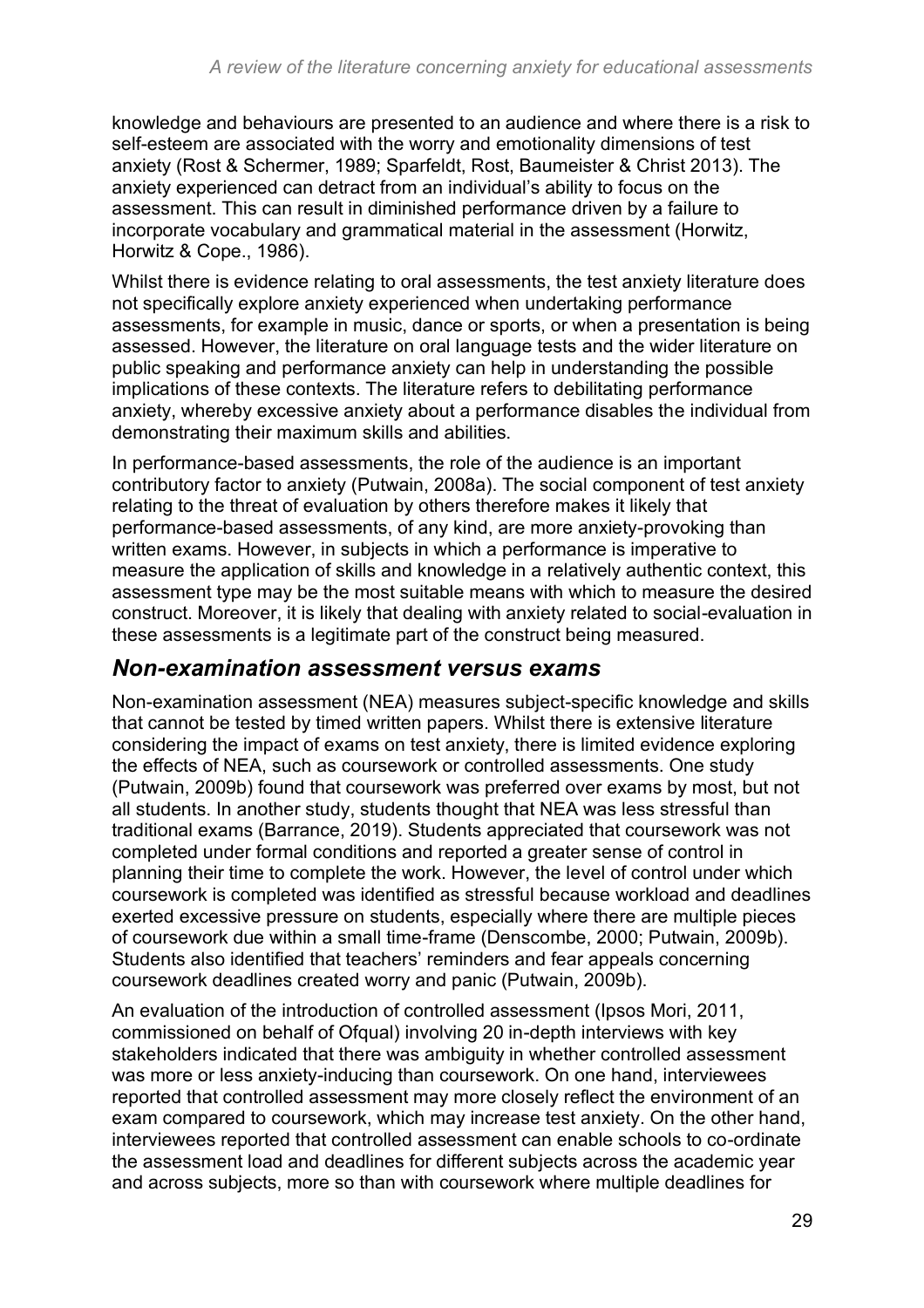knowledge and behaviours are presented to an audience and where there is a risk to self-esteem are associated with the worry and emotionality dimensions of test anxiety (Rost & Schermer, 1989; Sparfeldt, Rost, Baumeister & Christ 2013). The anxiety experienced can detract from an individual's ability to focus on the assessment. This can result in diminished performance driven by a failure to incorporate vocabulary and grammatical material in the assessment (Horwitz, Horwitz & Cope., 1986).

Whilst there is evidence relating to oral assessments, the test anxiety literature does not specifically explore anxiety experienced when undertaking performance assessments, for example in music, dance or sports, or when a presentation is being assessed. However, the literature on oral language tests and the wider literature on public speaking and performance anxiety can help in understanding the possible implications of these contexts. The literature refers to debilitating performance anxiety, whereby excessive anxiety about a performance disables the individual from demonstrating their maximum skills and abilities.

In performance-based assessments, the role of the audience is an important contributory factor to anxiety (Putwain, 2008a). The social component of test anxiety relating to the threat of evaluation by others therefore makes it likely that performance-based assessments, of any kind, are more anxiety-provoking than written exams. However, in subjects in which a performance is imperative to measure the application of skills and knowledge in a relatively authentic context, this assessment type may be the most suitable means with which to measure the desired construct. Moreover, it is likely that dealing with anxiety related to social-evaluation in these assessments is a legitimate part of the construct being measured.

## *Non-examination assessment versus exams*

Non-examination assessment (NEA) measures subject-specific knowledge and skills that cannot be tested by timed written papers. Whilst there is extensive literature considering the impact of exams on test anxiety, there is limited evidence exploring the effects of NEA, such as coursework or controlled assessments. One study (Putwain, 2009b) found that coursework was preferred over exams by most, but not all students. In another study, students thought that NEA was less stressful than traditional exams (Barrance, 2019). Students appreciated that coursework was not completed under formal conditions and reported a greater sense of control in planning their time to complete the work. However, the level of control under which coursework is completed was identified as stressful because workload and deadlines exerted excessive pressure on students, especially where there are multiple pieces of coursework due within a small time-frame (Denscombe, 2000; Putwain, 2009b). Students also identified that teachers' reminders and fear appeals concerning coursework deadlines created worry and panic (Putwain, 2009b).

An evaluation of the introduction of controlled assessment (Ipsos Mori, 2011, commissioned on behalf of Ofqual) involving 20 in-depth interviews with key stakeholders indicated that there was ambiguity in whether controlled assessment was more or less anxiety-inducing than coursework. On one hand, interviewees reported that controlled assessment may more closely reflect the environment of an exam compared to coursework, which may increase test anxiety. On the other hand, interviewees reported that controlled assessment can enable schools to co-ordinate the assessment load and deadlines for different subjects across the academic year and across subjects, more so than with coursework where multiple deadlines for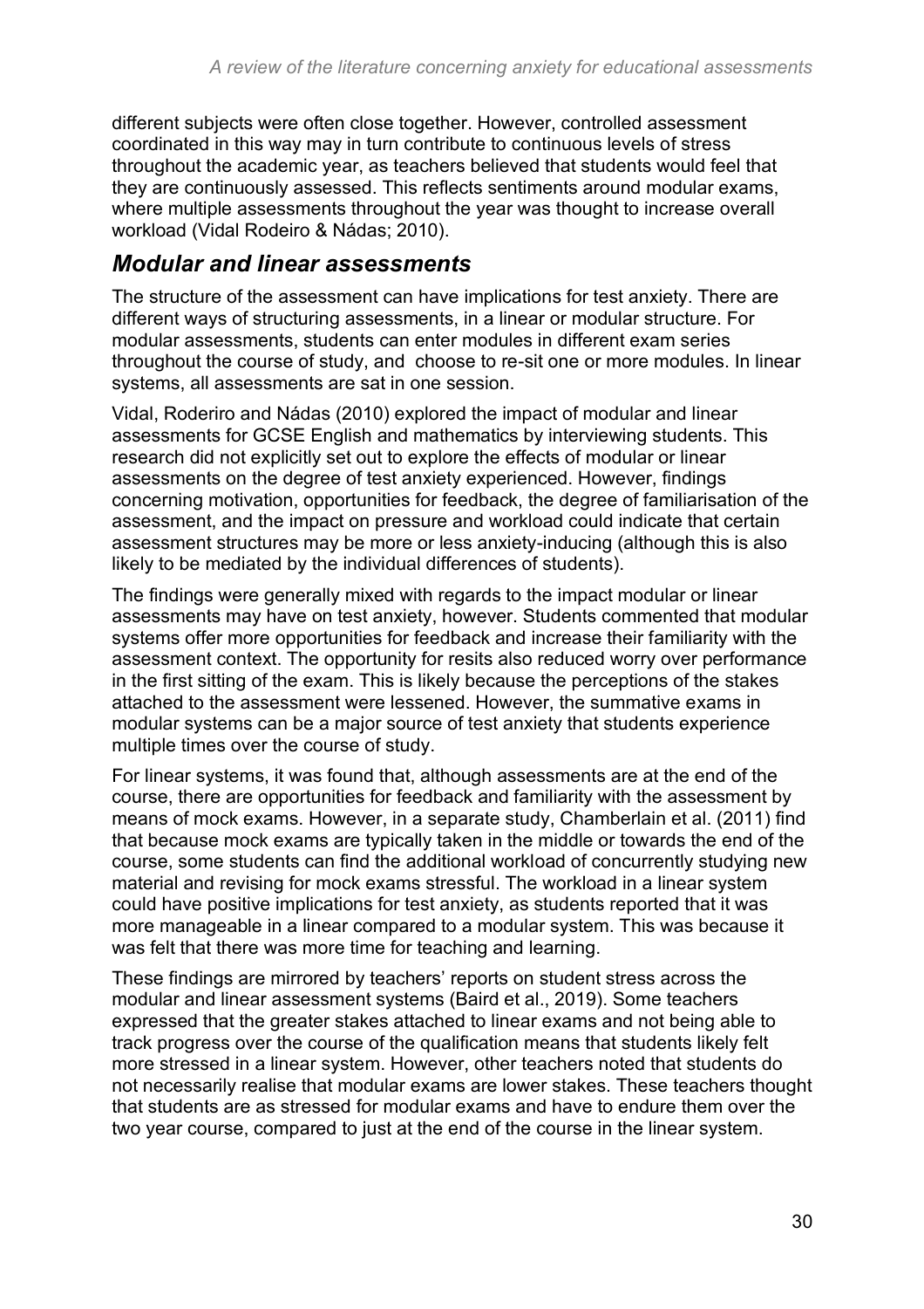different subjects were often close together. However, controlled assessment coordinated in this way may in turn contribute to continuous levels of stress throughout the academic year, as teachers believed that students would feel that they are continuously assessed. This reflects sentiments around modular exams, where multiple assessments throughout the year was thought to increase overall workload (Vidal Rodeiro & Nádas; 2010).

## *Modular and linear assessments*

The structure of the assessment can have implications for test anxiety. There are different ways of structuring assessments, in a linear or modular structure. For modular assessments, students can enter modules in different exam series throughout the course of study, and choose to re-sit one or more modules. In linear systems, all assessments are sat in one session.

Vidal, Roderiro and Nádas (2010) explored the impact of modular and linear assessments for GCSE English and mathematics by interviewing students. This research did not explicitly set out to explore the effects of modular or linear assessments on the degree of test anxiety experienced. However, findings concerning motivation, opportunities for feedback, the degree of familiarisation of the assessment, and the impact on pressure and workload could indicate that certain assessment structures may be more or less anxiety-inducing (although this is also likely to be mediated by the individual differences of students).

The findings were generally mixed with regards to the impact modular or linear assessments may have on test anxiety, however. Students commented that modular systems offer more opportunities for feedback and increase their familiarity with the assessment context. The opportunity for resits also reduced worry over performance in the first sitting of the exam. This is likely because the perceptions of the stakes attached to the assessment were lessened. However, the summative exams in modular systems can be a major source of test anxiety that students experience multiple times over the course of study.

For linear systems, it was found that, although assessments are at the end of the course, there are opportunities for feedback and familiarity with the assessment by means of mock exams. However, in a separate study, Chamberlain et al. (2011) find that because mock exams are typically taken in the middle or towards the end of the course, some students can find the additional workload of concurrently studying new material and revising for mock exams stressful. The workload in a linear system could have positive implications for test anxiety, as students reported that it was more manageable in a linear compared to a modular system. This was because it was felt that there was more time for teaching and learning.

These findings are mirrored by teachers' reports on student stress across the modular and linear assessment systems (Baird et al., 2019). Some teachers expressed that the greater stakes attached to linear exams and not being able to track progress over the course of the qualification means that students likely felt more stressed in a linear system. However, other teachers noted that students do not necessarily realise that modular exams are lower stakes. These teachers thought that students are as stressed for modular exams and have to endure them over the two year course, compared to just at the end of the course in the linear system.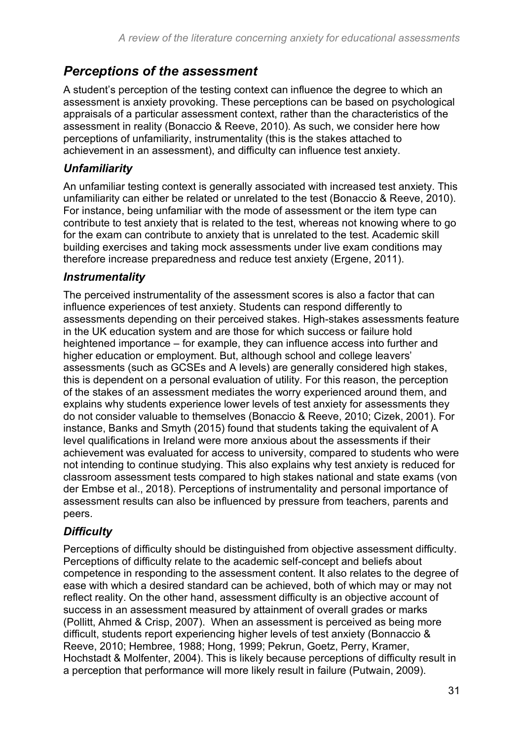## *Perceptions of the assessment*

A student's perception of the testing context can influence the degree to which an assessment is anxiety provoking. These perceptions can be based on psychological appraisals of a particular assessment context, rather than the characteristics of the assessment in reality (Bonaccio & Reeve, 2010). As such, we consider here how perceptions of unfamiliarity, instrumentality (this is the stakes attached to achievement in an assessment), and difficulty can influence test anxiety.

### *Unfamiliarity*

An unfamiliar testing context is generally associated with increased test anxiety. This unfamiliarity can either be related or unrelated to the test (Bonaccio & Reeve, 2010). For instance, being unfamiliar with the mode of assessment or the item type can contribute to test anxiety that is related to the test, whereas not knowing where to go for the exam can contribute to anxiety that is unrelated to the test. Academic skill building exercises and taking mock assessments under live exam conditions may therefore increase preparedness and reduce test anxiety (Ergene, 2011).

### *Instrumentality*

The perceived instrumentality of the assessment scores is also a factor that can influence experiences of test anxiety. Students can respond differently to assessments depending on their perceived stakes. High-stakes assessments feature in the UK education system and are those for which success or failure hold heightened importance – for example, they can influence access into further and higher education or employment. But, although school and college leavers' assessments (such as GCSEs and A levels) are generally considered high stakes, this is dependent on a personal evaluation of utility. For this reason, the perception of the stakes of an assessment mediates the worry experienced around them, and explains why students experience lower levels of test anxiety for assessments they do not consider valuable to themselves (Bonaccio & Reeve, 2010; Cizek, 2001). For instance, Banks and Smyth (2015) found that students taking the equivalent of A level qualifications in Ireland were more anxious about the assessments if their achievement was evaluated for access to university, compared to students who were not intending to continue studying. This also explains why test anxiety is reduced for classroom assessment tests compared to high stakes national and state exams (von der Embse et al., 2018). Perceptions of instrumentality and personal importance of assessment results can also be influenced by pressure from teachers, parents and peers.

### *Difficulty*

Perceptions of difficulty should be distinguished from objective assessment difficulty. Perceptions of difficulty relate to the academic self-concept and beliefs about competence in responding to the assessment content. It also relates to the degree of ease with which a desired standard can be achieved, both of which may or may not reflect reality. On the other hand, assessment difficulty is an objective account of success in an assessment measured by attainment of overall grades or marks (Pollitt, Ahmed & Crisp, 2007). When an assessment is perceived as being more difficult, students report experiencing higher levels of test anxiety (Bonnaccio & Reeve, 2010; Hembree, 1988; Hong, 1999; Pekrun, Goetz, Perry, Kramer, Hochstadt & Molfenter, 2004). This is likely because perceptions of difficulty result in a perception that performance will more likely result in failure (Putwain, 2009).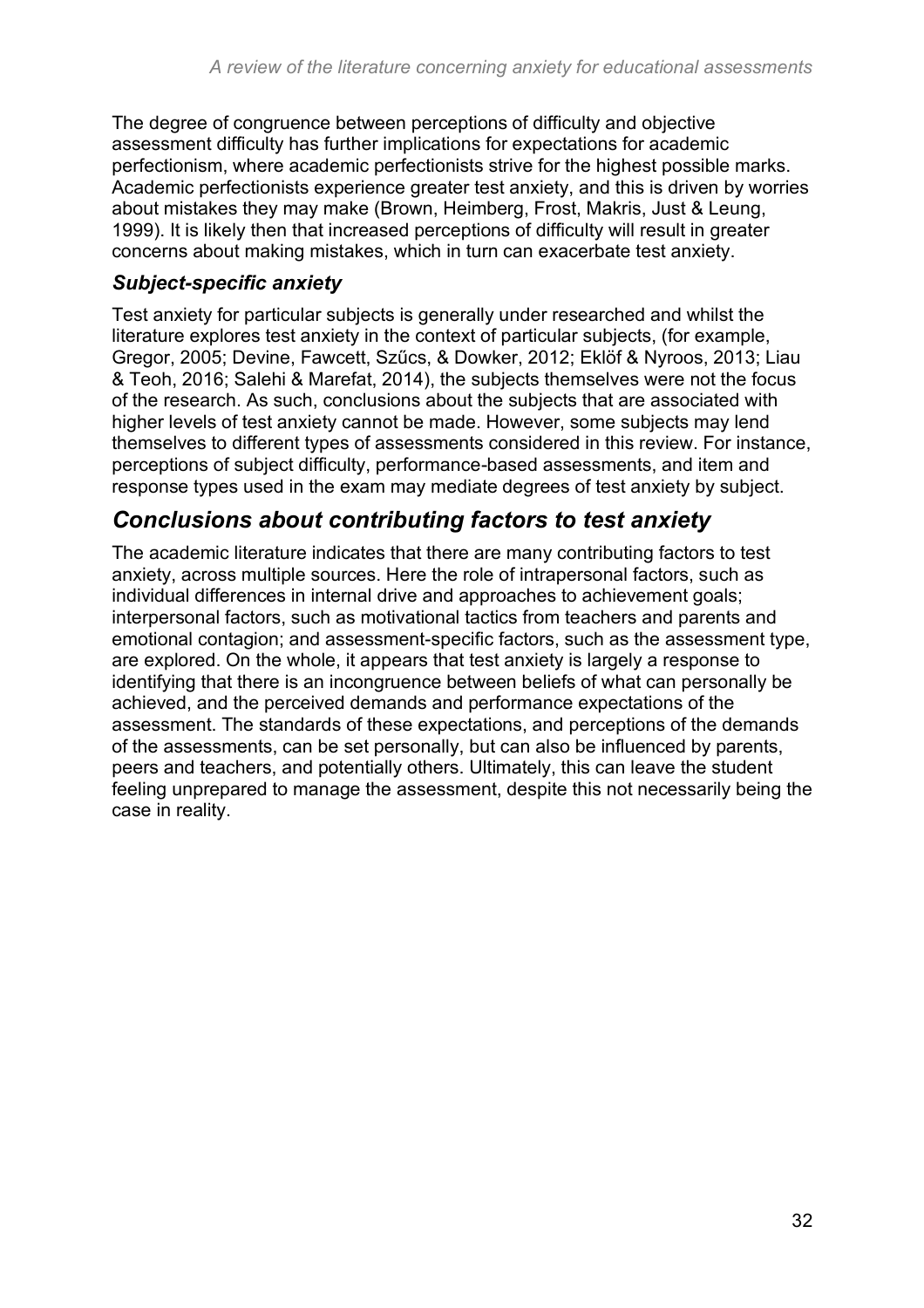The degree of congruence between perceptions of difficulty and objective assessment difficulty has further implications for expectations for academic perfectionism, where academic perfectionists strive for the highest possible marks. Academic perfectionists experience greater test anxiety, and this is driven by worries about mistakes they may make (Brown, Heimberg, Frost, Makris, Just & Leung, 1999). It is likely then that increased perceptions of difficulty will result in greater concerns about making mistakes, which in turn can exacerbate test anxiety.

### *Subject-specific anxiety*

Test anxiety for particular subjects is generally under researched and whilst the literature explores test anxiety in the context of particular subjects, (for example, Gregor, 2005; Devine, Fawcett, Szűcs, & Dowker, 2012; Eklöf & Nyroos, 2013; Liau & Teoh, 2016; Salehi & Marefat, 2014), the subjects themselves were not the focus of the research. As such, conclusions about the subjects that are associated with higher levels of test anxiety cannot be made. However, some subjects may lend themselves to different types of assessments considered in this review. For instance, perceptions of subject difficulty, performance-based assessments, and item and response types used in the exam may mediate degrees of test anxiety by subject.

## *Conclusions about contributing factors to test anxiety*

The academic literature indicates that there are many contributing factors to test anxiety, across multiple sources. Here the role of intrapersonal factors, such as individual differences in internal drive and approaches to achievement goals; interpersonal factors, such as motivational tactics from teachers and parents and emotional contagion; and assessment-specific factors, such as the assessment type, are explored. On the whole, it appears that test anxiety is largely a response to identifying that there is an incongruence between beliefs of what can personally be achieved, and the perceived demands and performance expectations of the assessment. The standards of these expectations, and perceptions of the demands of the assessments, can be set personally, but can also be influenced by parents, peers and teachers, and potentially others. Ultimately, this can leave the student feeling unprepared to manage the assessment, despite this not necessarily being the case in reality.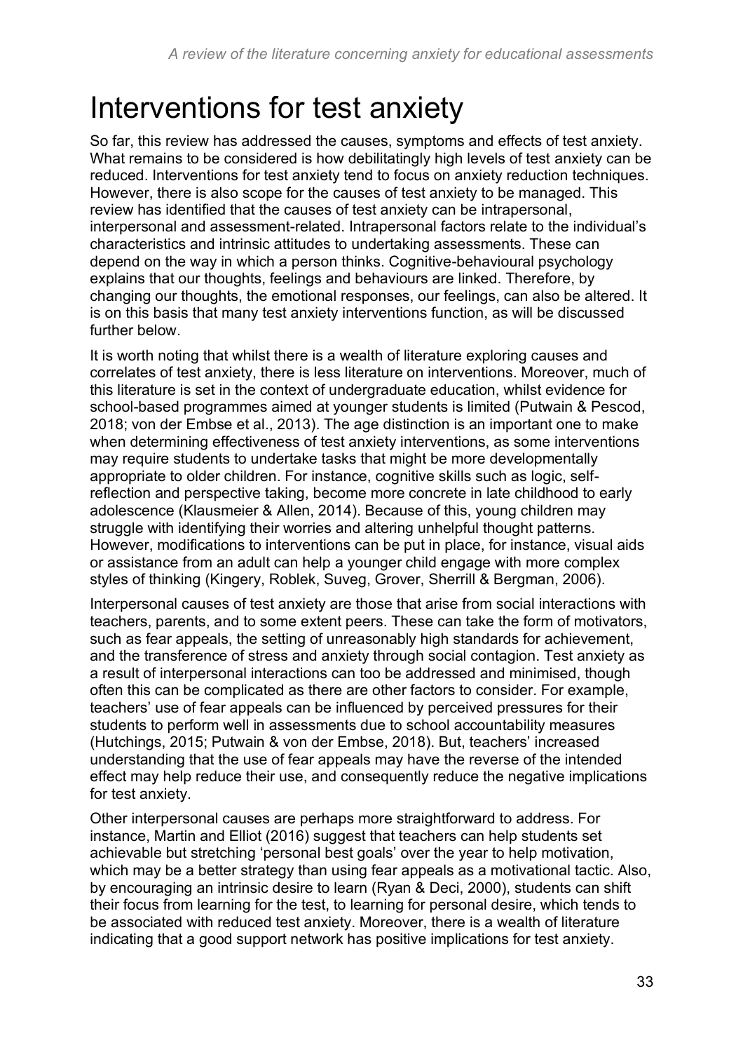# Interventions for test anxiety

So far, this review has addressed the causes, symptoms and effects of test anxiety. What remains to be considered is how debilitatingly high levels of test anxiety can be reduced. Interventions for test anxiety tend to focus on anxiety reduction techniques. However, there is also scope for the causes of test anxiety to be managed. This review has identified that the causes of test anxiety can be intrapersonal, interpersonal and assessment-related. Intrapersonal factors relate to the individual's characteristics and intrinsic attitudes to undertaking assessments. These can depend on the way in which a person thinks. Cognitive-behavioural psychology explains that our thoughts, feelings and behaviours are linked. Therefore, by changing our thoughts, the emotional responses, our feelings, can also be altered. It is on this basis that many test anxiety interventions function, as will be discussed further below.

It is worth noting that whilst there is a wealth of literature exploring causes and correlates of test anxiety, there is less literature on interventions. Moreover, much of this literature is set in the context of undergraduate education, whilst evidence for school-based programmes aimed at younger students is limited (Putwain & Pescod, 2018; von der Embse et al., 2013). The age distinction is an important one to make when determining effectiveness of test anxiety interventions, as some interventions may require students to undertake tasks that might be more developmentally appropriate to older children. For instance, cognitive skills such as logic, self-reflection and perspective taking, become more concrete in late childhood to early adolescence (Klausmeier & Allen, 2014). Because of this, young children may struggle with identifying their worries and altering unhelpful thought patterns. However, modifications to interventions can be put in place, for instance, visual aids or assistance from an adult can help a younger child engage with more complex styles of thinking (Kingery, Roblek, Suveg, Grover, Sherrill & Bergman, 2006).

Interpersonal causes of test anxiety are those that arise from social interactions with teachers, parents, and to some extent peers. These can take the form of motivators, such as fear appeals, the setting of unreasonably high standards for achievement, and the transference of stress and anxiety through social contagion. Test anxiety as a result of interpersonal interactions can too be addressed and minimised, though often this can be complicated as there are other factors to consider. For example, teachers' use of fear appeals can be influenced by perceived pressures for their students to perform well in assessments due to school accountability measures (Hutchings, 2015; Putwain & von der Embse, 2018). But, teachers' increased understanding that the use of fear appeals may have the reverse of the intended effect may help reduce their use, and consequently reduce the negative implications for test anxiety.

Other interpersonal causes are perhaps more straightforward to address. For instance, Martin and Elliot (2016) suggest that teachers can help students set achievable but stretching 'personal best goals' over the year to help motivation, which may be a better strategy than using fear appeals as a motivational tactic. Also, by encouraging an intrinsic desire to learn (Ryan & Deci, 2000), students can shift their focus from learning for the test, to learning for personal desire, which tends to be associated with reduced test anxiety. Moreover, there is a wealth of literature indicating that a good support network has positive implications for test anxiety.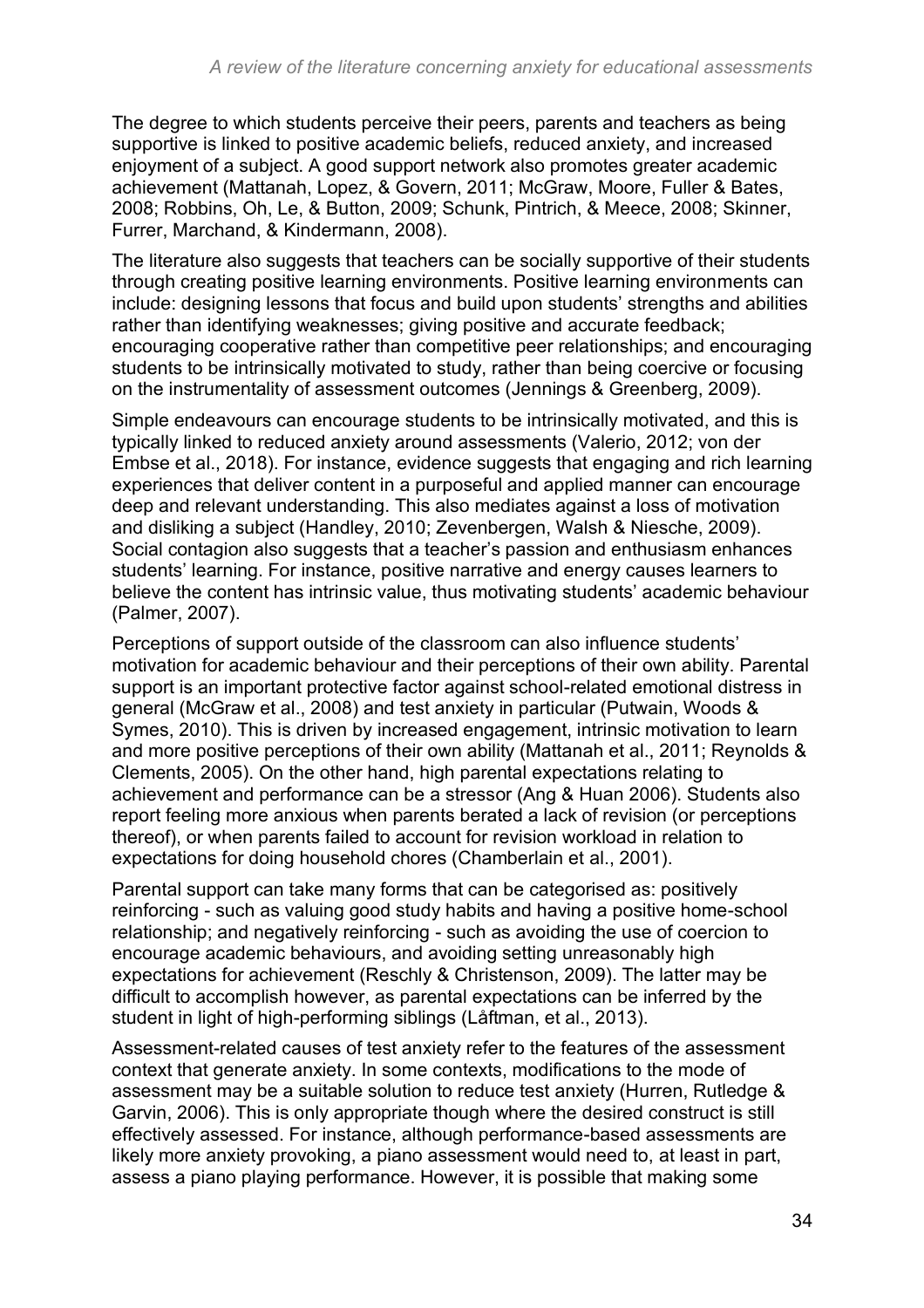The degree to which students perceive their peers, parents and teachers as being supportive is linked to positive academic beliefs, reduced anxiety, and increased enjoyment of a subject. A good support network also promotes greater academic achievement (Mattanah, Lopez, & Govern, 2011; McGraw, Moore, Fuller & Bates, 2008; Robbins, Oh, Le, & Button, 2009; Schunk, Pintrich, & Meece, 2008; Skinner, Furrer, Marchand, & Kindermann, 2008).

The literature also suggests that teachers can be socially supportive of their students through creating positive learning environments. Positive learning environments can include: designing lessons that focus and build upon students' strengths and abilities rather than identifying weaknesses; giving positive and accurate feedback; encouraging cooperative rather than competitive peer relationships; and encouraging students to be intrinsically motivated to study, rather than being coercive or focusing on the instrumentality of assessment outcomes (Jennings & Greenberg, 2009).

Simple endeavours can encourage students to be intrinsically motivated, and this is typically linked to reduced anxiety around assessments (Valerio, 2012; von der Embse et al., 2018). For instance, evidence suggests that engaging and rich learning experiences that deliver content in a purposeful and applied manner can encourage deep and relevant understanding. This also mediates against a loss of motivation and disliking a subject (Handley, 2010; Zevenbergen, Walsh & Niesche, 2009). Social contagion also suggests that a teacher's passion and enthusiasm enhances students' learning. For instance, positive narrative and energy causes learners to believe the content has intrinsic value, thus motivating students' academic behaviour (Palmer, 2007).

Perceptions of support outside of the classroom can also influence students' motivation for academic behaviour and their perceptions of their own ability. Parental support is an important protective factor against school-related emotional distress in general (McGraw et al., 2008) and test anxiety in particular (Putwain, Woods & Symes, 2010). This is driven by increased engagement, intrinsic motivation to learn and more positive perceptions of their own ability (Mattanah et al., 2011; Reynolds & Clements, 2005). On the other hand, high parental expectations relating to achievement and performance can be a stressor (Ang & Huan 2006). Students also report feeling more anxious when parents berated a lack of revision (or perceptions thereof), or when parents failed to account for revision workload in relation to expectations for doing household chores (Chamberlain et al., 2001).

Parental support can take many forms that can be categorised as: positively reinforcing - such as valuing good study habits and having a positive home-school relationship; and negatively reinforcing - such as avoiding the use of coercion to encourage academic behaviours, and avoiding setting unreasonably high expectations for achievement (Reschly & Christenson, 2009). The latter may be difficult to accomplish however, as parental expectations can be inferred by the student in light of high-performing siblings (Låftman, et al., 2013).

Assessment-related causes of test anxiety refer to the features of the assessment context that generate anxiety. In some contexts, modifications to the mode of assessment may be a suitable solution to reduce test anxiety (Hurren, Rutledge & Garvin, 2006). This is only appropriate though where the desired construct is still effectively assessed. For instance, although performance-based assessments are likely more anxiety provoking, a piano assessment would need to, at least in part, assess a piano playing performance. However, it is possible that making some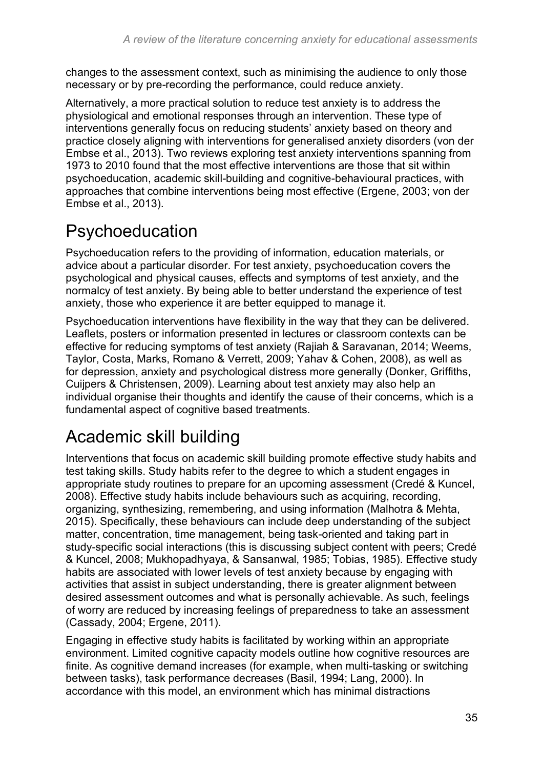changes to the assessment context, such as minimising the audience to only those necessary or by pre-recording the performance, could reduce anxiety.

Alternatively, a more practical solution to reduce test anxiety is to address the physiological and emotional responses through an intervention. These type of interventions generally focus on reducing students' anxiety based on theory and practice closely aligning with interventions for generalised anxiety disorders (von der Embse et al., 2013). Two reviews exploring test anxiety interventions spanning from 1973 to 2010 found that the most effective interventions are those that sit within psychoeducation, academic skill-building and cognitive-behavioural practices, with approaches that combine interventions being most effective (Ergene, 2003; von der Embse et al., 2013).

# Psychoeducation

Psychoeducation refers to the providing of information, education materials, or advice about a particular disorder. For test anxiety, psychoeducation covers the psychological and physical causes, effects and symptoms of test anxiety, and the normalcy of test anxiety. By being able to better understand the experience of test anxiety, those who experience it are better equipped to manage it.

Psychoeducation interventions have flexibility in the way that they can be delivered. Leaflets, posters or information presented in lectures or classroom contexts can be effective for reducing symptoms of test anxiety (Rajiah & Saravanan, 2014; Weems, Taylor, Costa, Marks, Romano & Verrett, 2009; Yahav & Cohen, 2008), as well as for depression, anxiety and psychological distress more generally (Donker, Griffiths, Cuijpers & Christensen, 2009). Learning about test anxiety may also help an individual organise their thoughts and identify the cause of their concerns, which is a fundamental aspect of cognitive based treatments.

# Academic skill building

Interventions that focus on academic skill building promote effective study habits and test taking skills. Study habits refer to the degree to which a student engages in appropriate study routines to prepare for an upcoming assessment (Credé & Kuncel, 2008). Effective study habits include behaviours such as acquiring, recording, organizing, synthesizing, remembering, and using information (Malhotra & Mehta, 2015). Specifically, these behaviours can include deep understanding of the subject matter, concentration, time management, being task-oriented and taking part in study-specific social interactions (this is discussing subject content with peers; Credé & Kuncel, 2008; Mukhopadhyaya, & Sansanwal, 1985; Tobias, 1985). Effective study habits are associated with lower levels of test anxiety because by engaging with activities that assist in subject understanding, there is greater alignment between desired assessment outcomes and what is personally achievable. As such, feelings of worry are reduced by increasing feelings of preparedness to take an assessment (Cassady, 2004; Ergene, 2011).

Engaging in effective study habits is facilitated by working within an appropriate environment. Limited cognitive capacity models outline how cognitive resources are finite. As cognitive demand increases (for example, when multi-tasking or switching between tasks), task performance decreases (Basil, 1994; Lang, 2000). In accordance with this model, an environment which has minimal distractions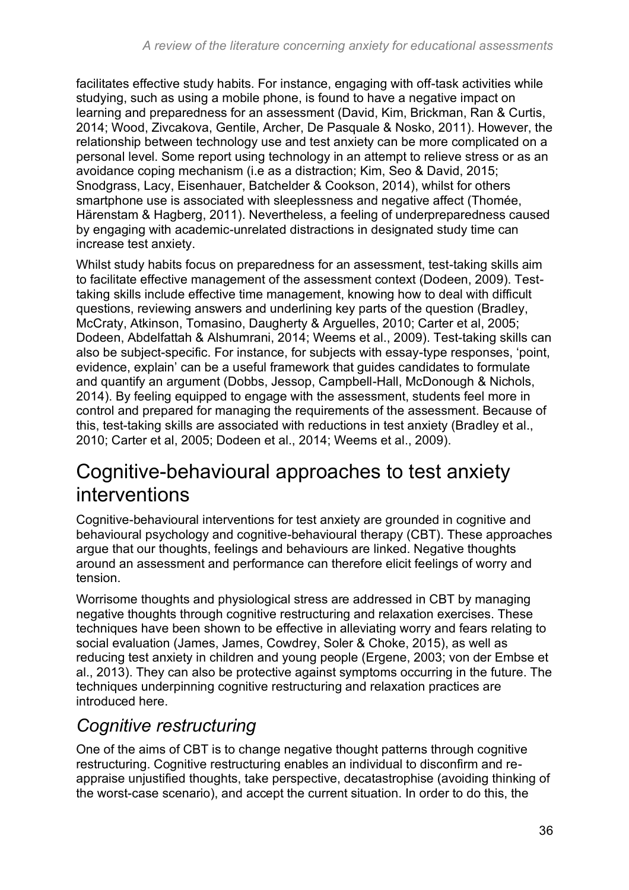facilitates effective study habits. For instance, engaging with off-task activities while studying, such as using a mobile phone, is found to have a negative impact on learning and preparedness for an assessment (David, Kim, Brickman, Ran & Curtis, 2014; Wood, Zivcakova, Gentile, Archer, De Pasquale & Nosko, 2011). However, the relationship between technology use and test anxiety can be more complicated on a personal level. Some report using technology in an attempt to relieve stress or as an avoidance coping mechanism (i.e as a distraction; Kim, Seo & David, 2015; Snodgrass, Lacy, Eisenhauer, Batchelder & Cookson, 2014), whilst for others smartphone use is associated with sleeplessness and negative affect (Thomée, Härenstam & Hagberg, 2011). Nevertheless, a feeling of underpreparedness caused by engaging with academic-unrelated distractions in designated study time can increase test anxiety.

Whilst study habits focus on preparedness for an assessment, test-taking skills aim to facilitate effective management of the assessment context (Dodeen, 2009). Test-taking skills include effective time management, knowing how to deal with difficult questions, reviewing answers and underlining key parts of the question (Bradley, McCraty, Atkinson, Tomasino, Daugherty & Arguelles, 2010; Carter et al, 2005; Dodeen, Abdelfattah & Alshumrani, 2014; Weems et al., 2009). Test-taking skills can also be subject-specific. For instance, for subjects with essay-type responses, 'point, evidence, explain' can be a useful framework that guides candidates to formulate and quantify an argument (Dobbs, Jessop, Campbell-Hall, McDonough & Nichols, 2014). By feeling equipped to engage with the assessment, students feel more in control and prepared for managing the requirements of the assessment. Because of this, test-taking skills are associated with reductions in test anxiety (Bradley et al., 2010; Carter et al, 2005; Dodeen et al., 2014; Weems et al., 2009).

## Cognitive-behavioural approaches to test anxiety interventions

Cognitive-behavioural interventions for test anxiety are grounded in cognitive and behavioural psychology and cognitive-behavioural therapy (CBT). These approaches argue that our thoughts, feelings and behaviours are linked. Negative thoughts around an assessment and performance can therefore elicit feelings of worry and tension.

Worrisome thoughts and physiological stress are addressed in CBT by managing negative thoughts through cognitive restructuring and relaxation exercises. These techniques have been shown to be effective in alleviating worry and fears relating to social evaluation (James, James, Cowdrey, Soler & Choke, 2015), as well as reducing test anxiety in children and young people (Ergene, 2003; von der Embse et al., 2013). They can also be protective against symptoms occurring in the future. The techniques underpinning cognitive restructuring and relaxation practices are introduced here.

### *Cognitive restructuring*

One of the aims of CBT is to change negative thought patterns through cognitive restructuring. Cognitive restructuring enables an individual to disconfirm and re-appraise unjustified thoughts, take perspective, decatastrophise (avoiding thinking of the worst-case scenario), and accept the current situation. In order to do this, the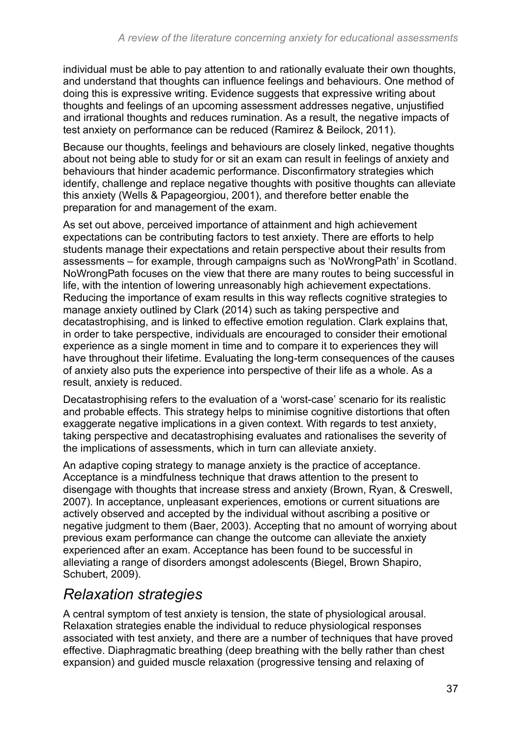individual must be able to pay attention to and rationally evaluate their own thoughts, and understand that thoughts can influence feelings and behaviours. One method of doing this is expressive writing. Evidence suggests that expressive writing about thoughts and feelings of an upcoming assessment addresses negative, unjustified and irrational thoughts and reduces rumination. As a result, the negative impacts of test anxiety on performance can be reduced (Ramirez & Beilock, 2011).

Because our thoughts, feelings and behaviours are closely linked, negative thoughts about not being able to study for or sit an exam can result in feelings of anxiety and behaviours that hinder academic performance. Disconfirmatory strategies which identify, challenge and replace negative thoughts with positive thoughts can alleviate this anxiety (Wells & Papageorgiou, 2001), and therefore better enable the preparation for and management of the exam.

As set out above, perceived importance of attainment and high achievement expectations can be contributing factors to test anxiety. There are efforts to help students manage their expectations and retain perspective about their results from assessments – for example, through campaigns such as 'NoWrongPath' in Scotland. NoWrongPath focuses on the view that there are many routes to being successful in life, with the intention of lowering unreasonably high achievement expectations. Reducing the importance of exam results in this way reflects cognitive strategies to manage anxiety outlined by Clark (2014) such as taking perspective and decatastrophising, and is linked to effective emotion regulation. Clark explains that, in order to take perspective, individuals are encouraged to consider their emotional experience as a single moment in time and to compare it to experiences they will have throughout their lifetime. Evaluating the long-term consequences of the causes of anxiety also puts the experience into perspective of their life as a whole. As a result, anxiety is reduced.

Decatastrophising refers to the evaluation of a 'worst-case' scenario for its realistic and probable effects. This strategy helps to minimise cognitive distortions that often exaggerate negative implications in a given context. With regards to test anxiety, taking perspective and decatastrophising evaluates and rationalises the severity of the implications of assessments, which in turn can alleviate anxiety.

An adaptive coping strategy to manage anxiety is the practice of acceptance. Acceptance is a mindfulness technique that draws attention to the present to disengage with thoughts that increase stress and anxiety (Brown, Ryan, & Creswell, 2007). In acceptance, unpleasant experiences, emotions or current situations are actively observed and accepted by the individual without ascribing a positive or negative judgment to them (Baer, 2003). Accepting that no amount of worrying about previous exam performance can change the outcome can alleviate the anxiety experienced after an exam. Acceptance has been found to be successful in alleviating a range of disorders amongst adolescents (Biegel, Brown Shapiro, Schubert, 2009).

## *Relaxation strategies*

A central symptom of test anxiety is tension, the state of physiological arousal. Relaxation strategies enable the individual to reduce physiological responses associated with test anxiety, and there are a number of techniques that have proved effective. Diaphragmatic breathing (deep breathing with the belly rather than chest expansion) and guided muscle relaxation (progressive tensing and relaxing of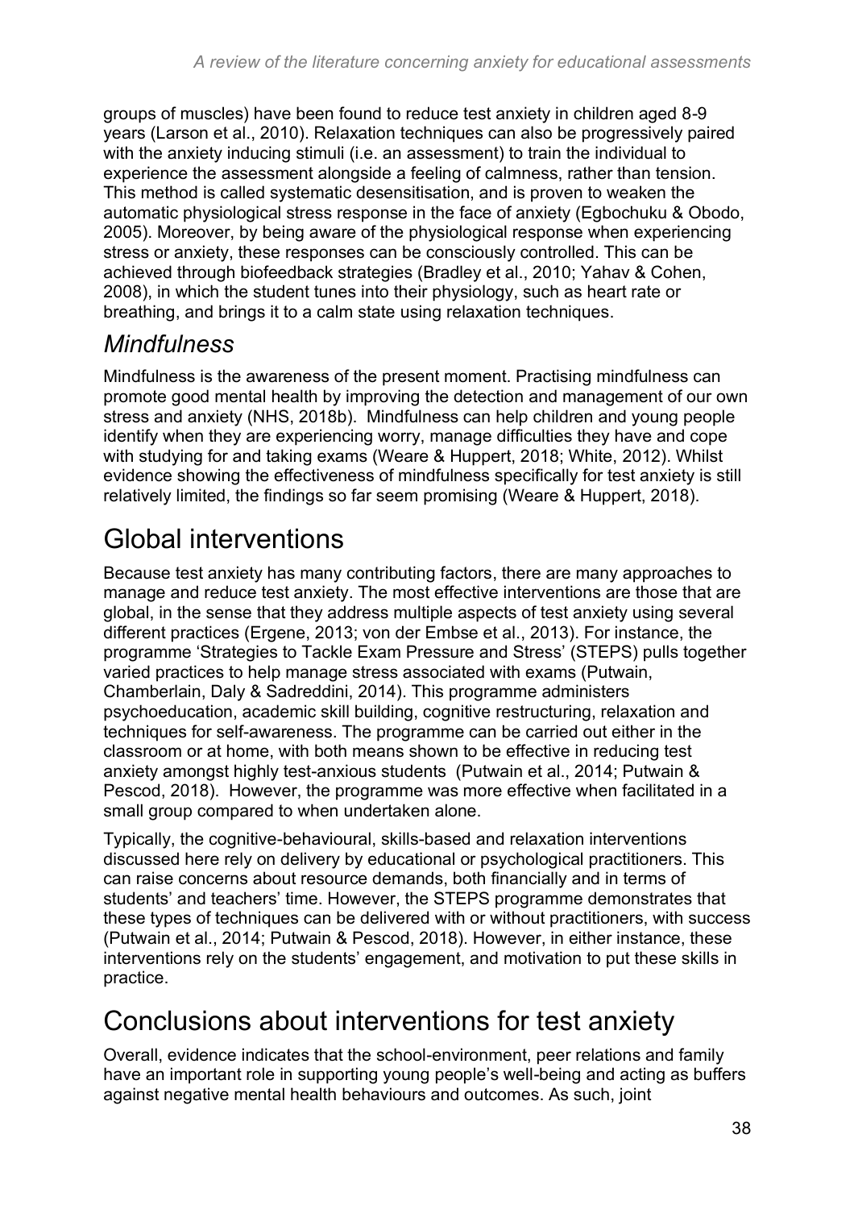groups of muscles) have been found to reduce test anxiety in children aged 8-9 years (Larson et al., 2010). Relaxation techniques can also be progressively paired with the anxiety inducing stimuli (i.e. an assessment) to train the individual to experience the assessment alongside a feeling of calmness, rather than tension. This method is called systematic desensitisation, and is proven to weaken the automatic physiological stress response in the face of anxiety (Egbochuku & Obodo, 2005). Moreover, by being aware of the physiological response when experiencing stress or anxiety, these responses can be consciously controlled. This can be achieved through biofeedback strategies (Bradley et al., 2010; Yahav & Cohen, 2008), in which the student tunes into their physiology, such as heart rate or breathing, and brings it to a calm state using relaxation techniques.

### *Mindfulness*

Mindfulness is the awareness of the present moment. Practising mindfulness can promote good mental health by improving the detection and management of our own stress and anxiety (NHS, 2018b). Mindfulness can help children and young people identify when they are experiencing worry, manage difficulties they have and cope with studying for and taking exams (Weare & Huppert, 2018; White, 2012). Whilst evidence showing the effectiveness of mindfulness specifically for test anxiety is still relatively limited, the findings so far seem promising (Weare & Huppert, 2018).

## Global interventions

Because test anxiety has many contributing factors, there are many approaches to manage and reduce test anxiety. The most effective interventions are those that are global, in the sense that they address multiple aspects of test anxiety using several different practices (Ergene, 2013; von der Embse et al., 2013). For instance, the programme 'Strategies to Tackle Exam Pressure and Stress' (STEPS) pulls together varied practices to help manage stress associated with exams (Putwain, Chamberlain, Daly & Sadreddini, 2014). This programme administers psychoeducation, academic skill building, cognitive restructuring, relaxation and techniques for self-awareness. The programme can be carried out either in the classroom or at home, with both means shown to be effective in reducing test anxiety amongst highly test-anxious students (Putwain et al., 2014; Putwain & Pescod, 2018). However, the programme was more effective when facilitated in a small group compared to when undertaken alone.

Typically, the cognitive-behavioural, skills-based and relaxation interventions discussed here rely on delivery by educational or psychological practitioners. This can raise concerns about resource demands, both financially and in terms of students' and teachers' time. However, the STEPS programme demonstrates that these types of techniques can be delivered with or without practitioners, with success (Putwain et al., 2014; Putwain & Pescod, 2018). However, in either instance, these interventions rely on the students' engagement, and motivation to put these skills in practice.

## Conclusions about interventions for test anxiety

Overall, evidence indicates that the school-environment, peer relations and family have an important role in supporting young people's well-being and acting as buffers against negative mental health behaviours and outcomes. As such, joint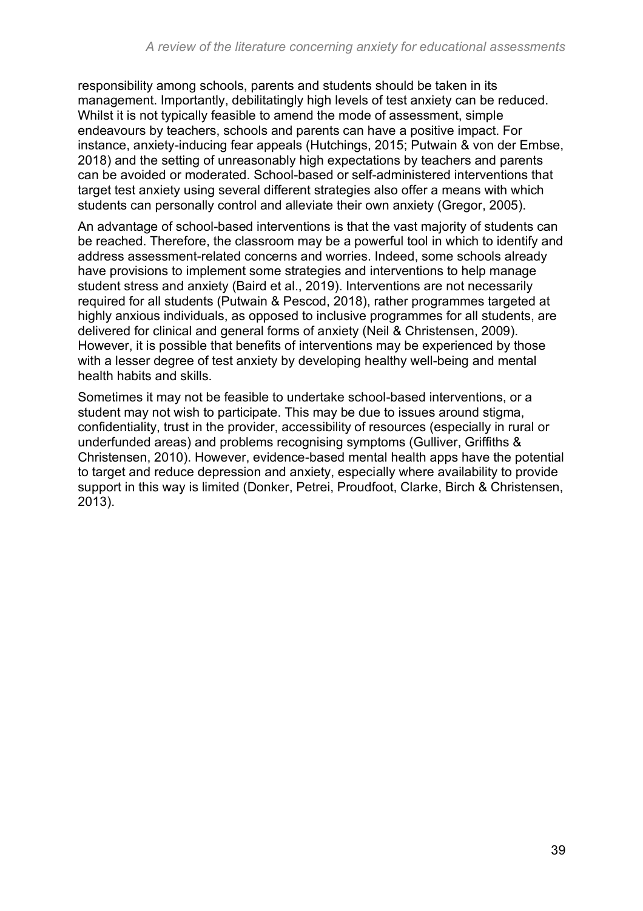responsibility among schools, parents and students should be taken in its management. Importantly, debilitatingly high levels of test anxiety can be reduced. Whilst it is not typically feasible to amend the mode of assessment, simple endeavours by teachers, schools and parents can have a positive impact. For instance, anxiety-inducing fear appeals (Hutchings, 2015; Putwain & von der Embse, 2018) and the setting of unreasonably high expectations by teachers and parents can be avoided or moderated. School-based or self-administered interventions that target test anxiety using several different strategies also offer a means with which students can personally control and alleviate their own anxiety (Gregor, 2005).

An advantage of school-based interventions is that the vast majority of students can be reached. Therefore, the classroom may be a powerful tool in which to identify and address assessment-related concerns and worries. Indeed, some schools already have provisions to implement some strategies and interventions to help manage student stress and anxiety (Baird et al., 2019). Interventions are not necessarily required for all students (Putwain & Pescod, 2018), rather programmes targeted at highly anxious individuals, as opposed to inclusive programmes for all students, are delivered for clinical and general forms of anxiety (Neil & Christensen, 2009). However, it is possible that benefits of interventions may be experienced by those with a lesser degree of test anxiety by developing healthy well-being and mental health habits and skills.

Sometimes it may not be feasible to undertake school-based interventions, or a student may not wish to participate. This may be due to issues around stigma, confidentiality, trust in the provider, accessibility of resources (especially in rural or underfunded areas) and problems recognising symptoms (Gulliver, Griffiths & Christensen, 2010). However, evidence-based mental health apps have the potential to target and reduce depression and anxiety, especially where availability to provide support in this way is limited (Donker, Petrei, Proudfoot, Clarke, Birch & Christensen, 2013).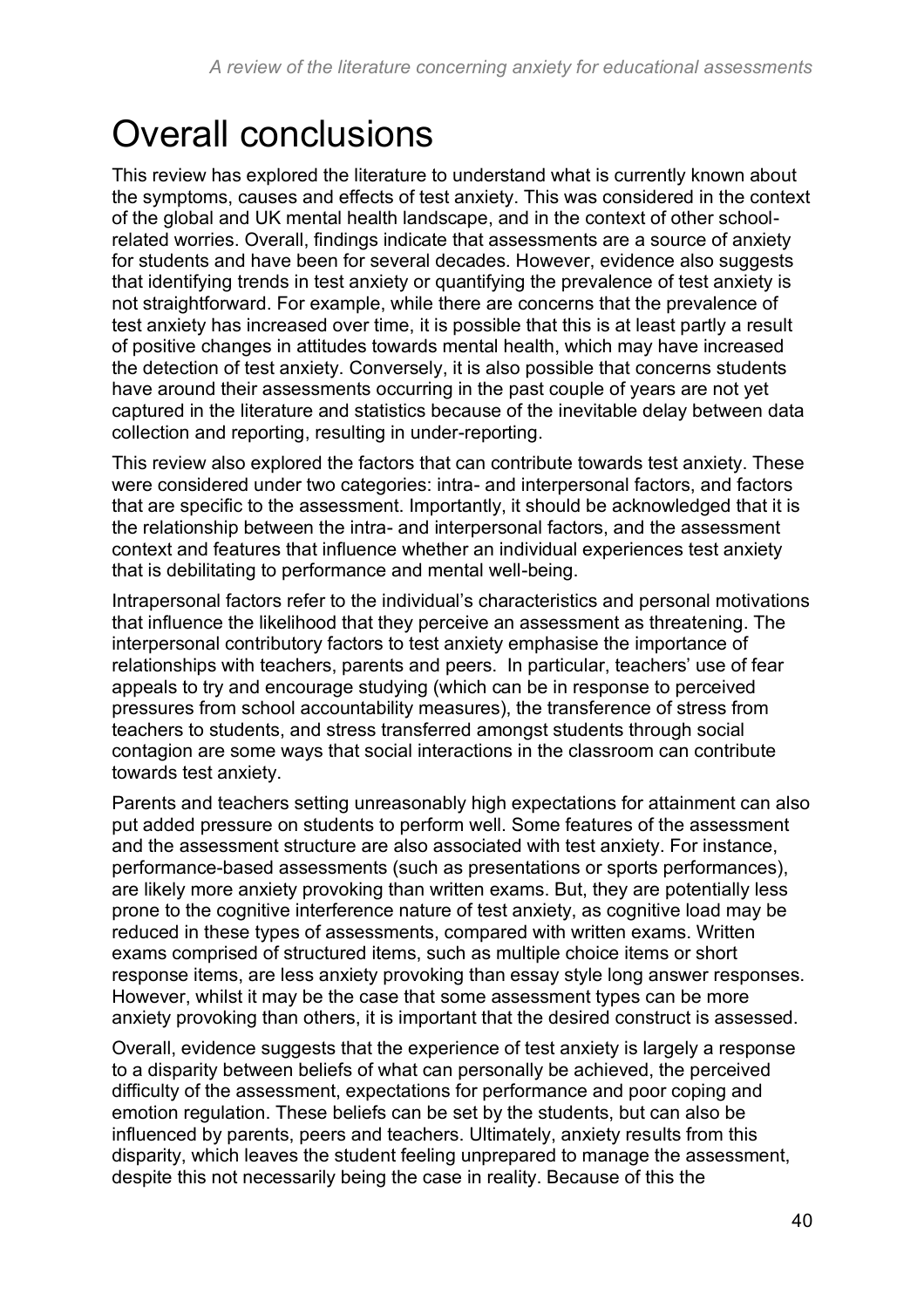# Overall conclusions

This review has explored the literature to understand what is currently known about the symptoms, causes and effects of test anxiety. This was considered in the context of the global and UK mental health landscape, and in the context of other school-related worries. Overall, findings indicate that assessments are a source of anxiety for students and have been for several decades. However, evidence also suggests that identifying trends in test anxiety or quantifying the prevalence of test anxiety is not straightforward. For example, while there are concerns that the prevalence of test anxiety has increased over time, it is possible that this is at least partly a result of positive changes in attitudes towards mental health, which may have increased the detection of test anxiety. Conversely, it is also possible that concerns students have around their assessments occurring in the past couple of years are not yet captured in the literature and statistics because of the inevitable delay between data collection and reporting, resulting in under-reporting.

This review also explored the factors that can contribute towards test anxiety. These were considered under two categories: intra- and interpersonal factors, and factors that are specific to the assessment. Importantly, it should be acknowledged that it is the relationship between the intra- and interpersonal factors, and the assessment context and features that influence whether an individual experiences test anxiety that is debilitating to performance and mental well-being.

Intrapersonal factors refer to the individual's characteristics and personal motivations that influence the likelihood that they perceive an assessment as threatening. The interpersonal contributory factors to test anxiety emphasise the importance of relationships with teachers, parents and peers. In particular, teachers' use of fear appeals to try and encourage studying (which can be in response to perceived pressures from school accountability measures), the transference of stress from teachers to students, and stress transferred amongst students through social contagion are some ways that social interactions in the classroom can contribute towards test anxiety.

Parents and teachers setting unreasonably high expectations for attainment can also put added pressure on students to perform well. Some features of the assessment and the assessment structure are also associated with test anxiety. For instance, performance-based assessments (such as presentations or sports performances), are likely more anxiety provoking than written exams. But, they are potentially less prone to the cognitive interference nature of test anxiety, as cognitive load may be reduced in these types of assessments, compared with written exams. Written exams comprised of structured items, such as multiple choice items or short response items, are less anxiety provoking than essay style long answer responses. However, whilst it may be the case that some assessment types can be more anxiety provoking than others, it is important that the desired construct is assessed.

Overall, evidence suggests that the experience of test anxiety is largely a response to a disparity between beliefs of what can personally be achieved, the perceived difficulty of the assessment, expectations for performance and poor coping and emotion regulation. These beliefs can be set by the students, but can also be influenced by parents, peers and teachers. Ultimately, anxiety results from this disparity, which leaves the student feeling unprepared to manage the assessment, despite this not necessarily being the case in reality. Because of this the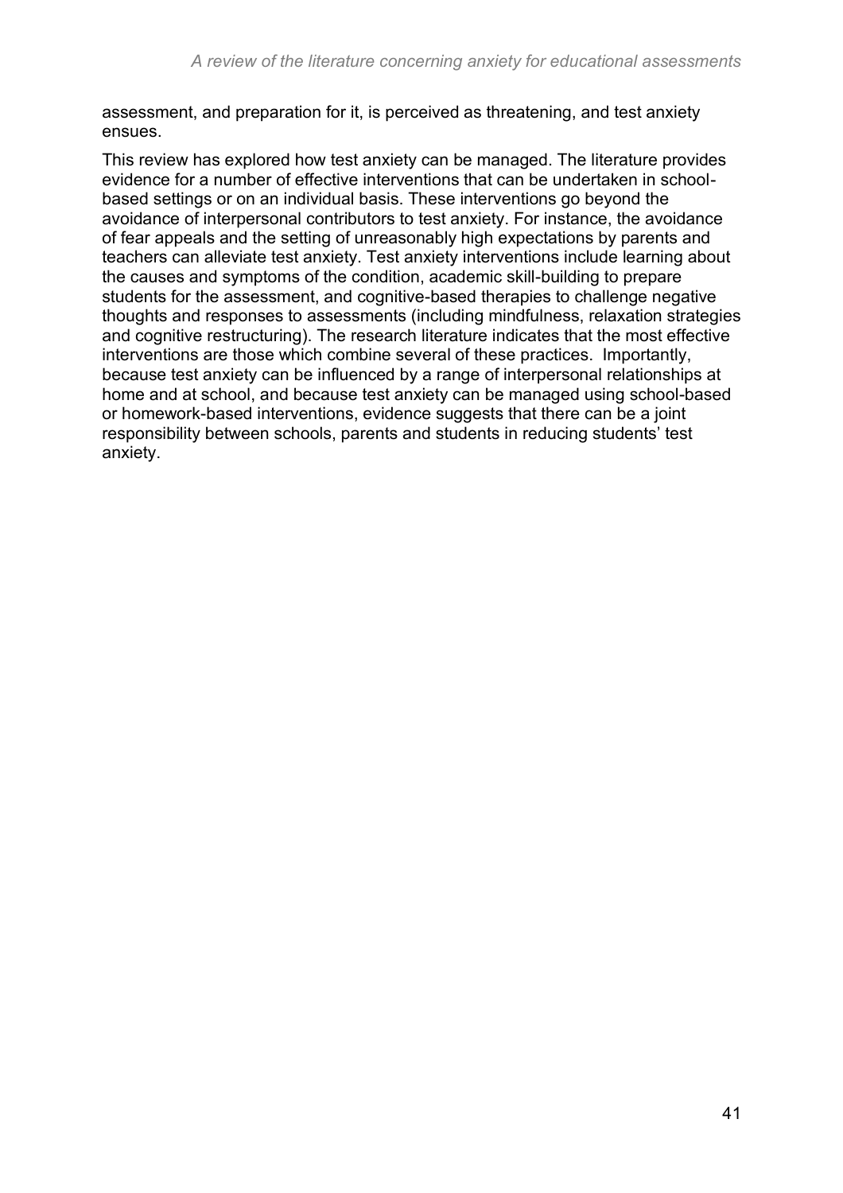assessment, and preparation for it, is perceived as threatening, and test anxiety ensues.

This review has explored how test anxiety can be managed. The literature provides evidence for a number of effective interventions that can be undertaken in school-based settings or on an individual basis. These interventions go beyond the avoidance of interpersonal contributors to test anxiety. For instance, the avoidance of fear appeals and the setting of unreasonably high expectations by parents and teachers can alleviate test anxiety. Test anxiety interventions include learning about the causes and symptoms of the condition, academic skill-building to prepare students for the assessment, and cognitive-based therapies to challenge negative thoughts and responses to assessments (including mindfulness, relaxation strategies and cognitive restructuring). The research literature indicates that the most effective interventions are those which combine several of these practices. Importantly, because test anxiety can be influenced by a range of interpersonal relationships at home and at school, and because test anxiety can be managed using school-based or homework-based interventions, evidence suggests that there can be a joint responsibility between schools, parents and students in reducing students' test anxiety.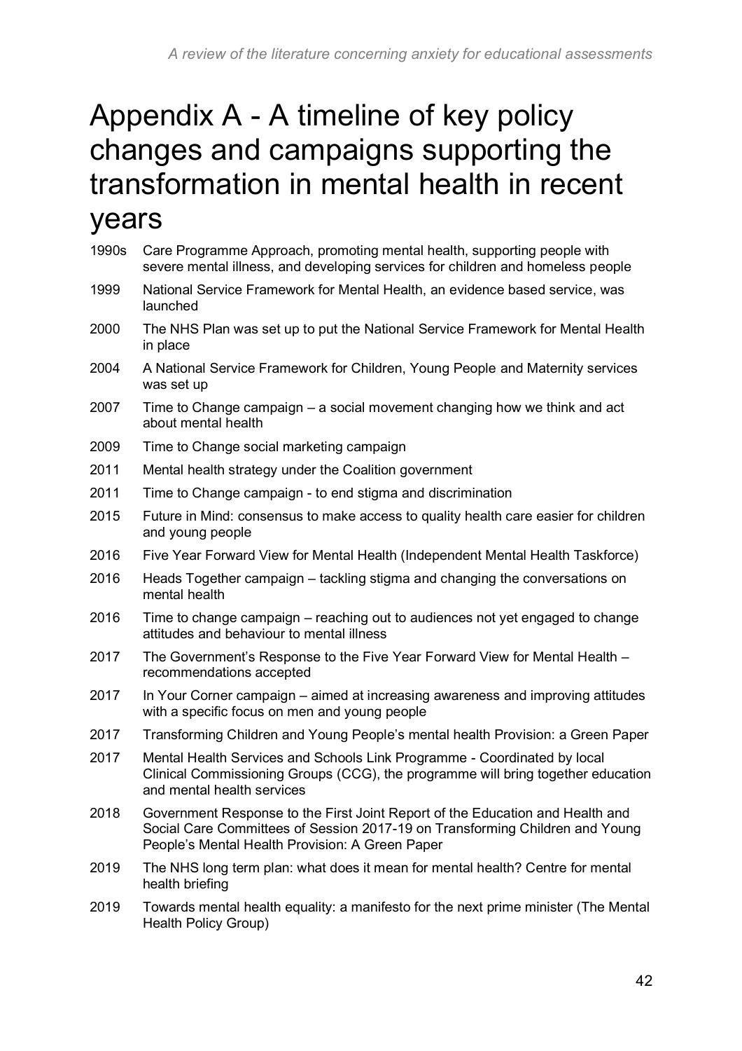# Appendix A - A timeline of key policy changes and campaigns supporting the transformation in mental health in recent years

| | |
|---|---|
| 1990s | Care Programme Approach, promoting mental health, supporting people with severe mental illness, and developing services for children and homeless people |
| 1999 | National Service Framework for Mental Health, an evidence based service, was launched |
| 2000 | The NHS Plan was set up to put the National Service Framework for Mental Health in place |
| 2004 | A National Service Framework for Children, Young People and Maternity services was set up |
| 2007 | Time to Change campaign – a social movement changing how we think and act about mental health |
| 2009 | Time to Change social marketing campaign |
| 2011 | Mental health strategy under the Coalition government |
| 2011 | Time to Change campaign - to end stigma and discrimination |
| 2015 | Future in Mind: consensus to make access to quality health care easier for children and young people |
| 2016 | Five Year Forward View for Mental Health (Independent Mental Health Taskforce) |
| 2016 | Heads Together campaign – tackling stigma and changing the conversations on mental health |
| 2016 | Time to change campaign – reaching out to audiences not yet engaged to change attitudes and behaviour to mental illness |
| 2017 | The Government's Response to the Five Year Forward View for Mental Health – recommendations accepted |
| 2017 | In Your Corner campaign – aimed at increasing awareness and improving attitudes with a specific focus on men and young people |
| 2017 | Transforming Children and Young People's mental health Provision: a Green Paper |
| 2017 | Mental Health Services and Schools Link Programme - Coordinated by local Clinical Commissioning Groups (CCG), the programme will bring together education and mental health services |
| 2018 | Government Response to the First Joint Report of the Education and Health and Social Care Committees of Session 2017-19 on Transforming Children and Young People's Mental Health Provision: A Green Paper |
| 2019 | The NHS long term plan: what does it mean for mental health? Centre for mental health briefing |
| 2019 | Towards mental health equality: a manifesto for the next prime minister (The Mental Health Policy Group) |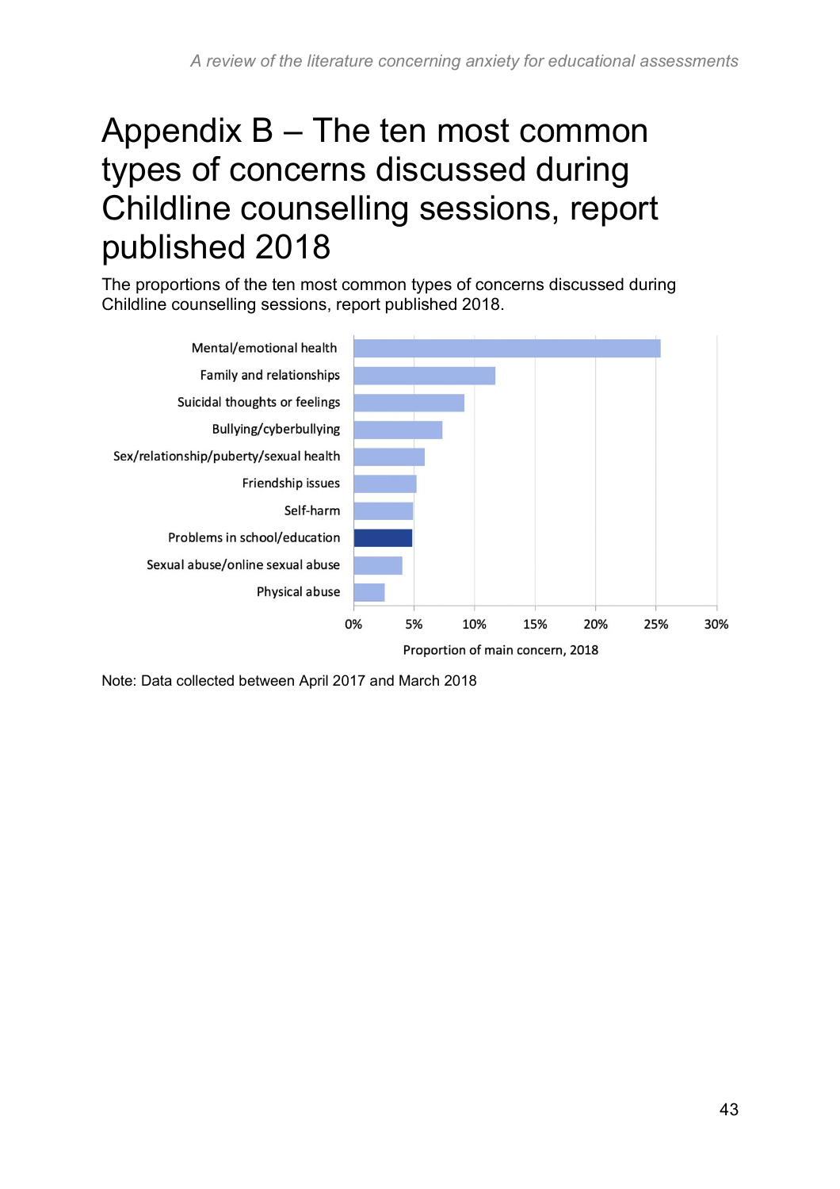# Appendix B – The ten most common types of concerns discussed during Childline counselling sessions, report published 2018

The proportions of the ten most common types of concerns discussed during Childline counselling sessions, report published 2018.

Mental/emotional health

Family and relationships

Suicidal thoughts or feelings

Bullying/cyberbullying

Sex/relationship/puberty/sexual health

Friendship issues

Self-harm

Problems in school/education

Sexual abuse/online sexual abuse

Physical abuse

0% 5% 10% 15% 20% 25% 30%

Proportion of main concern, 2018

Note: Data collected between April 2017 and March 2018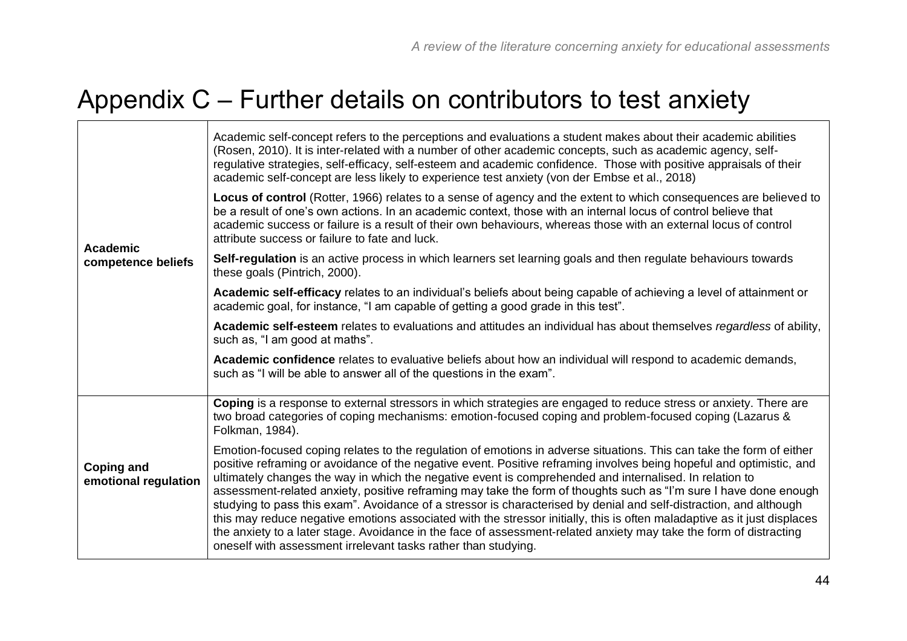# Appendix C – Further details on contributors to test anxiety

| | |
|---|---|
| **Academic competence beliefs** | Academic self-concept refers to the perceptions and evaluations a student makes about their academic abilities (Rosen, 2010). It is inter-related with a number of other academic concepts, such as academic agency, self-regulative strategies, self-efficacy, self-esteem and academic confidence. Those with positive appraisals of their academic self-concept are less likely to experience test anxiety (von der Embse et al., 2018)<br><br>**Locus of control** (Rotter, 1966) relates to a sense of agency and the extent to which consequences are believed to be a result of one's own actions. In an academic context, those with an internal locus of control believe that academic success or failure is a result of their own behaviours, whereas those with an external locus of control attribute success or failure to fate and luck.<br><br>**Self-regulation** is an active process in which learners set learning goals and then regulate behaviours towards these goals (Pintrich, 2000).<br><br>**Academic self-efficacy** relates to an individual's beliefs about being capable of achieving a level of attainment or academic goal, for instance, "I am capable of getting a good grade in this test".<br><br>**Academic self-esteem** relates to evaluations and attitudes an individual has about themselves *regardless* of ability, such as, "I am good at maths".<br><br>**Academic confidence** relates to evaluative beliefs about how an individual will respond to academic demands, such as "I will be able to answer all of the questions in the exam". |
| **Coping and emotional regulation** | **Coping** is a response to external stressors in which strategies are engaged to reduce stress or anxiety. There are two broad categories of coping mechanisms: emotion-focused coping and problem-focused coping (Lazarus & Folkman, 1984).<br><br>Emotion-focused coping relates to the regulation of emotions in adverse situations. This can take the form of either positive reframing or avoidance of the negative event. Positive reframing involves being hopeful and optimistic, and ultimately changes the way in which the negative event is comprehended and internalised. In relation to assessment-related anxiety, positive reframing may take the form of thoughts such as "I'm sure I have done enough studying to pass this exam". Avoidance of a stressor is characterised by denial and self-distraction, and although this may reduce negative emotions associated with the stressor initially, this is often maladaptive as it just displaces the anxiety to a later stage. Avoidance in the face of assessment-related anxiety may take the form of distracting oneself with assessment irrelevant tasks rather than studying. |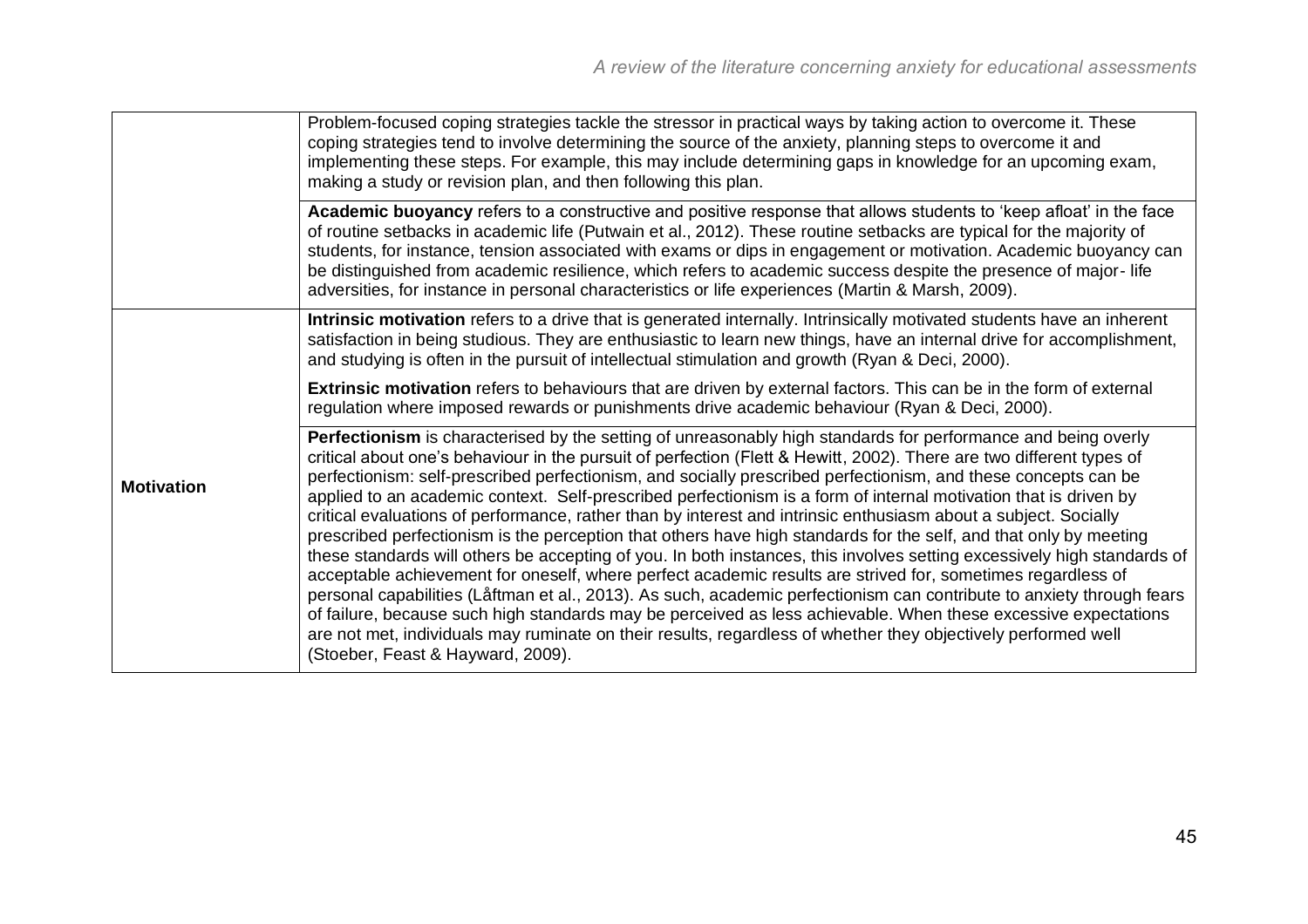| | |
|---|---|
| | Problem-focused coping strategies tackle the stressor in practical ways by taking action to overcome it. These coping strategies tend to involve determining the source of the anxiety, planning steps to overcome it and implementing these steps. For example, this may include determining gaps in knowledge for an upcoming exam, making a study or revision plan, and then following this plan. |
| | **Academic buoyancy** refers to a constructive and positive response that allows students to 'keep afloat' in the face of routine setbacks in academic life (Putwain et al., 2012). These routine setbacks are typical for the majority of students, for instance, tension associated with exams or dips in engagement or motivation. Academic buoyancy can be distinguished from academic resilience, which refers to academic success despite the presence of major- life adversities, for instance in personal characteristics or life experiences (Martin & Marsh, 2009). |
| **Motivation** | **Intrinsic motivation** refers to a drive that is generated internally. Intrinsically motivated students have an inherent satisfaction in being studious. They are enthusiastic to learn new things, have an internal drive for accomplishment, and studying is often in the pursuit of intellectual stimulation and growth (Ryan & Deci, 2000). |
| | **Extrinsic motivation** refers to behaviours that are driven by external factors. This can be in the form of external regulation where imposed rewards or punishments drive academic behaviour (Ryan & Deci, 2000). |
| | **Perfectionism** is characterised by the setting of unreasonably high standards for performance and being overly critical about one's behaviour in the pursuit of perfection (Flett & Hewitt, 2002). There are two different types of perfectionism: self-prescribed perfectionism, and socially prescribed perfectionism, and these concepts can be applied to an academic context. Self-prescribed perfectionism is a form of internal motivation that is driven by critical evaluations of performance, rather than by interest and intrinsic enthusiasm about a subject. Socially prescribed perfectionism is the perception that others have high standards for the self, and that only by meeting these standards will others be accepting of you. In both instances, this involves setting excessively high standards of acceptable achievement for oneself, where perfect academic results are strived for, sometimes regardless of personal capabilities (Låftman et al., 2013). As such, academic perfectionism can contribute to anxiety through fears of failure, because such high standards may be perceived as less achievable. When these excessive expectations are not met, individuals may ruminate on their results, regardless of whether they objectively performed well (Stoeber, Feast & Hayward, 2009). |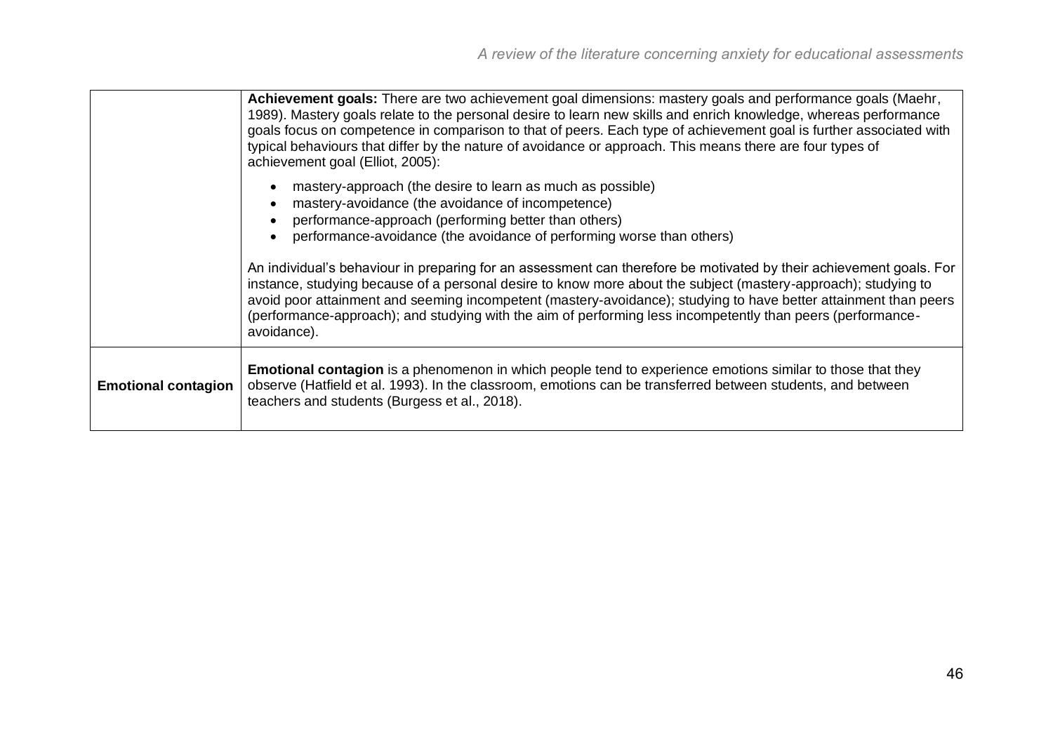| | |
|---|---|
| | **Achievement goals:** There are two achievement goal dimensions: mastery goals and performance goals (Maehr, 1989). Mastery goals relate to the personal desire to learn new skills and enrich knowledge, whereas performance goals focus on competence in comparison to that of peers. Each type of achievement goal is further associated with typical behaviours that differ by the nature of avoidance or approach. This means there are four types of achievement goal (Elliot, 2005): <br>• mastery-approach (the desire to learn as much as possible) <br>• mastery-avoidance (the avoidance of incompetence) <br>• performance-approach (performing better than others) <br>• performance-avoidance (the avoidance of performing worse than others) <br><br>An individual's behaviour in preparing for an assessment can therefore be motivated by their achievement goals. For instance, studying because of a personal desire to know more about the subject (mastery-approach); studying to avoid poor attainment and seeming incompetent (mastery-avoidance); studying to have better attainment than peers (performance-approach); and studying with the aim of performing less incompetently than peers (performance-avoidance). |
| **Emotional contagion** | **Emotional contagion** is a phenomenon in which people tend to experience emotions similar to those that they observe (Hatfield et al. 1993). In the classroom, emotions can be transferred between students, and between teachers and students (Burgess et al., 2018). |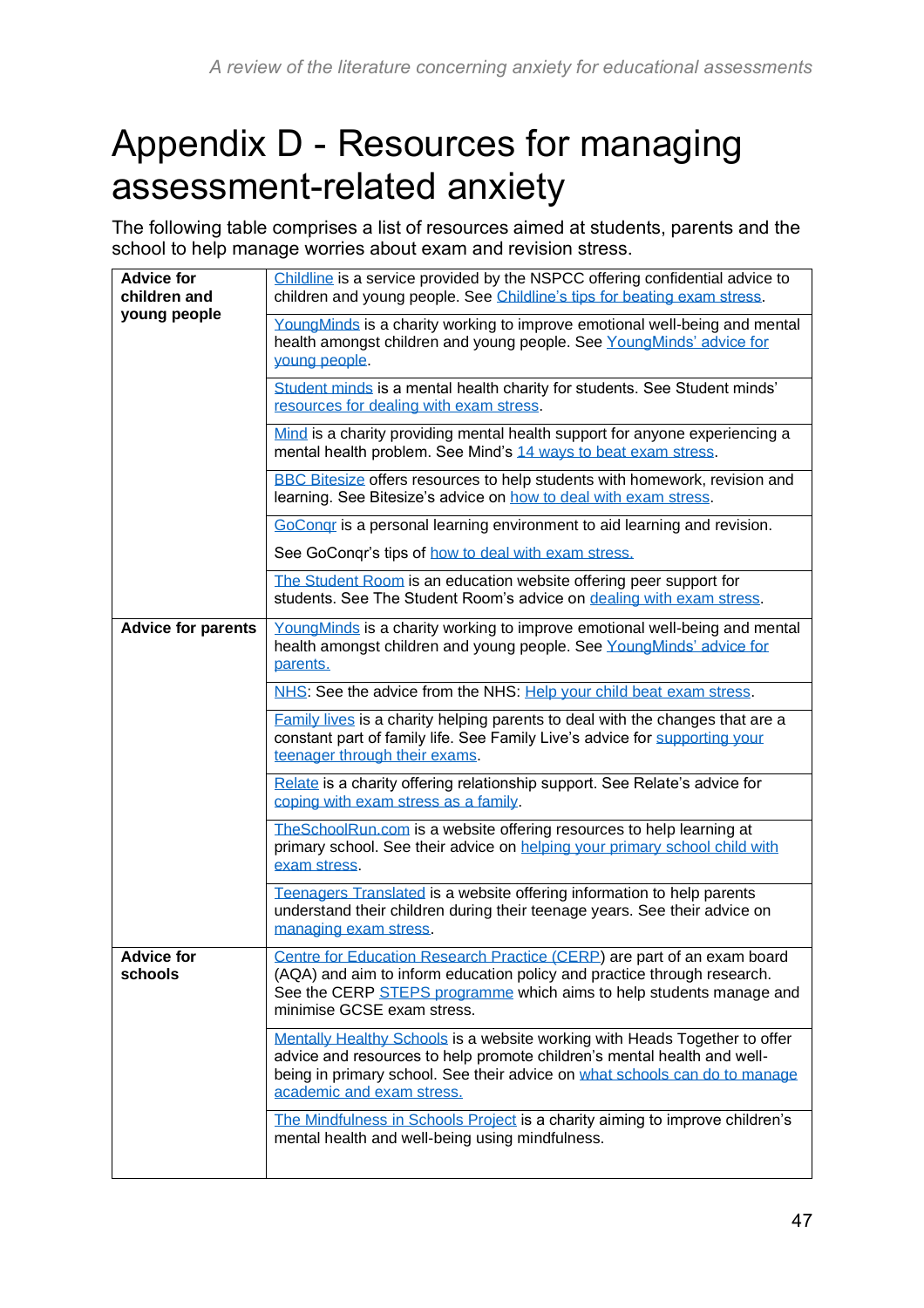# Appendix D - Resources for managing assessment-related anxiety

The following table comprises a list of resources aimed at students, parents and the school to help manage worries about exam and revision stress.

| | |
|---|---|
| **Advice for children and young people** | Childline is a service provided by the NSPCC offering confidential advice to children and young people. See Childline's tips for beating exam stress. |
| | YoungMinds is a charity working to improve emotional well-being and mental health amongst children and young people. See YoungMinds' advice for young people. |
| | Student minds is a mental health charity for students. See Student minds' resources for dealing with exam stress. |
| | Mind is a charity providing mental health support for anyone experiencing a mental health problem. See Mind's 14 ways to beat exam stress. |
| | BBC Bitesize offers resources to help students with homework, revision and learning. See Bitesize's advice on how to deal with exam stress. |
| | GoConqr is a personal learning environment to aid learning and revision. See GoConqr's tips of how to deal with exam stress. |
| | The Student Room is an education website offering peer support for students. See The Student Room's advice on dealing with exam stress. |
| **Advice for parents** | YoungMinds is a charity working to improve emotional well-being and mental health amongst children and young people. See YoungMinds' advice for parents. |
| | NHS: See the advice from the NHS: Help your child beat exam stress. |
| | Family lives is a charity helping parents to deal with the changes that are a constant part of family life. See Family Live's advice for supporting your teenager through their exams. |
| | Relate is a charity offering relationship support. See Relate's advice for coping with exam stress as a family. |
| | TheSchoolRun.com is a website offering resources to help learning at primary school. See their advice on helping your primary school child with exam stress. |
| | Teenagers Translated is a website offering information to help parents understand their children during their teenage years. See their advice on managing exam stress. |
| **Advice for schools** | Centre for Education Research Practice (CERP) are part of an exam board (AQA) and aim to inform education policy and practice through research. See the CERP STEPS programme which aims to help students manage and minimise GCSE exam stress. |
| | Mentally Healthy Schools is a website working with Heads Together to offer advice and resources to help promote children's mental health and well-being in primary school. See their advice on what schools can do to manage academic and exam stress. |
| | The Mindfulness in Schools Project is a charity aiming to improve children's mental health and well-being using mindfulness. |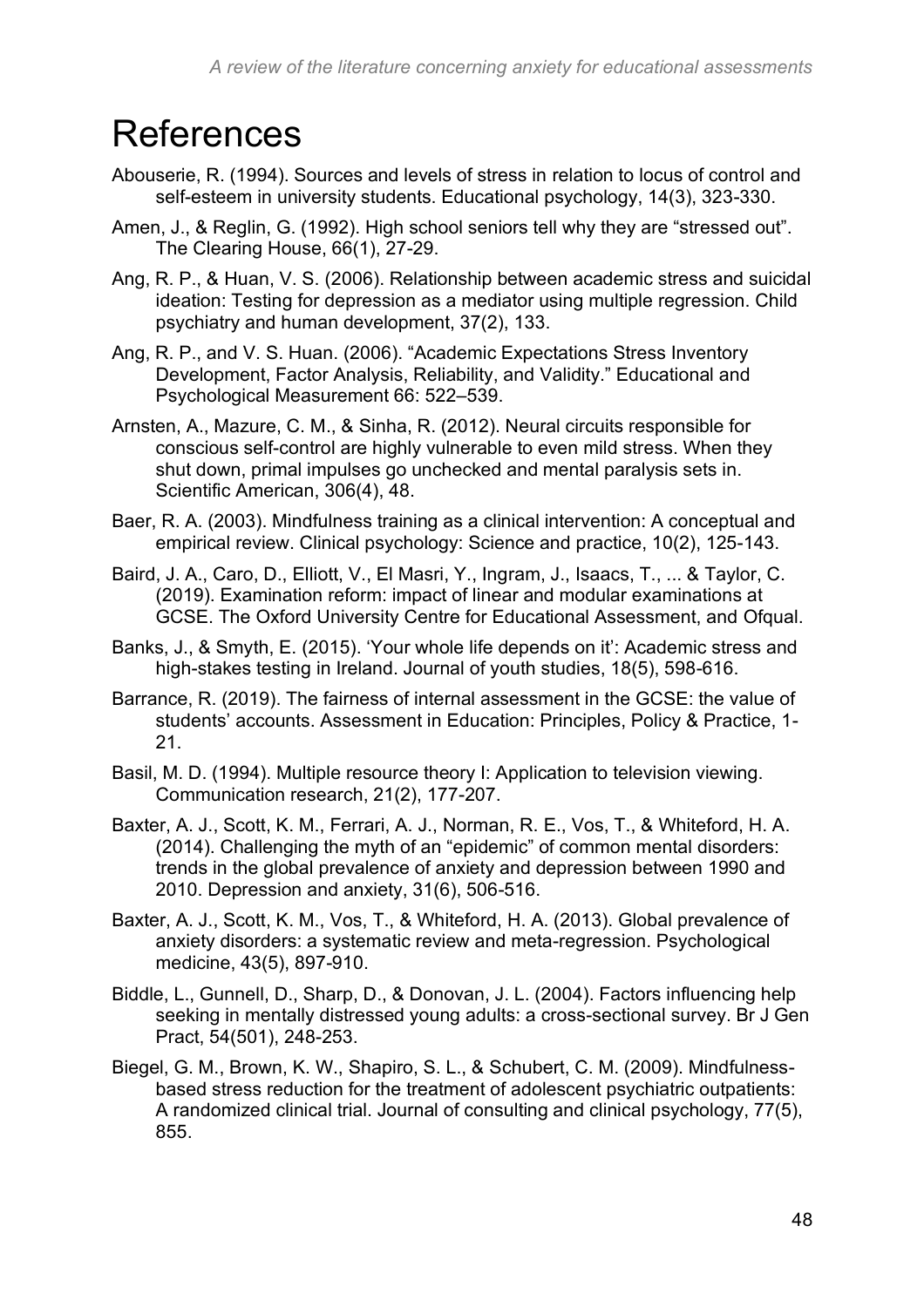# References

Abouserie, R. (1994). Sources and levels of stress in relation to locus of control and self-esteem in university students. Educational psychology, 14(3), 323-330.

Amen, J., & Reglin, G. (1992). High school seniors tell why they are “stressed out”. The Clearing House, 66(1), 27-29.

Ang, R. P., & Huan, V. S. (2006). Relationship between academic stress and suicidal ideation: Testing for depression as a mediator using multiple regression. Child psychiatry and human development, 37(2), 133.

Ang, R. P., and V. S. Huan. (2006). “Academic Expectations Stress Inventory Development, Factor Analysis, Reliability, and Validity.” Educational and Psychological Measurement 66: 522–539.

Arnsten, A., Mazure, C. M., & Sinha, R. (2012). Neural circuits responsible for conscious self-control are highly vulnerable to even mild stress. When they shut down, primal impulses go unchecked and mental paralysis sets in. Scientific American, 306(4), 48.

Baer, R. A. (2003). Mindfulness training as a clinical intervention: A conceptual and empirical review. Clinical psychology: Science and practice, 10(2), 125-143.

Baird, J. A., Caro, D., Elliott, V., El Masri, Y., Ingram, J., Isaacs, T., ... & Taylor, C. (2019). Examination reform: impact of linear and modular examinations at GCSE. The Oxford University Centre for Educational Assessment, and Ofqual.

Banks, J., & Smyth, E. (2015). ‘Your whole life depends on it’: Academic stress and high-stakes testing in Ireland. Journal of youth studies, 18(5), 598-616.

Barrance, R. (2019). The fairness of internal assessment in the GCSE: the value of students’ accounts. Assessment in Education: Principles, Policy & Practice, 1-21.

Basil, M. D. (1994). Multiple resource theory I: Application to television viewing. Communication research, 21(2), 177-207.

Baxter, A. J., Scott, K. M., Ferrari, A. J., Norman, R. E., Vos, T., & Whiteford, H. A. (2014). Challenging the myth of an “epidemic” of common mental disorders: trends in the global prevalence of anxiety and depression between 1990 and 2010. Depression and anxiety, 31(6), 506-516.

Baxter, A. J., Scott, K. M., Vos, T., & Whiteford, H. A. (2013). Global prevalence of anxiety disorders: a systematic review and meta-regression. Psychological medicine, 43(5), 897-910.

Biddle, L., Gunnell, D., Sharp, D., & Donovan, J. L. (2004). Factors influencing help seeking in mentally distressed young adults: a cross-sectional survey. Br J Gen Pract, 54(501), 248-253.

Biegel, G. M., Brown, K. W., Shapiro, S. L., & Schubert, C. M. (2009). Mindfulness-based stress reduction for the treatment of adolescent psychiatric outpatients: A randomized clinical trial. Journal of consulting and clinical psychology, 77(5), 855.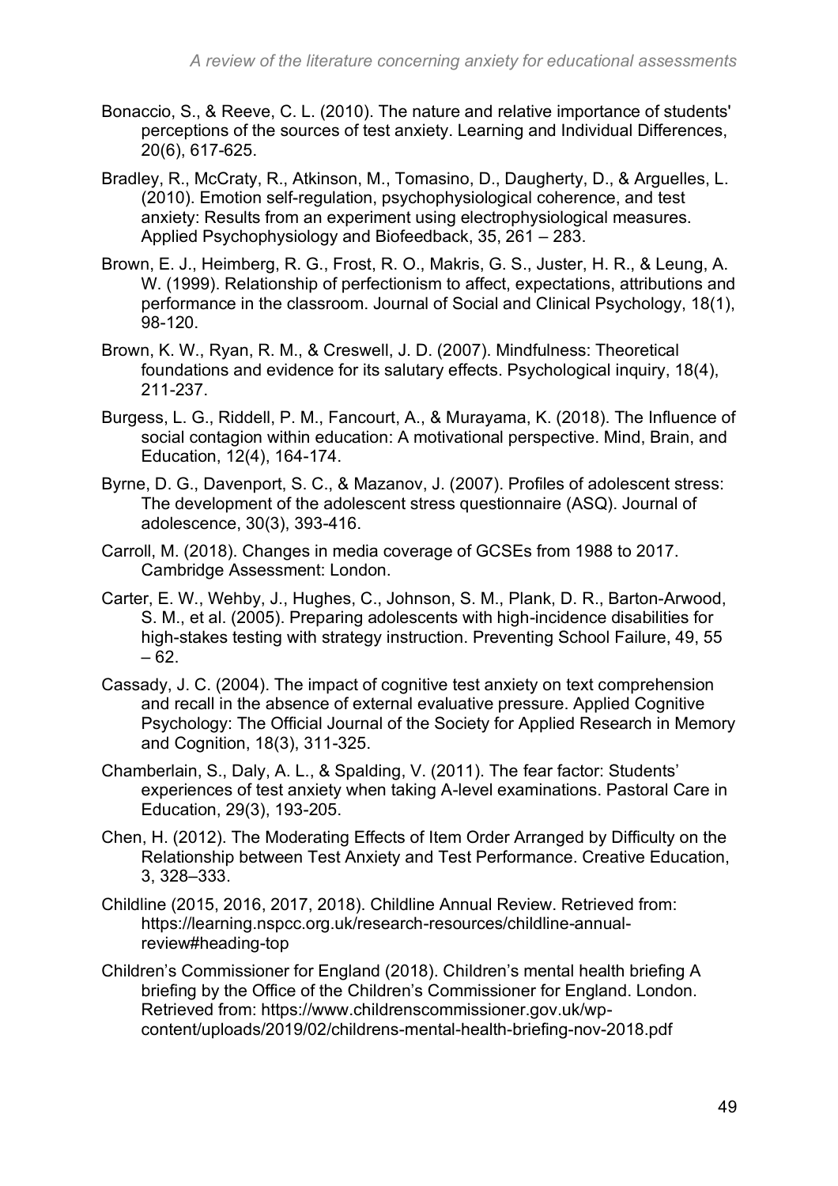Bonaccio, S., & Reeve, C. L. (2010). The nature and relative importance of students' perceptions of the sources of test anxiety. Learning and Individual Differences, 20(6), 617-625.

Bradley, R., McCraty, R., Atkinson, M., Tomasino, D., Daugherty, D., & Arguelles, L. (2010). Emotion self-regulation, psychophysiological coherence, and test anxiety: Results from an experiment using electrophysiological measures. Applied Psychophysiology and Biofeedback, 35, 261 – 283.

Brown, E. J., Heimberg, R. G., Frost, R. O., Makris, G. S., Juster, H. R., & Leung, A. W. (1999). Relationship of perfectionism to affect, expectations, attributions and performance in the classroom. Journal of Social and Clinical Psychology, 18(1), 98-120.

Brown, K. W., Ryan, R. M., & Creswell, J. D. (2007). Mindfulness: Theoretical foundations and evidence for its salutary effects. Psychological inquiry, 18(4), 211-237.

Burgess, L. G., Riddell, P. M., Fancourt, A., & Murayama, K. (2018). The Influence of social contagion within education: A motivational perspective. Mind, Brain, and Education, 12(4), 164-174.

Byrne, D. G., Davenport, S. C., & Mazanov, J. (2007). Profiles of adolescent stress: The development of the adolescent stress questionnaire (ASQ). Journal of adolescence, 30(3), 393-416.

Carroll, M. (2018). Changes in media coverage of GCSEs from 1988 to 2017. Cambridge Assessment: London.

Carter, E. W., Wehby, J., Hughes, C., Johnson, S. M., Plank, D. R., Barton-Arwood, S. M., et al. (2005). Preparing adolescents with high-incidence disabilities for high-stakes testing with strategy instruction. Preventing School Failure, 49, 55 – 62.

Cassady, J. C. (2004). The impact of cognitive test anxiety on text comprehension and recall in the absence of external evaluative pressure. Applied Cognitive Psychology: The Official Journal of the Society for Applied Research in Memory and Cognition, 18(3), 311-325.

Chamberlain, S., Daly, A. L., & Spalding, V. (2011). The fear factor: Students' experiences of test anxiety when taking A-level examinations. Pastoral Care in Education, 29(3), 193-205.

Chen, H. (2012). The Moderating Effects of Item Order Arranged by Difficulty on the Relationship between Test Anxiety and Test Performance. Creative Education, 3, 328–333.

Childline (2015, 2016, 2017, 2018). Childline Annual Review. Retrieved from: https://learning.nspcc.org.uk/research-resources/childline-annual-review#heading-top

Children's Commissioner for England (2018). Children's mental health briefing A briefing by the Office of the Children's Commissioner for England. London. Retrieved from: https://www.childrenscommissioner.gov.uk/wp-content/uploads/2019/02/childrens-mental-health-briefing-nov-2018.pdf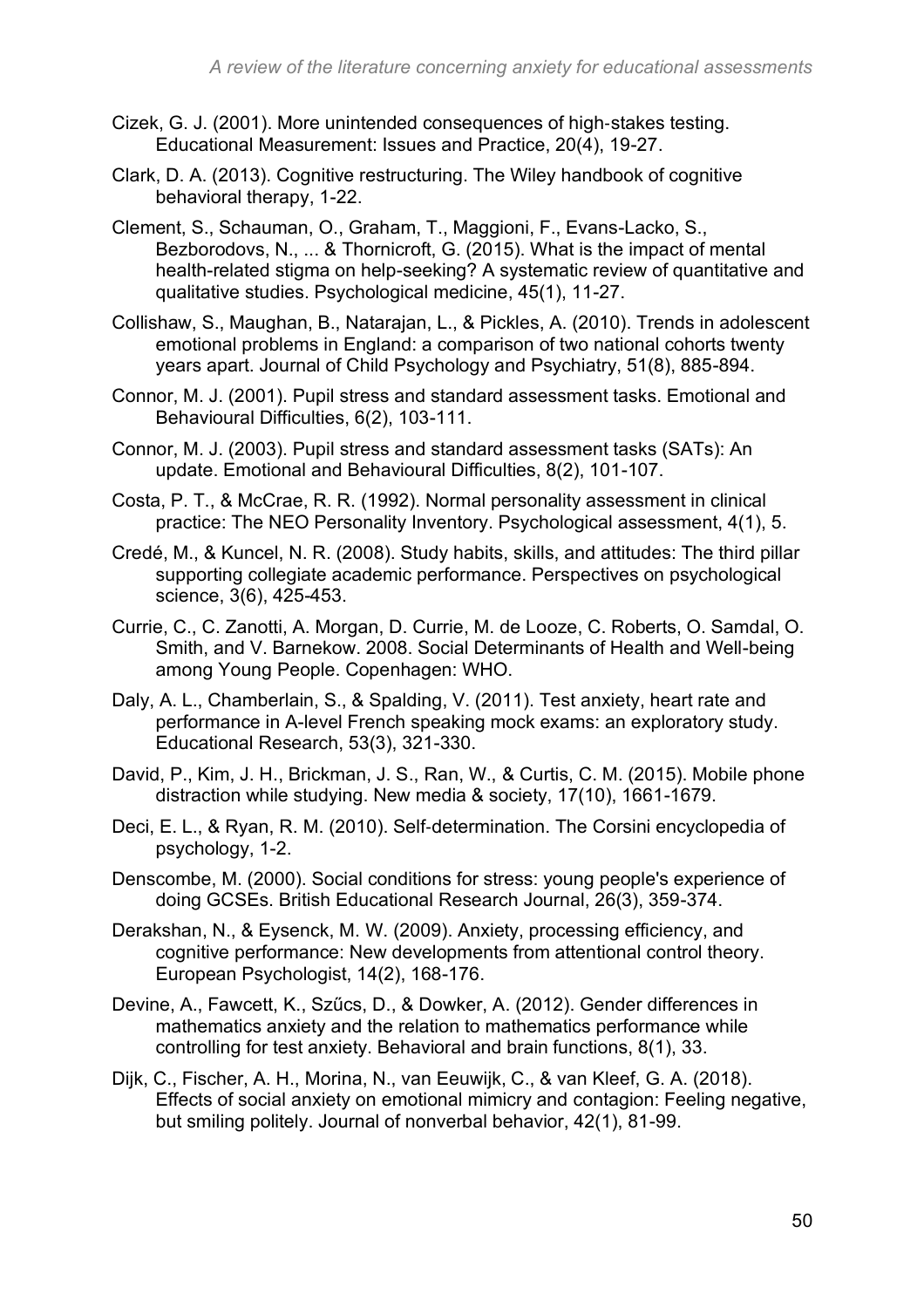Cizek, G. J. (2001). More unintended consequences of high-stakes testing. Educational Measurement: Issues and Practice, 20(4), 19-27.

Clark, D. A. (2013). Cognitive restructuring. The Wiley handbook of cognitive behavioral therapy, 1-22.

Clement, S., Schauman, O., Graham, T., Maggioni, F., Evans-Lacko, S., Bezborodovs, N., ... & Thornicroft, G. (2015). What is the impact of mental health-related stigma on help-seeking? A systematic review of quantitative and qualitative studies. Psychological medicine, 45(1), 11-27.

Collishaw, S., Maughan, B., Natarajan, L., & Pickles, A. (2010). Trends in adolescent emotional problems in England: a comparison of two national cohorts twenty years apart. Journal of Child Psychology and Psychiatry, 51(8), 885-894.

Connor, M. J. (2001). Pupil stress and standard assessment tasks. Emotional and Behavioural Difficulties, 6(2), 103-111.

Connor, M. J. (2003). Pupil stress and standard assessment tasks (SATs): An update. Emotional and Behavioural Difficulties, 8(2), 101-107.

Costa, P. T., & McCrae, R. R. (1992). Normal personality assessment in clinical practice: The NEO Personality Inventory. Psychological assessment, 4(1), 5.

Credé, M., & Kuncel, N. R. (2008). Study habits, skills, and attitudes: The third pillar supporting collegiate academic performance. Perspectives on psychological science, 3(6), 425-453.

Currie, C., C. Zanotti, A. Morgan, D. Currie, M. de Looze, C. Roberts, O. Samdal, O. Smith, and V. Barnekow. 2008. Social Determinants of Health and Well-being among Young People. Copenhagen: WHO.

Daly, A. L., Chamberlain, S., & Spalding, V. (2011). Test anxiety, heart rate and performance in A-level French speaking mock exams: an exploratory study. Educational Research, 53(3), 321-330.

David, P., Kim, J. H., Brickman, J. S., Ran, W., & Curtis, C. M. (2015). Mobile phone distraction while studying. New media & society, 17(10), 1661-1679.

Deci, E. L., & Ryan, R. M. (2010). Self-determination. The Corsini encyclopedia of psychology, 1-2.

Denscombe, M. (2000). Social conditions for stress: young people's experience of doing GCSEs. British Educational Research Journal, 26(3), 359-374.

Derakshan, N., & Eysenck, M. W. (2009). Anxiety, processing efficiency, and cognitive performance: New developments from attentional control theory. European Psychologist, 14(2), 168-176.

Devine, A., Fawcett, K., Szűcs, D., & Dowker, A. (2012). Gender differences in mathematics anxiety and the relation to mathematics performance while controlling for test anxiety. Behavioral and brain functions, 8(1), 33.

Dijk, C., Fischer, A. H., Morina, N., van Eeuwijk, C., & van Kleef, G. A. (2018). Effects of social anxiety on emotional mimicry and contagion: Feeling negative, but smiling politely. Journal of nonverbal behavior, 42(1), 81-99.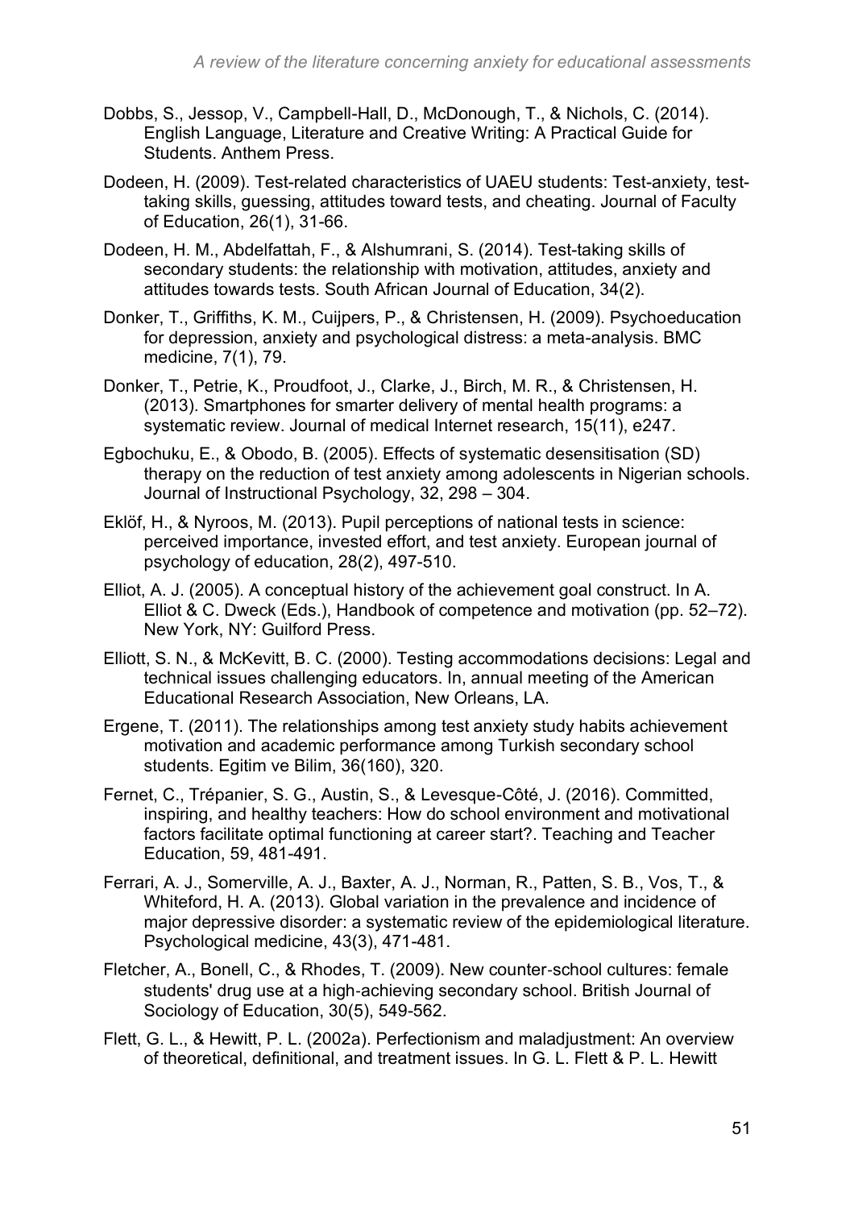Dobbs, S., Jessop, V., Campbell-Hall, D., McDonough, T., & Nichols, C. (2014). English Language, Literature and Creative Writing: A Practical Guide for Students. Anthem Press.

Dodeen, H. (2009). Test-related characteristics of UAEU students: Test-anxiety, test-taking skills, guessing, attitudes toward tests, and cheating. Journal of Faculty of Education, 26(1), 31-66.

Dodeen, H. M., Abdelfattah, F., & Alshumrani, S. (2014). Test-taking skills of secondary students: the relationship with motivation, attitudes, anxiety and attitudes towards tests. South African Journal of Education, 34(2).

Donker, T., Griffiths, K. M., Cuijpers, P., & Christensen, H. (2009). Psychoeducation for depression, anxiety and psychological distress: a meta-analysis. BMC medicine, 7(1), 79.

Donker, T., Petrie, K., Proudfoot, J., Clarke, J., Birch, M. R., & Christensen, H. (2013). Smartphones for smarter delivery of mental health programs: a systematic review. Journal of medical Internet research, 15(11), e247.

Egbochuku, E., & Obodo, B. (2005). Effects of systematic desensitisation (SD) therapy on the reduction of test anxiety among adolescents in Nigerian schools. Journal of Instructional Psychology, 32, 298 – 304.

Eklöf, H., & Nyroos, M. (2013). Pupil perceptions of national tests in science: perceived importance, invested effort, and test anxiety. European journal of psychology of education, 28(2), 497-510.

Elliot, A. J. (2005). A conceptual history of the achievement goal construct. In A. Elliot & C. Dweck (Eds.), Handbook of competence and motivation (pp. 52–72). New York, NY: Guilford Press.

Elliott, S. N., & McKevitt, B. C. (2000). Testing accommodations decisions: Legal and technical issues challenging educators. In, annual meeting of the American Educational Research Association, New Orleans, LA.

Ergene, T. (2011). The relationships among test anxiety study habits achievement motivation and academic performance among Turkish secondary school students. Egitim ve Bilim, 36(160), 320.

Fernet, C., Trépanier, S. G., Austin, S., & Levesque-Côté, J. (2016). Committed, inspiring, and healthy teachers: How do school environment and motivational factors facilitate optimal functioning at career start?. Teaching and Teacher Education, 59, 481-491.

Ferrari, A. J., Somerville, A. J., Baxter, A. J., Norman, R., Patten, S. B., Vos, T., & Whiteford, H. A. (2013). Global variation in the prevalence and incidence of major depressive disorder: a systematic review of the epidemiological literature. Psychological medicine, 43(3), 471-481.

Fletcher, A., Bonell, C., & Rhodes, T. (2009). New counter-school cultures: female students' drug use at a high-achieving secondary school. British Journal of Sociology of Education, 30(5), 549-562.

Flett, G. L., & Hewitt, P. L. (2002a). Perfectionism and maladjustment: An overview of theoretical, definitional, and treatment issues. In G. L. Flett & P. L. Hewitt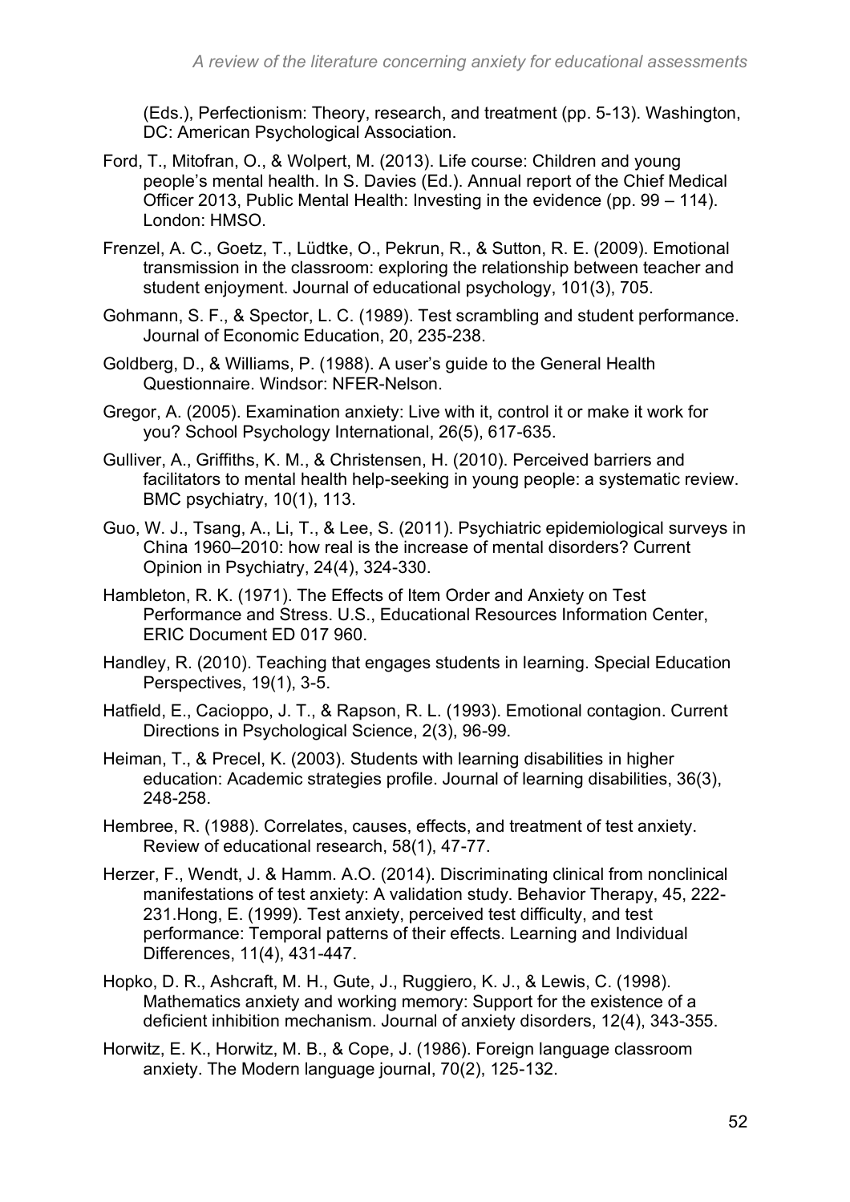(Eds.), Perfectionism: Theory, research, and treatment (pp. 5-13). Washington, DC: American Psychological Association.

Ford, T., Mitofran, O., & Wolpert, M. (2013). Life course: Children and young people's mental health. In S. Davies (Ed.). Annual report of the Chief Medical Officer 2013, Public Mental Health: Investing in the evidence (pp. 99 – 114). London: HMSO.

Frenzel, A. C., Goetz, T., Lüdtke, O., Pekrun, R., & Sutton, R. E. (2009). Emotional transmission in the classroom: exploring the relationship between teacher and student enjoyment. Journal of educational psychology, 101(3), 705.

Gohmann, S. F., & Spector, L. C. (1989). Test scrambling and student performance. Journal of Economic Education, 20, 235-238.

Goldberg, D., & Williams, P. (1988). A user's guide to the General Health Questionnaire. Windsor: NFER-Nelson.

Gregor, A. (2005). Examination anxiety: Live with it, control it or make it work for you? School Psychology International, 26(5), 617-635.

Gulliver, A., Griffiths, K. M., & Christensen, H. (2010). Perceived barriers and facilitators to mental health help-seeking in young people: a systematic review. BMC psychiatry, 10(1), 113.

Guo, W. J., Tsang, A., Li, T., & Lee, S. (2011). Psychiatric epidemiological surveys in China 1960–2010: how real is the increase of mental disorders? Current Opinion in Psychiatry, 24(4), 324-330.

Hambleton, R. K. (1971). The Effects of Item Order and Anxiety on Test Performance and Stress. U.S., Educational Resources Information Center, ERIC Document ED 017 960.

Handley, R. (2010). Teaching that engages students in learning. Special Education Perspectives, 19(1), 3-5.

Hatfield, E., Cacioppo, J. T., & Rapson, R. L. (1993). Emotional contagion. Current Directions in Psychological Science, 2(3), 96-99.

Heiman, T., & Precel, K. (2003). Students with learning disabilities in higher education: Academic strategies profile. Journal of learning disabilities, 36(3), 248-258.

Hembree, R. (1988). Correlates, causes, effects, and treatment of test anxiety. Review of educational research, 58(1), 47-77.

Herzer, F., Wendt, J. & Hamm. A.O. (2014). Discriminating clinical from nonclinical manifestations of test anxiety: A validation study. Behavior Therapy, 45, 222-231.Hong, E. (1999). Test anxiety, perceived test difficulty, and test performance: Temporal patterns of their effects. Learning and Individual Differences, 11(4), 431-447.

Hopko, D. R., Ashcraft, M. H., Gute, J., Ruggiero, K. J., & Lewis, C. (1998). Mathematics anxiety and working memory: Support for the existence of a deficient inhibition mechanism. Journal of anxiety disorders, 12(4), 343-355.

Horwitz, E. K., Horwitz, M. B., & Cope, J. (1986). Foreign language classroom anxiety. The Modern language journal, 70(2), 125-132.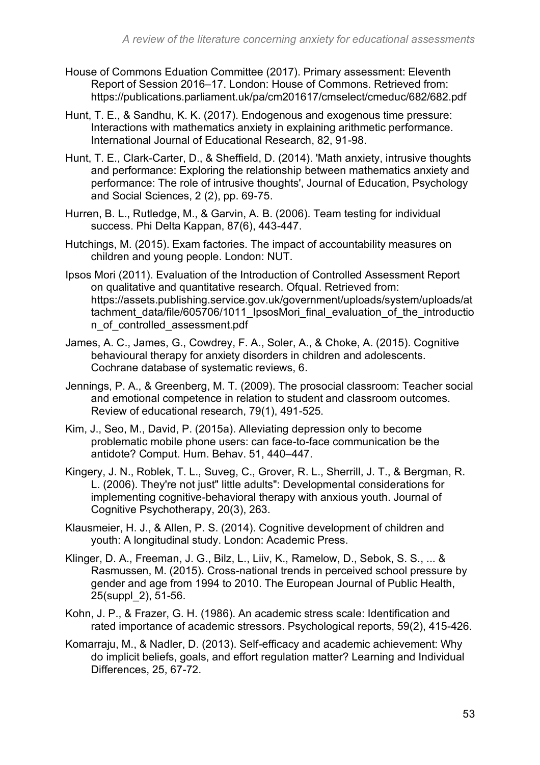House of Commons Eduation Committee (2017). Primary assessment: Eleventh Report of Session 2016–17. London: House of Commons. Retrieved from: https://publications.parliament.uk/pa/cm201617/cmselect/cmeduc/682/682.pdf

Hunt, T. E., & Sandhu, K. K. (2017). Endogenous and exogenous time pressure: Interactions with mathematics anxiety in explaining arithmetic performance. International Journal of Educational Research, 82, 91-98.

Hunt, T. E., Clark-Carter, D., & Sheffield, D. (2014). 'Math anxiety, intrusive thoughts and performance: Exploring the relationship between mathematics anxiety and performance: The role of intrusive thoughts', Journal of Education, Psychology and Social Sciences, 2 (2), pp. 69-75.

Hurren, B. L., Rutledge, M., & Garvin, A. B. (2006). Team testing for individual success. Phi Delta Kappan, 87(6), 443-447.

Hutchings, M. (2015). Exam factories. The impact of accountability measures on children and young people. London: NUT.

Ipsos Mori (2011). Evaluation of the Introduction of Controlled Assessment Report on qualitative and quantitative research. Ofqual. Retrieved from: https://assets.publishing.service.gov.uk/government/uploads/system/uploads/attachment_data/file/605706/1011_IpsosMori_final_evaluation_of_the_introduction_of_controlled_assessment.pdf

James, A. C., James, G., Cowdrey, F. A., Soler, A., & Choke, A. (2015). Cognitive behavioural therapy for anxiety disorders in children and adolescents. Cochrane database of systematic reviews, 6.

Jennings, P. A., & Greenberg, M. T. (2009). The prosocial classroom: Teacher social and emotional competence in relation to student and classroom outcomes. Review of educational research, 79(1), 491-525.

Kim, J., Seo, M., David, P. (2015a). Alleviating depression only to become problematic mobile phone users: can face-to-face communication be the antidote? Comput. Hum. Behav. 51, 440–447.

Kingery, J. N., Roblek, T. L., Suveg, C., Grover, R. L., Sherrill, J. T., & Bergman, R. L. (2006). They're not just" little adults": Developmental considerations for implementing cognitive-behavioral therapy with anxious youth. Journal of Cognitive Psychotherapy, 20(3), 263.

Klausmeier, H. J., & Allen, P. S. (2014). Cognitive development of children and youth: A longitudinal study. London: Academic Press.

Klinger, D. A., Freeman, J. G., Bilz, L., Liiv, K., Ramelow, D., Sebok, S. S., ... & Rasmussen, M. (2015). Cross-national trends in perceived school pressure by gender and age from 1994 to 2010. The European Journal of Public Health, 25(suppl_2), 51-56.

Kohn, J. P., & Frazer, G. H. (1986). An academic stress scale: Identification and rated importance of academic stressors. Psychological reports, 59(2), 415-426.

Komarraju, M., & Nadler, D. (2013). Self-efficacy and academic achievement: Why do implicit beliefs, goals, and effort regulation matter? Learning and Individual Differences, 25, 67-72.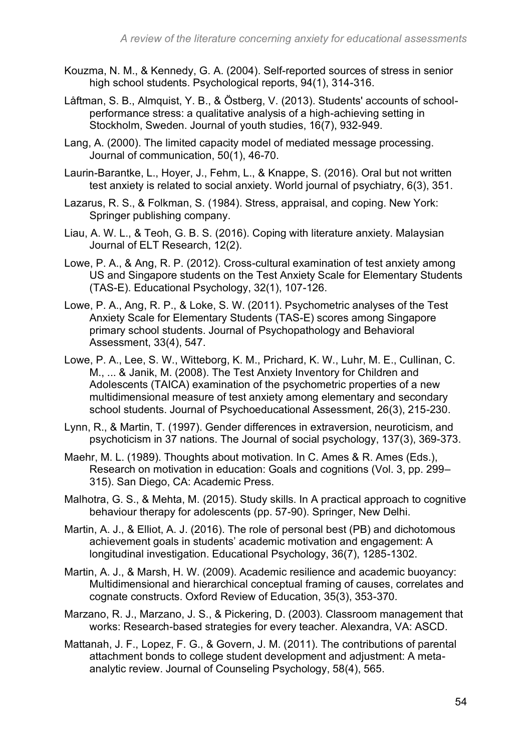Kouzma, N. M., & Kennedy, G. A. (2004). Self-reported sources of stress in senior high school students. Psychological reports, 94(1), 314-316.

Låftman, S. B., Almquist, Y. B., & Östberg, V. (2013). Students' accounts of school-performance stress: a qualitative analysis of a high-achieving setting in Stockholm, Sweden. Journal of youth studies, 16(7), 932-949.

Lang, A. (2000). The limited capacity model of mediated message processing. Journal of communication, 50(1), 46-70.

Laurin-Barantke, L., Hoyer, J., Fehm, L., & Knappe, S. (2016). Oral but not written test anxiety is related to social anxiety. World journal of psychiatry, 6(3), 351.

Lazarus, R. S., & Folkman, S. (1984). Stress, appraisal, and coping. New York: Springer publishing company.

Liau, A. W. L., & Teoh, G. B. S. (2016). Coping with literature anxiety. Malaysian Journal of ELT Research, 12(2).

Lowe, P. A., & Ang, R. P. (2012). Cross-cultural examination of test anxiety among US and Singapore students on the Test Anxiety Scale for Elementary Students (TAS-E). Educational Psychology, 32(1), 107-126.

Lowe, P. A., Ang, R. P., & Loke, S. W. (2011). Psychometric analyses of the Test Anxiety Scale for Elementary Students (TAS-E) scores among Singapore primary school students. Journal of Psychopathology and Behavioral Assessment, 33(4), 547.

Lowe, P. A., Lee, S. W., Witteborg, K. M., Prichard, K. W., Luhr, M. E., Cullinan, C. M., ... & Janik, M. (2008). The Test Anxiety Inventory for Children and Adolescents (TAICA) examination of the psychometric properties of a new multidimensional measure of test anxiety among elementary and secondary school students. Journal of Psychoeducational Assessment, 26(3), 215-230.

Lynn, R., & Martin, T. (1997). Gender differences in extraversion, neuroticism, and psychoticism in 37 nations. The Journal of social psychology, 137(3), 369-373.

Maehr, M. L. (1989). Thoughts about motivation. In C. Ames & R. Ames (Eds.), Research on motivation in education: Goals and cognitions (Vol. 3, pp. 299–315). San Diego, CA: Academic Press.

Malhotra, G. S., & Mehta, M. (2015). Study skills. In A practical approach to cognitive behaviour therapy for adolescents (pp. 57-90). Springer, New Delhi.

Martin, A. J., & Elliot, A. J. (2016). The role of personal best (PB) and dichotomous achievement goals in students' academic motivation and engagement: A longitudinal investigation. Educational Psychology, 36(7), 1285-1302.

Martin, A. J., & Marsh, H. W. (2009). Academic resilience and academic buoyancy: Multidimensional and hierarchical conceptual framing of causes, correlates and cognate constructs. Oxford Review of Education, 35(3), 353-370.

Marzano, R. J., Marzano, J. S., & Pickering, D. (2003). Classroom management that works: Research-based strategies for every teacher. Alexandra, VA: ASCD.

Mattanah, J. F., Lopez, F. G., & Govern, J. M. (2011). The contributions of parental attachment bonds to college student development and adjustment: A meta-analytic review. Journal of Counseling Psychology, 58(4), 565.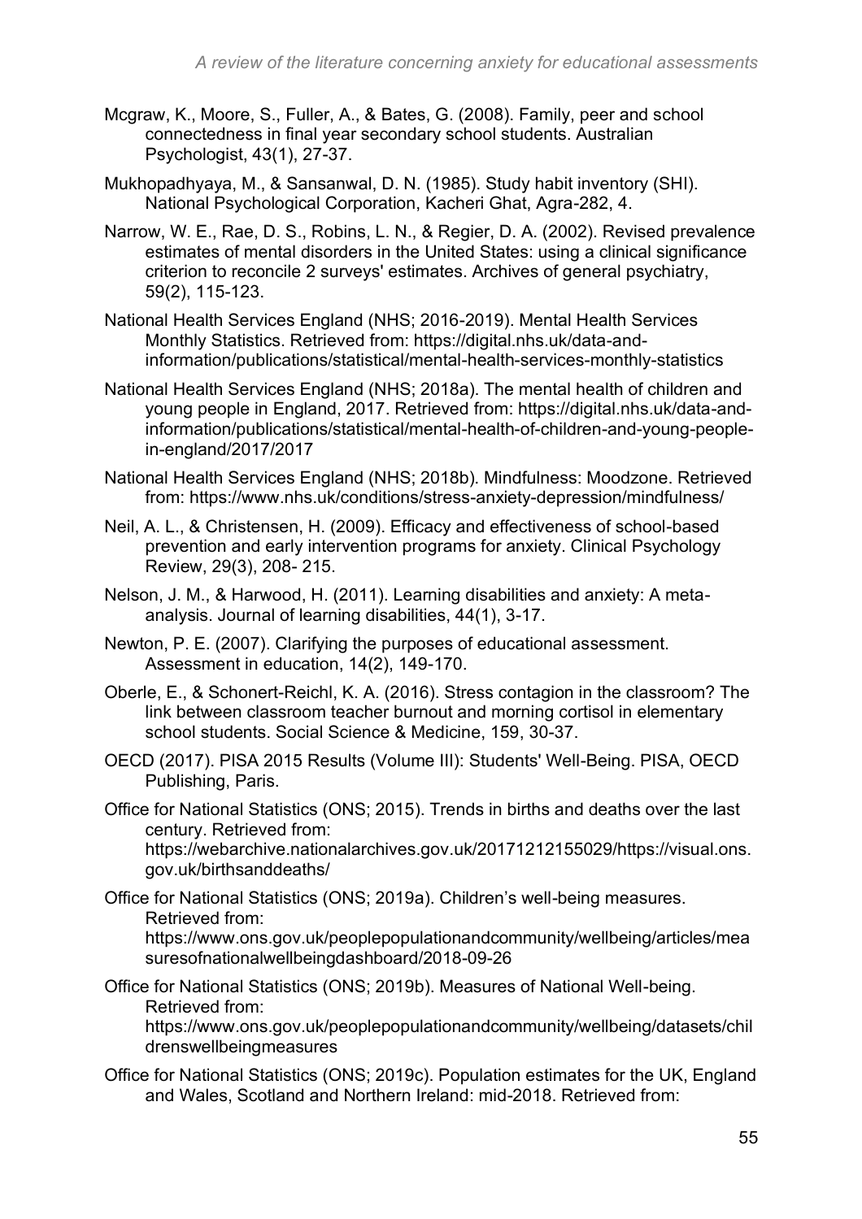Mcgraw, K., Moore, S., Fuller, A., & Bates, G. (2008). Family, peer and school connectedness in final year secondary school students. Australian Psychologist, 43(1), 27-37.

Mukhopadhyaya, M., & Sansanwal, D. N. (1985). Study habit inventory (SHI). National Psychological Corporation, Kacheri Ghat, Agra-282, 4.

Narrow, W. E., Rae, D. S., Robins, L. N., & Regier, D. A. (2002). Revised prevalence estimates of mental disorders in the United States: using a clinical significance criterion to reconcile 2 surveys' estimates. Archives of general psychiatry, 59(2), 115-123.

National Health Services England (NHS; 2016-2019). Mental Health Services Monthly Statistics. Retrieved from: https://digital.nhs.uk/data-and-information/publications/statistical/mental-health-services-monthly-statistics

National Health Services England (NHS; 2018a). The mental health of children and young people in England, 2017. Retrieved from: https://digital.nhs.uk/data-and-information/publications/statistical/mental-health-of-children-and-young-people-in-england/2017/2017

National Health Services England (NHS; 2018b). Mindfulness: Moodzone. Retrieved from: https://www.nhs.uk/conditions/stress-anxiety-depression/mindfulness/

Neil, A. L., & Christensen, H. (2009). Efficacy and effectiveness of school-based prevention and early intervention programs for anxiety. Clinical Psychology Review, 29(3), 208- 215.

Nelson, J. M., & Harwood, H. (2011). Learning disabilities and anxiety: A meta-analysis. Journal of learning disabilities, 44(1), 3-17.

Newton, P. E. (2007). Clarifying the purposes of educational assessment. Assessment in education, 14(2), 149-170.

Oberle, E., & Schonert-Reichl, K. A. (2016). Stress contagion in the classroom? The link between classroom teacher burnout and morning cortisol in elementary school students. Social Science & Medicine, 159, 30-37.

OECD (2017). PISA 2015 Results (Volume III): Students' Well-Being. PISA, OECD Publishing, Paris.

Office for National Statistics (ONS; 2015). Trends in births and deaths over the last century. Retrieved from: https://webarchive.nationalarchives.gov.uk/20171212155029/https://visual.ons.gov.uk/birthsanddeaths/

Office for National Statistics (ONS; 2019a). Children's well-being measures. Retrieved from: https://www.ons.gov.uk/peoplepopulationandcommunity/wellbeing/articles/measuresofnationalwellbeingdashboard/2018-09-26

Office for National Statistics (ONS; 2019b). Measures of National Well-being. Retrieved from: https://www.ons.gov.uk/peoplepopulationandcommunity/wellbeing/datasets/childrenswellbeingmeasures

Office for National Statistics (ONS; 2019c). Population estimates for the UK, England and Wales, Scotland and Northern Ireland: mid-2018. Retrieved from: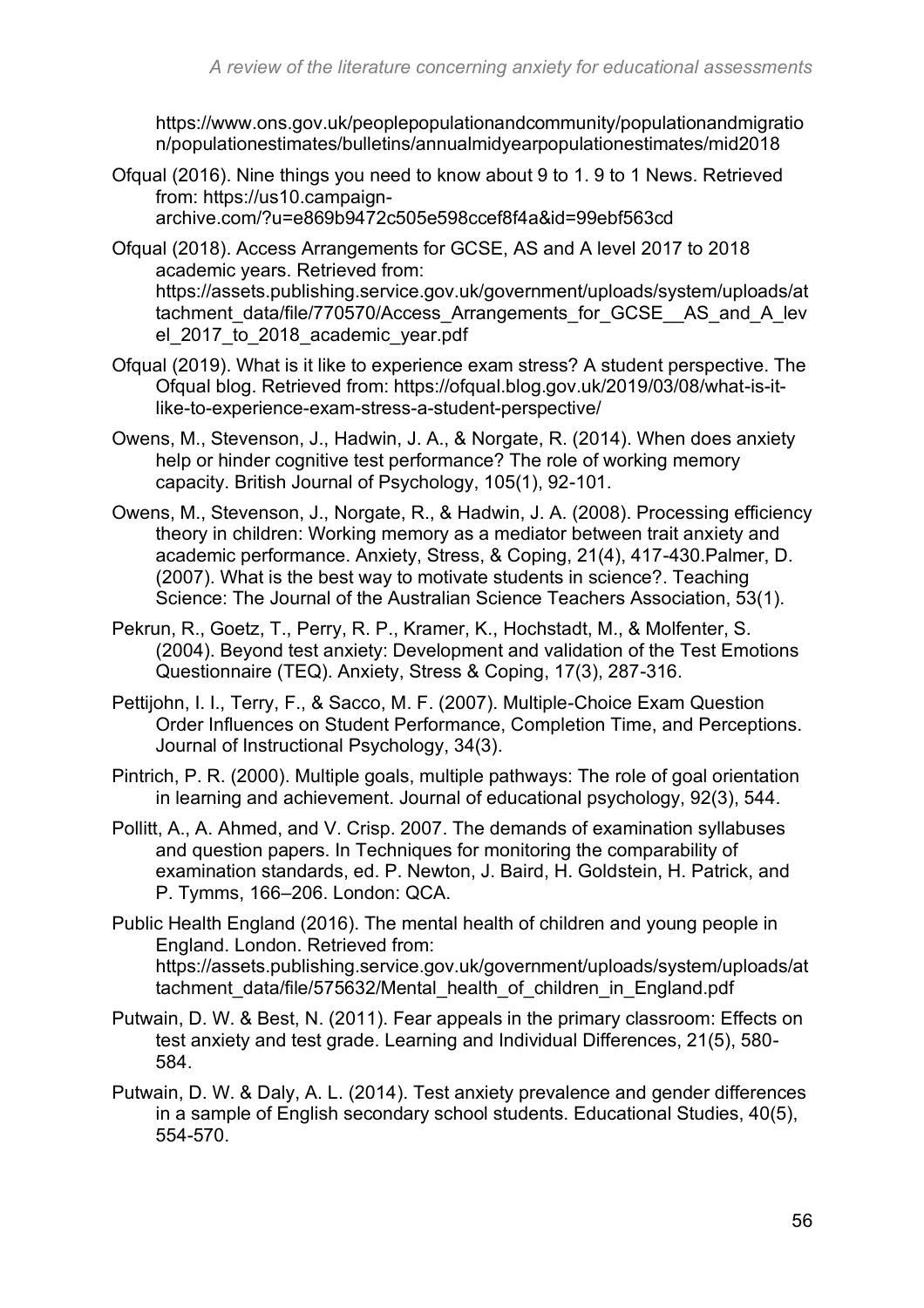https://www.ons.gov.uk/peoplepopulationandcommunity/populationandmigration/populationestimates/bulletins/annualmidyearpopulationestimates/mid2018

Ofqual (2016). Nine things you need to know about 9 to 1. 9 to 1 News. Retrieved from: https://us10.campaign-archive.com/?u=e869b9472c505e598ccef8f4a&id=99ebf563cd

Ofqual (2018). Access Arrangements for GCSE, AS and A level 2017 to 2018 academic years. Retrieved from: https://assets.publishing.service.gov.uk/government/uploads/system/uploads/attachment_data/file/770570/Access_Arrangements_for_GCSE__AS_and_A_level_2017_to_2018_academic_year.pdf

Ofqual (2019). What is it like to experience exam stress? A student perspective. The Ofqual blog. Retrieved from: https://ofqual.blog.gov.uk/2019/03/08/what-is-it-like-to-experience-exam-stress-a-student-perspective/

Owens, M., Stevenson, J., Hadwin, J. A., & Norgate, R. (2014). When does anxiety help or hinder cognitive test performance? The role of working memory capacity. British Journal of Psychology, 105(1), 92-101.

Owens, M., Stevenson, J., Norgate, R., & Hadwin, J. A. (2008). Processing efficiency theory in children: Working memory as a mediator between trait anxiety and academic performance. Anxiety, Stress, & Coping, 21(4), 417-430.Palmer, D. (2007). What is the best way to motivate students in science?. Teaching Science: The Journal of the Australian Science Teachers Association, 53(1).

Pekrun, R., Goetz, T., Perry, R. P., Kramer, K., Hochstadt, M., & Molfenter, S. (2004). Beyond test anxiety: Development and validation of the Test Emotions Questionnaire (TEQ). Anxiety, Stress & Coping, 17(3), 287-316.

Pettijohn, I. I., Terry, F., & Sacco, M. F. (2007). Multiple-Choice Exam Question Order Influences on Student Performance, Completion Time, and Perceptions. Journal of Instructional Psychology, 34(3).

Pintrich, P. R. (2000). Multiple goals, multiple pathways: The role of goal orientation in learning and achievement. Journal of educational psychology, 92(3), 544.

Pollitt, A., A. Ahmed, and V. Crisp. 2007. The demands of examination syllabuses and question papers. In Techniques for monitoring the comparability of examination standards, ed. P. Newton, J. Baird, H. Goldstein, H. Patrick, and P. Tymms, 166–206. London: QCA.

Public Health England (2016). The mental health of children and young people in England. London. Retrieved from: https://assets.publishing.service.gov.uk/government/uploads/system/uploads/attachment_data/file/575632/Mental_health_of_children_in_England.pdf

Putwain, D. W. & Best, N. (2011). Fear appeals in the primary classroom: Effects on test anxiety and test grade. Learning and Individual Differences, 21(5), 580-584.

Putwain, D. W. & Daly, A. L. (2014). Test anxiety prevalence and gender differences in a sample of English secondary school students. Educational Studies, 40(5), 554-570.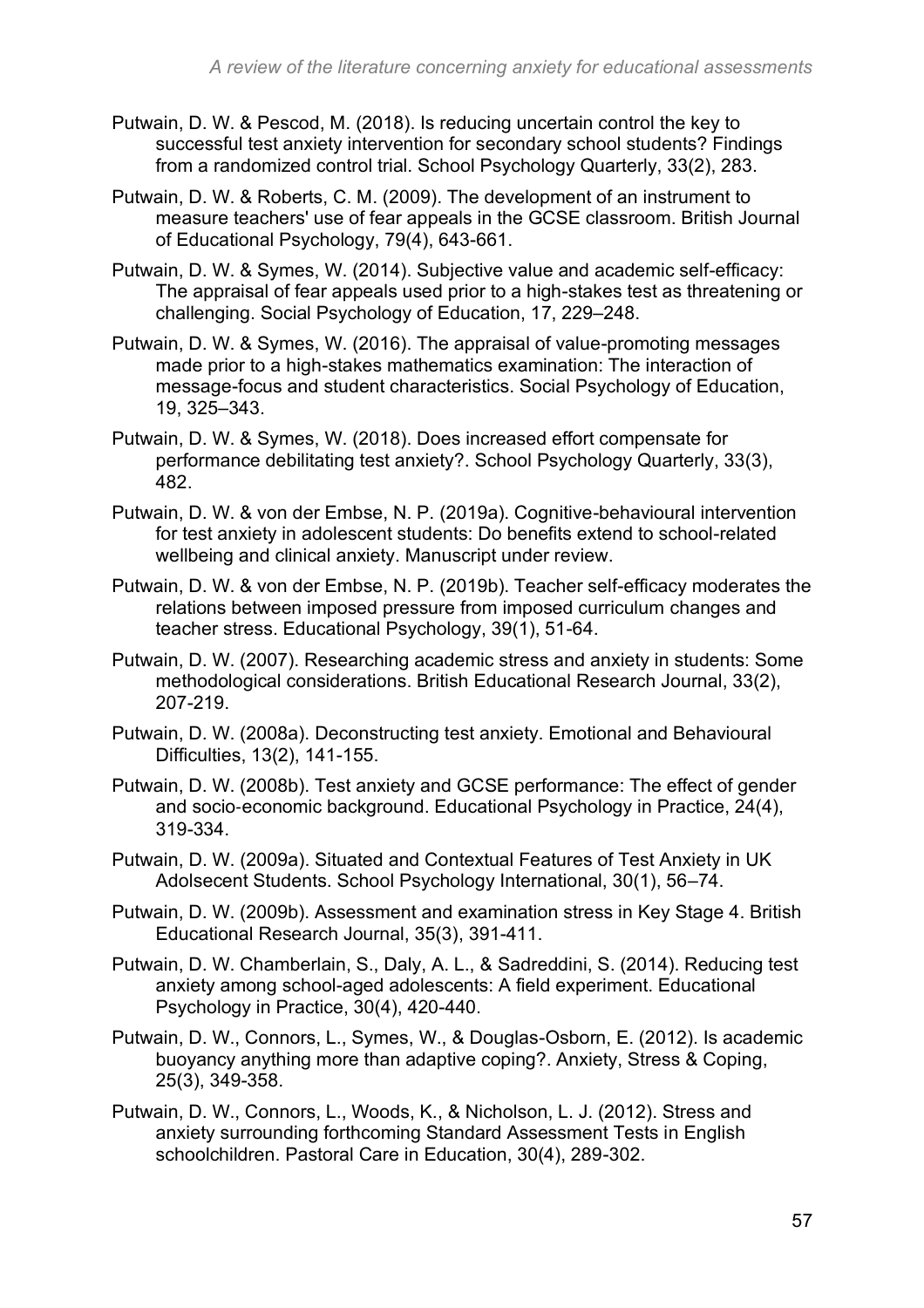Putwain, D. W. & Pescod, M. (2018). Is reducing uncertain control the key to successful test anxiety intervention for secondary school students? Findings from a randomized control trial. School Psychology Quarterly, 33(2), 283.

Putwain, D. W. & Roberts, C. M. (2009). The development of an instrument to measure teachers' use of fear appeals in the GCSE classroom. British Journal of Educational Psychology, 79(4), 643-661.

Putwain, D. W. & Symes, W. (2014). Subjective value and academic self-efficacy: The appraisal of fear appeals used prior to a high-stakes test as threatening or challenging. Social Psychology of Education, 17, 229–248.

Putwain, D. W. & Symes, W. (2016). The appraisal of value-promoting messages made prior to a high-stakes mathematics examination: The interaction of message-focus and student characteristics. Social Psychology of Education, 19, 325–343.

Putwain, D. W. & Symes, W. (2018). Does increased effort compensate for performance debilitating test anxiety?. School Psychology Quarterly, 33(3), 482.

Putwain, D. W. & von der Embse, N. P. (2019a). Cognitive-behavioural intervention for test anxiety in adolescent students: Do benefits extend to school-related wellbeing and clinical anxiety. Manuscript under review.

Putwain, D. W. & von der Embse, N. P. (2019b). Teacher self-efficacy moderates the relations between imposed pressure from imposed curriculum changes and teacher stress. Educational Psychology, 39(1), 51-64.

Putwain, D. W. (2007). Researching academic stress and anxiety in students: Some methodological considerations. British Educational Research Journal, 33(2), 207-219.

Putwain, D. W. (2008a). Deconstructing test anxiety. Emotional and Behavioural Difficulties, 13(2), 141-155.

Putwain, D. W. (2008b). Test anxiety and GCSE performance: The effect of gender and socio-economic background. Educational Psychology in Practice, 24(4), 319-334.

Putwain, D. W. (2009a). Situated and Contextual Features of Test Anxiety in UK Adolsecent Students. School Psychology International, 30(1), 56–74.

Putwain, D. W. (2009b). Assessment and examination stress in Key Stage 4. British Educational Research Journal, 35(3), 391-411.

Putwain, D. W. Chamberlain, S., Daly, A. L., & Sadreddini, S. (2014). Reducing test anxiety among school-aged adolescents: A field experiment. Educational Psychology in Practice, 30(4), 420-440.

Putwain, D. W., Connors, L., Symes, W., & Douglas-Osborn, E. (2012). Is academic buoyancy anything more than adaptive coping?. Anxiety, Stress & Coping, 25(3), 349-358.

Putwain, D. W., Connors, L., Woods, K., & Nicholson, L. J. (2012). Stress and anxiety surrounding forthcoming Standard Assessment Tests in English schoolchildren. Pastoral Care in Education, 30(4), 289-302.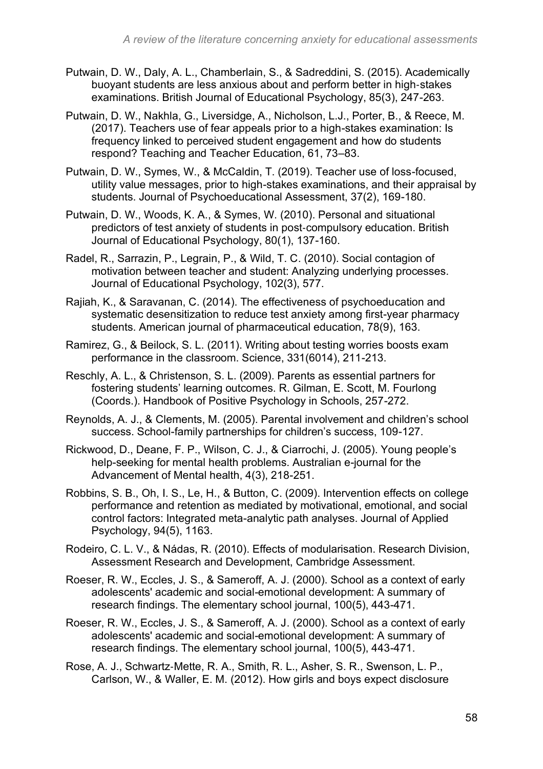Putwain, D. W., Daly, A. L., Chamberlain, S., & Sadreddini, S. (2015). Academically buoyant students are less anxious about and perform better in high-stakes examinations. British Journal of Educational Psychology, 85(3), 247-263.

Putwain, D. W., Nakhla, G., Liversidge, A., Nicholson, L.J., Porter, B., & Reece, M. (2017). Teachers use of fear appeals prior to a high-stakes examination: Is frequency linked to perceived student engagement and how do students respond? Teaching and Teacher Education, 61, 73–83.

Putwain, D. W., Symes, W., & McCaldin, T. (2019). Teacher use of loss-focused, utility value messages, prior to high-stakes examinations, and their appraisal by students. Journal of Psychoeducational Assessment, 37(2), 169-180.

Putwain, D. W., Woods, K. A., & Symes, W. (2010). Personal and situational predictors of test anxiety of students in post-compulsory education. British Journal of Educational Psychology, 80(1), 137-160.

Radel, R., Sarrazin, P., Legrain, P., & Wild, T. C. (2010). Social contagion of motivation between teacher and student: Analyzing underlying processes. Journal of Educational Psychology, 102(3), 577.

Rajiah, K., & Saravanan, C. (2014). The effectiveness of psychoeducation and systematic desensitization to reduce test anxiety among first-year pharmacy students. American journal of pharmaceutical education, 78(9), 163.

Ramirez, G., & Beilock, S. L. (2011). Writing about testing worries boosts exam performance in the classroom. Science, 331(6014), 211-213.

Reschly, A. L., & Christenson, S. L. (2009). Parents as essential partners for fostering students' learning outcomes. R. Gilman, E. Scott, M. Fourlong (Coords.). Handbook of Positive Psychology in Schools, 257-272.

Reynolds, A. J., & Clements, M. (2005). Parental involvement and children's school success. School-family partnerships for children's success, 109-127.

Rickwood, D., Deane, F. P., Wilson, C. J., & Ciarrochi, J. (2005). Young people's help-seeking for mental health problems. Australian e-journal for the Advancement of Mental health, 4(3), 218-251.

Robbins, S. B., Oh, I. S., Le, H., & Button, C. (2009). Intervention effects on college performance and retention as mediated by motivational, emotional, and social control factors: Integrated meta-analytic path analyses. Journal of Applied Psychology, 94(5), 1163.

Rodeiro, C. L. V., & Nádas, R. (2010). Effects of modularisation. Research Division, Assessment Research and Development, Cambridge Assessment.

Roeser, R. W., Eccles, J. S., & Sameroff, A. J. (2000). School as a context of early adolescents' academic and social-emotional development: A summary of research findings. The elementary school journal, 100(5), 443-471.

Roeser, R. W., Eccles, J. S., & Sameroff, A. J. (2000). School as a context of early adolescents' academic and social-emotional development: A summary of research findings. The elementary school journal, 100(5), 443-471.

Rose, A. J., Schwartz-Mette, R. A., Smith, R. L., Asher, S. R., Swenson, L. P., Carlson, W., & Waller, E. M. (2012). How girls and boys expect disclosure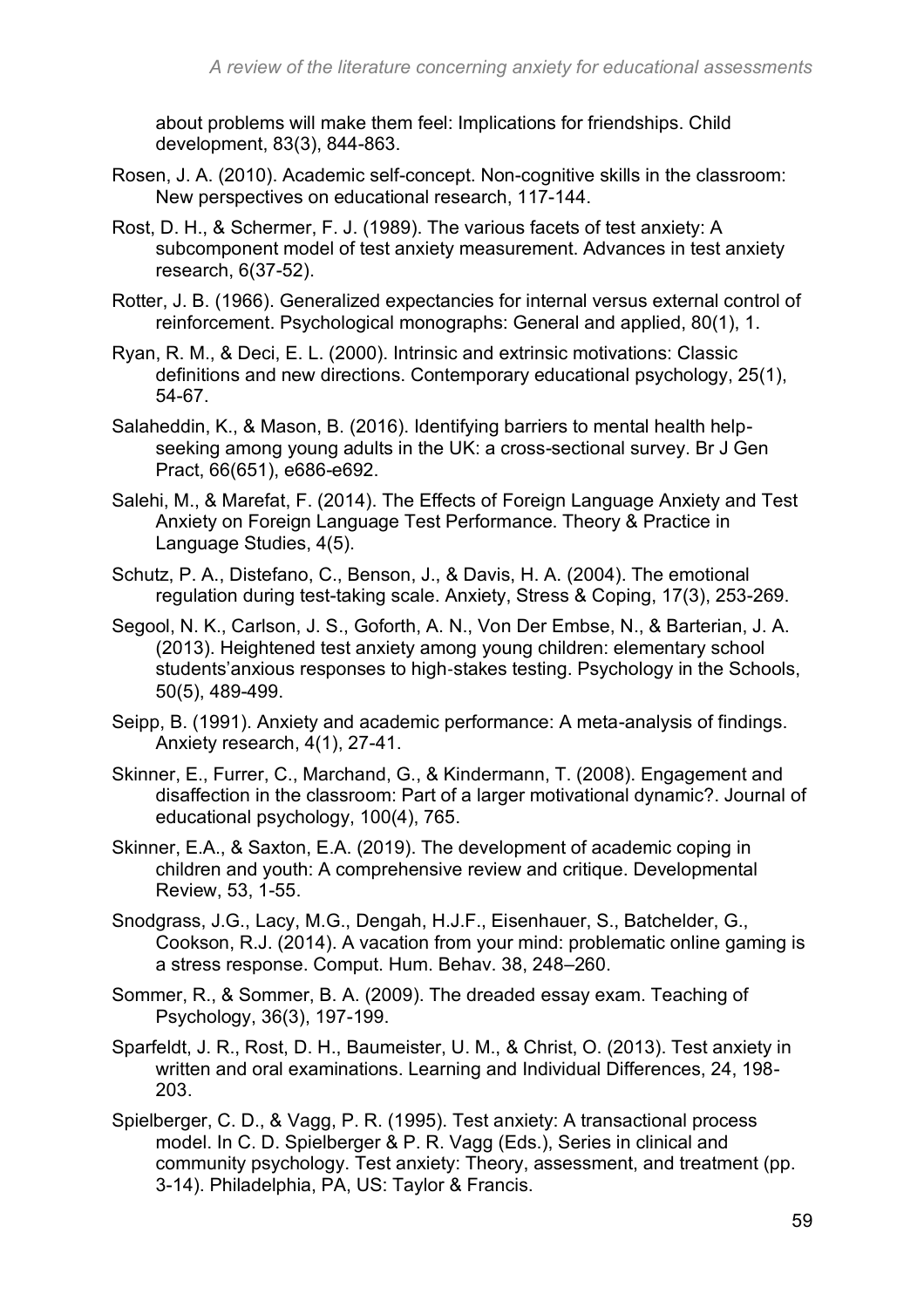about problems will make them feel: Implications for friendships. Child development, 83(3), 844-863.

Rosen, J. A. (2010). Academic self-concept. Non-cognitive skills in the classroom: New perspectives on educational research, 117-144.

Rost, D. H., & Schermer, F. J. (1989). The various facets of test anxiety: A subcomponent model of test anxiety measurement. Advances in test anxiety research, 6(37-52).

Rotter, J. B. (1966). Generalized expectancies for internal versus external control of reinforcement. Psychological monographs: General and applied, 80(1), 1.

Ryan, R. M., & Deci, E. L. (2000). Intrinsic and extrinsic motivations: Classic definitions and new directions. Contemporary educational psychology, 25(1), 54-67.

Salaheddin, K., & Mason, B. (2016). Identifying barriers to mental health help-seeking among young adults in the UK: a cross-sectional survey. Br J Gen Pract, 66(651), e686-e692.

Salehi, M., & Marefat, F. (2014). The Effects of Foreign Language Anxiety and Test Anxiety on Foreign Language Test Performance. Theory & Practice in Language Studies, 4(5).

Schutz, P. A., Distefano, C., Benson, J., & Davis, H. A. (2004). The emotional regulation during test-taking scale. Anxiety, Stress & Coping, 17(3), 253-269.

Segool, N. K., Carlson, J. S., Goforth, A. N., Von Der Embse, N., & Barterian, J. A. (2013). Heightened test anxiety among young children: elementary school students'anxious responses to high-stakes testing. Psychology in the Schools, 50(5), 489-499.

Seipp, B. (1991). Anxiety and academic performance: A meta-analysis of findings. Anxiety research, 4(1), 27-41.

Skinner, E., Furrer, C., Marchand, G., & Kindermann, T. (2008). Engagement and disaffection in the classroom: Part of a larger motivational dynamic?. Journal of educational psychology, 100(4), 765.

Skinner, E.A., & Saxton, E.A. (2019). The development of academic coping in children and youth: A comprehensive review and critique. Developmental Review, 53, 1-55.

Snodgrass, J.G., Lacy, M.G., Dengah, H.J.F., Eisenhauer, S., Batchelder, G., Cookson, R.J. (2014). A vacation from your mind: problematic online gaming is a stress response. Comput. Hum. Behav. 38, 248–260.

Sommer, R., & Sommer, B. A. (2009). The dreaded essay exam. Teaching of Psychology, 36(3), 197-199.

Sparfeldt, J. R., Rost, D. H., Baumeister, U. M., & Christ, O. (2013). Test anxiety in written and oral examinations. Learning and Individual Differences, 24, 198-203.

Spielberger, C. D., & Vagg, P. R. (1995). Test anxiety: A transactional process model. In C. D. Spielberger & P. R. Vagg (Eds.), Series in clinical and community psychology. Test anxiety: Theory, assessment, and treatment (pp. 3-14). Philadelphia, PA, US: Taylor & Francis.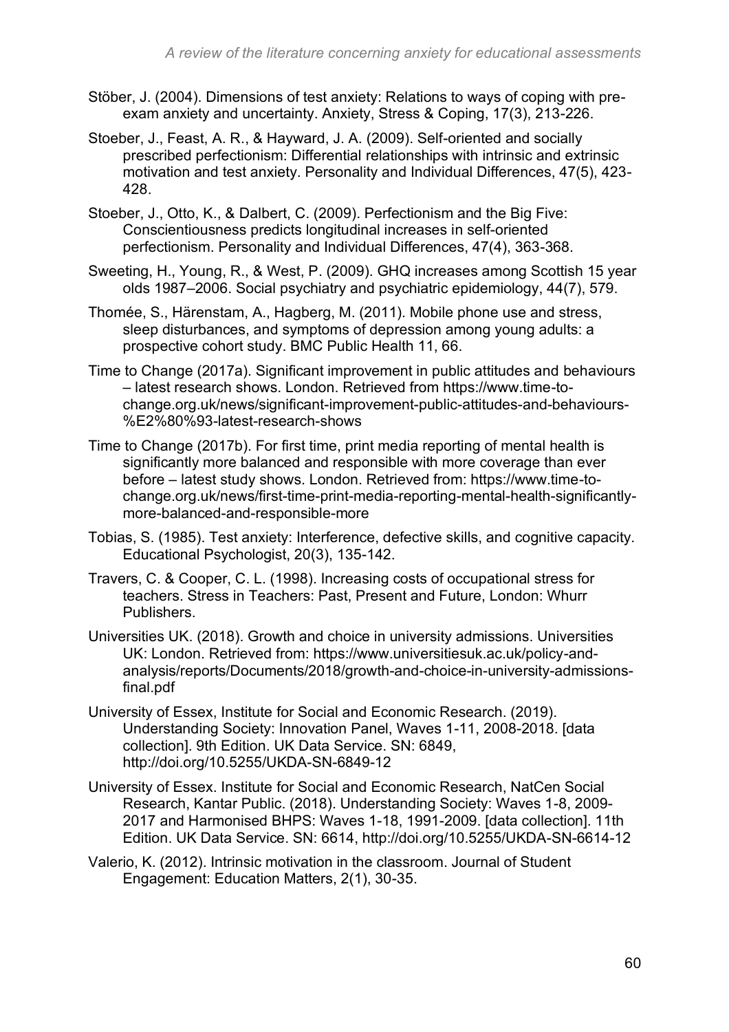Stöber, J. (2004). Dimensions of test anxiety: Relations to ways of coping with pre-exam anxiety and uncertainty. Anxiety, Stress & Coping, 17(3), 213-226.

Stoeber, J., Feast, A. R., & Hayward, J. A. (2009). Self-oriented and socially prescribed perfectionism: Differential relationships with intrinsic and extrinsic motivation and test anxiety. Personality and Individual Differences, 47(5), 423-428.

Stoeber, J., Otto, K., & Dalbert, C. (2009). Perfectionism and the Big Five: Conscientiousness predicts longitudinal increases in self-oriented perfectionism. Personality and Individual Differences, 47(4), 363-368.

Sweeting, H., Young, R., & West, P. (2009). GHQ increases among Scottish 15 year olds 1987–2006. Social psychiatry and psychiatric epidemiology, 44(7), 579.

Thomée, S., Härenstam, A., Hagberg, M. (2011). Mobile phone use and stress, sleep disturbances, and symptoms of depression among young adults: a prospective cohort study. BMC Public Health 11, 66.

Time to Change (2017a). Significant improvement in public attitudes and behaviours – latest research shows. London. Retrieved from https://www.time-to-change.org.uk/news/significant-improvement-public-attitudes-and-behaviours-%E2%80%93-latest-research-shows

Time to Change (2017b). For first time, print media reporting of mental health is significantly more balanced and responsible with more coverage than ever before – latest study shows. London. Retrieved from: https://www.time-to-change.org.uk/news/first-time-print-media-reporting-mental-health-significantly-more-balanced-and-responsible-more

Tobias, S. (1985). Test anxiety: Interference, defective skills, and cognitive capacity. Educational Psychologist, 20(3), 135-142.

Travers, C. & Cooper, C. L. (1998). Increasing costs of occupational stress for teachers. Stress in Teachers: Past, Present and Future, London: Whurr Publishers.

Universities UK. (2018). Growth and choice in university admissions. Universities UK: London. Retrieved from: https://www.universitiesuk.ac.uk/policy-and-analysis/reports/Documents/2018/growth-and-choice-in-university-admissions-final.pdf

University of Essex, Institute for Social and Economic Research. (2019). Understanding Society: Innovation Panel, Waves 1-11, 2008-2018. [data collection]. 9th Edition. UK Data Service. SN: 6849, http://doi.org/10.5255/UKDA-SN-6849-12

University of Essex. Institute for Social and Economic Research, NatCen Social Research, Kantar Public. (2018). Understanding Society: Waves 1-8, 2009-2017 and Harmonised BHPS: Waves 1-18, 1991-2009. [data collection]. 11th Edition. UK Data Service. SN: 6614, http://doi.org/10.5255/UKDA-SN-6614-12

Valerio, K. (2012). Intrinsic motivation in the classroom. Journal of Student Engagement: Education Matters, 2(1), 30-35.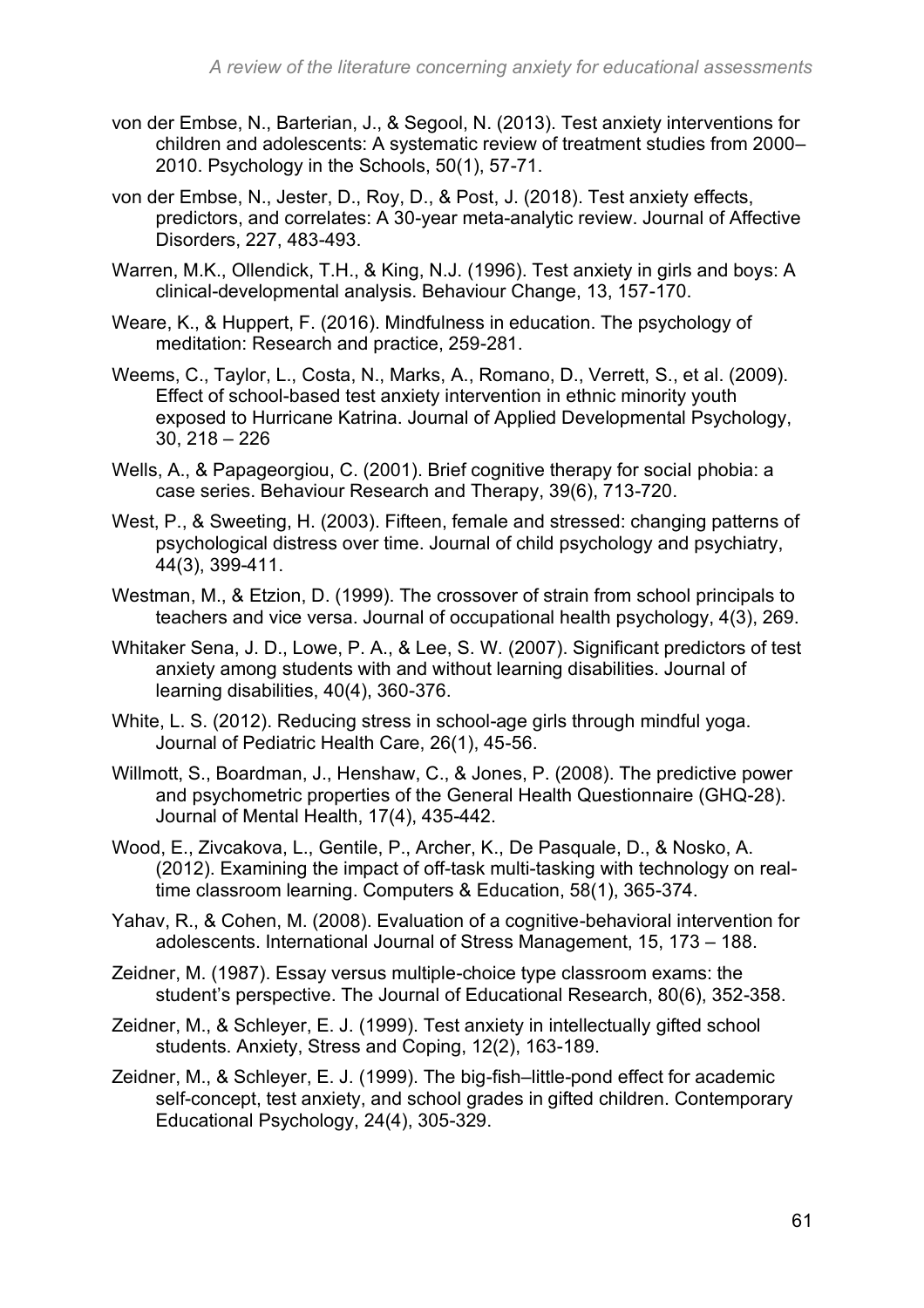von der Embse, N., Barterian, J., & Segool, N. (2013). Test anxiety interventions for children and adolescents: A systematic review of treatment studies from 2000–2010. Psychology in the Schools, 50(1), 57-71.

von der Embse, N., Jester, D., Roy, D., & Post, J. (2018). Test anxiety effects, predictors, and correlates: A 30-year meta-analytic review. Journal of Affective Disorders, 227, 483-493.

Warren, M.K., Ollendick, T.H., & King, N.J. (1996). Test anxiety in girls and boys: A clinical-developmental analysis. Behaviour Change, 13, 157-170.

Weare, K., & Huppert, F. (2016). Mindfulness in education. The psychology of meditation: Research and practice, 259-281.

Weems, C., Taylor, L., Costa, N., Marks, A., Romano, D., Verrett, S., et al. (2009). Effect of school-based test anxiety intervention in ethnic minority youth exposed to Hurricane Katrina. Journal of Applied Developmental Psychology, 30, 218 – 226

Wells, A., & Papageorgiou, C. (2001). Brief cognitive therapy for social phobia: a case series. Behaviour Research and Therapy, 39(6), 713-720.

West, P., & Sweeting, H. (2003). Fifteen, female and stressed: changing patterns of psychological distress over time. Journal of child psychology and psychiatry, 44(3), 399-411.

Westman, M., & Etzion, D. (1999). The crossover of strain from school principals to teachers and vice versa. Journal of occupational health psychology, 4(3), 269.

Whitaker Sena, J. D., Lowe, P. A., & Lee, S. W. (2007). Significant predictors of test anxiety among students with and without learning disabilities. Journal of learning disabilities, 40(4), 360-376.

White, L. S. (2012). Reducing stress in school-age girls through mindful yoga. Journal of Pediatric Health Care, 26(1), 45-56.

Willmott, S., Boardman, J., Henshaw, C., & Jones, P. (2008). The predictive power and psychometric properties of the General Health Questionnaire (GHQ-28). Journal of Mental Health, 17(4), 435-442.

Wood, E., Zivcakova, L., Gentile, P., Archer, K., De Pasquale, D., & Nosko, A. (2012). Examining the impact of off-task multi-tasking with technology on real-time classroom learning. Computers & Education, 58(1), 365-374.

Yahav, R., & Cohen, M. (2008). Evaluation of a cognitive-behavioral intervention for adolescents. International Journal of Stress Management, 15, 173 – 188.

Zeidner, M. (1987). Essay versus multiple-choice type classroom exams: the student's perspective. The Journal of Educational Research, 80(6), 352-358.

Zeidner, M., & Schleyer, E. J. (1999). Test anxiety in intellectually gifted school students. Anxiety, Stress and Coping, 12(2), 163-189.

Zeidner, M., & Schleyer, E. J. (1999). The big-fish–little-pond effect for academic self-concept, test anxiety, and school grades in gifted children. Contemporary Educational Psychology, 24(4), 305-329.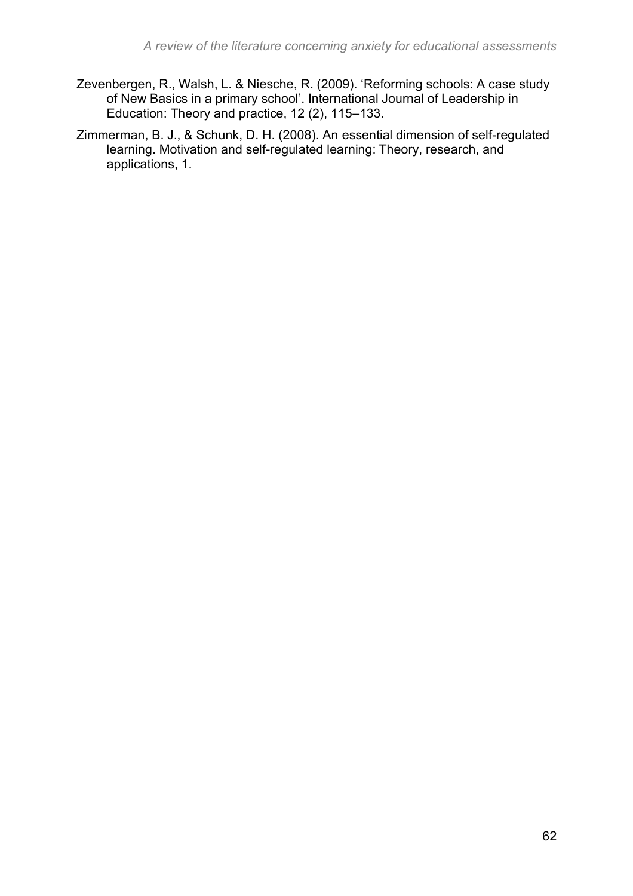Zevenbergen, R., Walsh, L. & Niesche, R. (2009). 'Reforming schools: A case study of New Basics in a primary school'. International Journal of Leadership in Education: Theory and practice, 12 (2), 115–133.

Zimmerman, B. J., & Schunk, D. H. (2008). An essential dimension of self-regulated learning. Motivation and self-regulated learning: Theory, research, and applications, 1.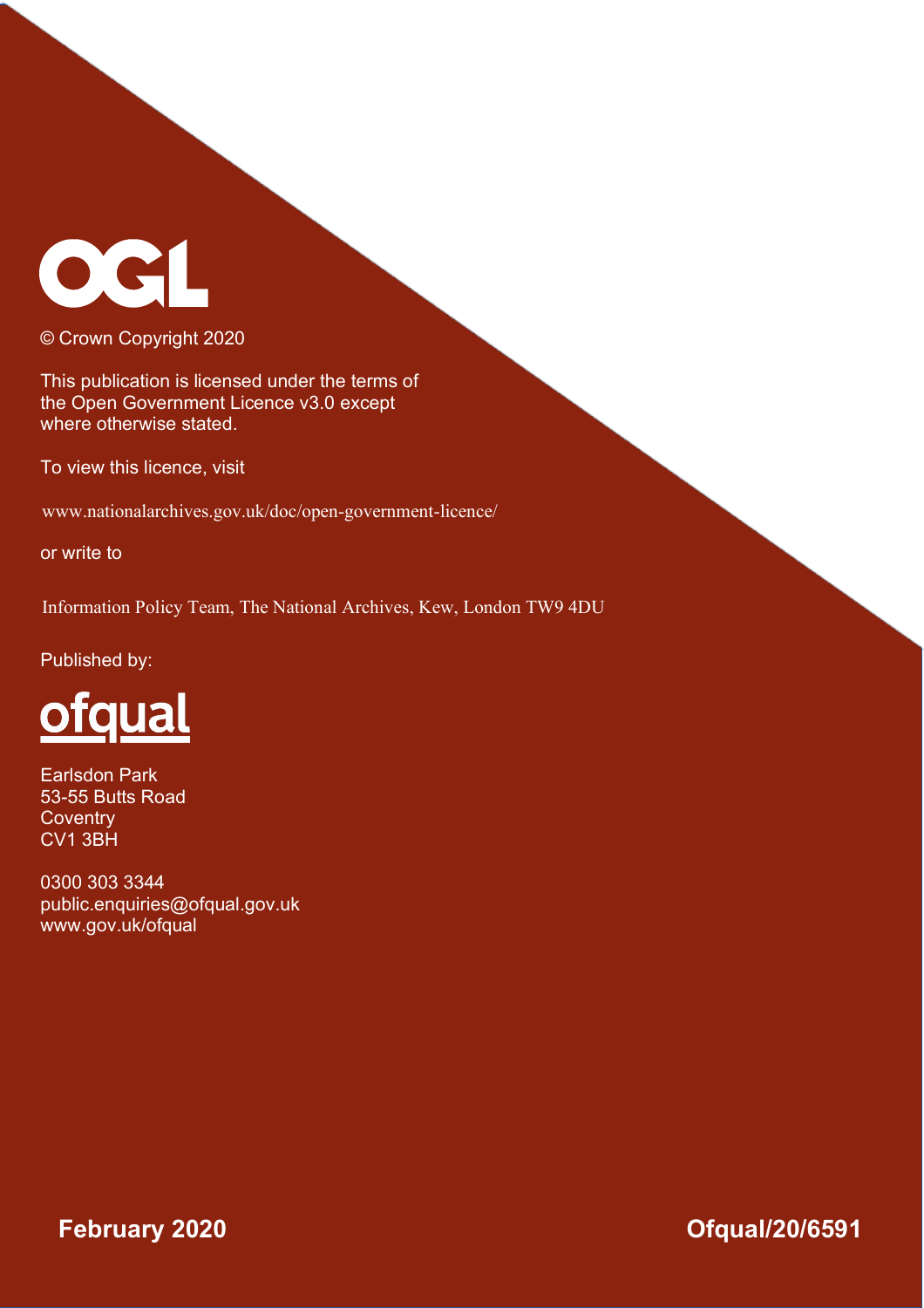OGL

© Crown Copyright 2020

This publication is licensed under the terms of the Open Government Licence v3.0 except where otherwise stated.

To view this licence, visit

www.nationalarchives.gov.uk/doc/open-government-licence/

or write to

Information Policy Team, The National Archives, Kew, London TW9 4DU

Published by:

ofqual

Earlsdon Park
53-55 Butts Road
Coventry
CV1 3BH

0300 303 3344
public.enquiries@ofqual.gov.uk
www.gov.uk/ofqual

**February 2020** **Ofqual/20/6591**